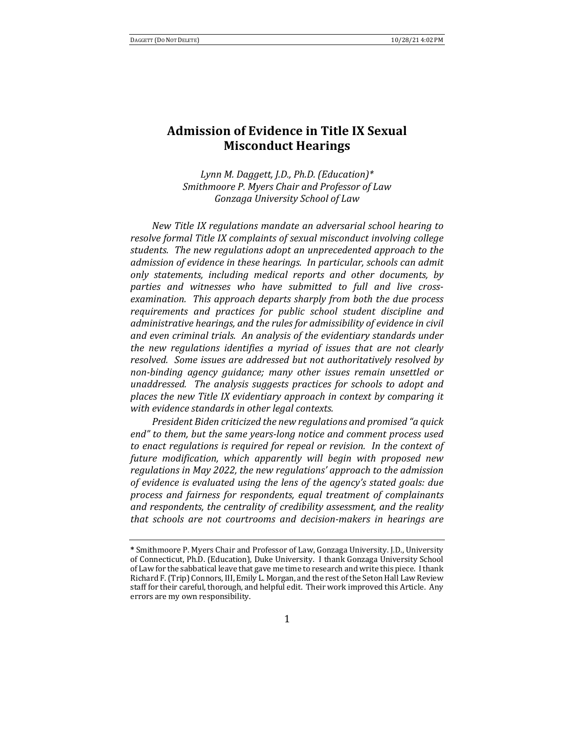# Admission of Evidence in Title IX Sexual Misconduct Hearings

*Lynn M. Daggett, J.D., Ph.D. (Education)\**
*Smithmoore P. Myers Chair and Professor of Law*
*Gonzaga University School of Law*

*New Title IX regulations mandate an adversarial school hearing to resolve formal Title IX complaints of sexual misconduct involving college students. The new regulations adopt an unprecedented approach to the admission of evidence in these hearings. In particular, schools can admit only statements, including medical reports and other documents, by parties and witnesses who have submitted to full and live cross-examination. This approach departs sharply from both the due process requirements and practices for public school student discipline and administrative hearings, and the rules for admissibility of evidence in civil and even criminal trials. An analysis of the evidentiary standards under the new regulations identifies a myriad of issues that are not clearly resolved. Some issues are addressed but not authoritatively resolved by non-binding agency guidance; many other issues remain unsettled or unaddressed. The analysis suggests practices for schools to adopt and places the new Title IX evidentiary approach in context by comparing it with evidence standards in other legal contexts.*

*President Biden criticized the new regulations and promised "a quick end" to them, but the same years-long notice and comment process used to enact regulations is required for repeal or revision. In the context of future modification, which apparently will begin with proposed new regulations in May 2022, the new regulations' approach to the admission of evidence is evaluated using the lens of the agency's stated goals: due process and fairness for respondents, equal treatment of complainants and respondents, the centrality of credibility assessment, and the reality that schools are not courtrooms and decision-makers in hearings are*

---

\* Smithmoore P. Myers Chair and Professor of Law, Gonzaga University. J.D., University of Connecticut, Ph.D. (Education), Duke University. I thank Gonzaga University School of Law for the sabbatical leave that gave me time to research and write this piece. I thank Richard F. (Trip) Connors, III, Emily L. Morgan, and the rest of the Seton Hall Law Review staff for their careful, thorough, and helpful edit. Their work improved this Article. Any errors are my own responsibility.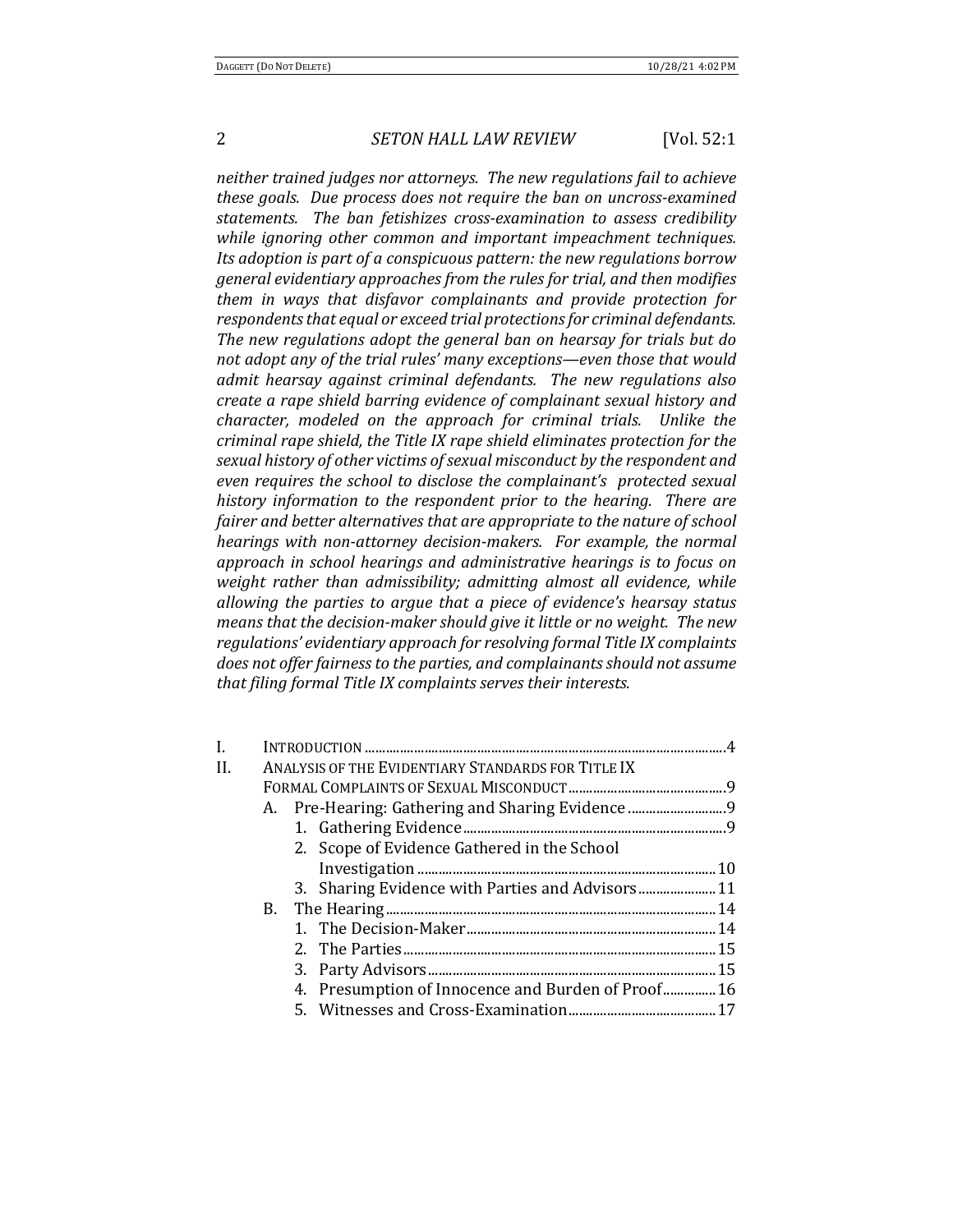*neither trained judges nor attorneys. The new regulations fail to achieve these goals. Due process does not require the ban on uncross-examined statements. The ban fetishizes cross-examination to assess credibility while ignoring other common and important impeachment techniques. Its adoption is part of a conspicuous pattern: the new regulations borrow general evidentiary approaches from the rules for trial, and then modifies them in ways that disfavor complainants and provide protection for respondents that equal or exceed trial protections for criminal defendants. The new regulations adopt the general ban on hearsay for trials but do not adopt any of the trial rules' many exceptions—even those that would admit hearsay against criminal defendants. The new regulations also create a rape shield barring evidence of complainant sexual history and character, modeled on the approach for criminal trials. Unlike the criminal rape shield, the Title IX rape shield eliminates protection for the sexual history of other victims of sexual misconduct by the respondent and even requires the school to disclose the complainant's protected sexual history information to the respondent prior to the hearing. There are fairer and better alternatives that are appropriate to the nature of school hearings with non-attorney decision-makers. For example, the normal approach in school hearings and administrative hearings is to focus on weight rather than admissibility; admitting almost all evidence, while allowing the parties to argue that a piece of evidence's hearsay status means that the decision-maker should give it little or no weight. The new regulations' evidentiary approach for resolving formal Title IX complaints does not offer fairness to the parties, and complainants should not assume that filing formal Title IX complaints serves their interests.*

- I. INTRODUCTION ........ 4
- II. ANALYSIS OF THE EVIDENTIARY STANDARDS FOR TITLE IX FORMAL COMPLAINTS OF SEXUAL MISCONDUCT ........ 9
  - A. Pre-Hearing: Gathering and Sharing Evidence ........ 9
    - 1. Gathering Evidence ........ 9
    - 2. Scope of Evidence Gathered in the School Investigation ........ 10
    - 3. Sharing Evidence with Parties and Advisors ........ 11
  - B. The Hearing ........ 14
    - 1. The Decision-Maker ........ 14
    - 2. The Parties ........ 15
    - 3. Party Advisors ........ 15
    - 4. Presumption of Innocence and Burden of Proof ........ 16
    - 5. Witnesses and Cross-Examination ........ 17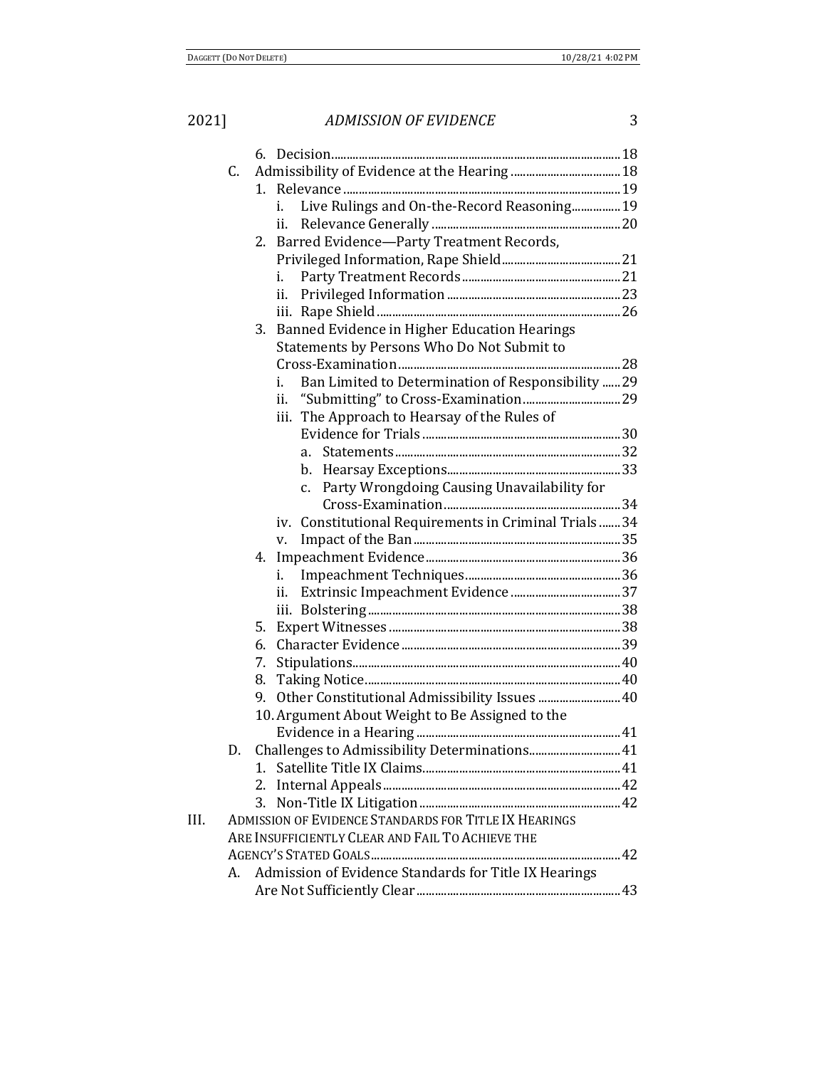6. Decision .......... 18

C. Admissibility of Evidence at the Hearing .......... 18

1. Relevance .......... 19
   - i. Live Rulings and On-the-Record Reasoning .......... 19
   - ii. Relevance Generally .......... 20
2. Barred Evidence—Party Treatment Records, Privileged Information, Rape Shield .......... 21
   - i. Party Treatment Records .......... 21
   - ii. Privileged Information .......... 23
   - iii. Rape Shield .......... 26
3. Banned Evidence in Higher Education Hearings Statements by Persons Who Do Not Submit to Cross-Examination .......... 28
   - i. Ban Limited to Determination of Responsibility .......... 29
   - ii. "Submitting" to Cross-Examination .......... 29
   - iii. The Approach to Hearsay of the Rules of Evidence for Trials .......... 30
     - a. Statements .......... 32
     - b. Hearsay Exceptions .......... 33
     - c. Party Wrongdoing Causing Unavailability for Cross-Examination .......... 34
   - iv. Constitutional Requirements in Criminal Trials .......... 34
   - v. Impact of the Ban .......... 35
4. Impeachment Evidence .......... 36
   - i. Impeachment Techniques .......... 36
   - ii. Extrinsic Impeachment Evidence .......... 37
   - iii. Bolstering .......... 38
5. Expert Witnesses .......... 38
6. Character Evidence .......... 39
7. Stipulations .......... 40
8. Taking Notice .......... 40
9. Other Constitutional Admissibility Issues .......... 40
10. Argument About Weight to Be Assigned to the Evidence in a Hearing .......... 41

D. Challenges to Admissibility Determinations .......... 41

1. Satellite Title IX Claims .......... 41
2. Internal Appeals .......... 42
3. Non-Title IX Litigation .......... 42

III. ADMISSION OF EVIDENCE STANDARDS FOR TITLE IX HEARINGS ARE INSUFFICIENTLY CLEAR AND FAIL TO ACHIEVE THE AGENCY'S STATED GOALS .......... 42

A. Admission of Evidence Standards for Title IX Hearings Are Not Sufficiently Clear .......... 43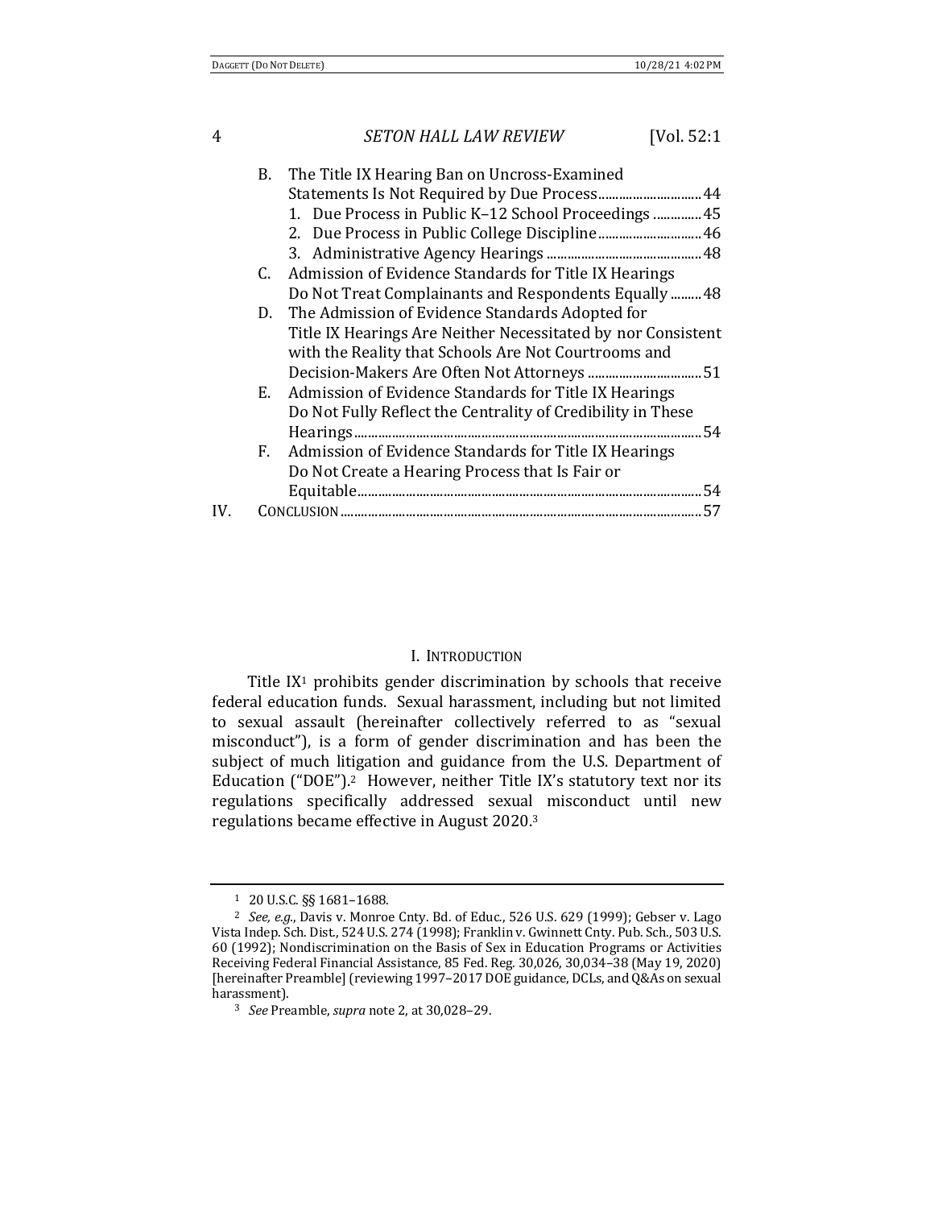B. The Title IX Hearing Ban on Uncross-Examined Statements Is Not Required by Due Process .............................. 44
   1. Due Process in Public K–12 School Proceedings .............. 45
   2. Due Process in Public College Discipline .............................. 46
   3. Administrative Agency Hearings ............................................ 48

C. Admission of Evidence Standards for Title IX Hearings Do Not Treat Complainants and Respondents Equally ......... 48

D. The Admission of Evidence Standards Adopted for Title IX Hearings Are Neither Necessitated by nor Consistent with the Reality that Schools Are Not Courtrooms and Decision-Makers Are Often Not Attorneys ................................ 51

E. Admission of Evidence Standards for Title IX Hearings Do Not Fully Reflect the Centrality of Credibility in These Hearings ................................................................................................... 54

F. Admission of Evidence Standards for Title IX Hearings Do Not Create a Hearing Process that Is Fair or Equitable ................................................................................................ 54

IV. CONCLUSION ........................................................................................................ 57

## I. INTRODUCTION

Title IX[1] prohibits gender discrimination by schools that receive federal education funds. Sexual harassment, including but not limited to sexual assault (hereinafter collectively referred to as "sexual misconduct"), is a form of gender discrimination and has been the subject of much litigation and guidance from the U.S. Department of Education ("DOE").[2] However, neither Title IX's statutory text nor its regulations specifically addressed sexual misconduct until new regulations became effective in August 2020.[3]

---

[1] 20 U.S.C. §§ 1681–1688.

[2] *See, e.g.*, Davis v. Monroe Cnty. Bd. of Educ., 526 U.S. 629 (1999); Gebser v. Lago Vista Indep. Sch. Dist., 524 U.S. 274 (1998); Franklin v. Gwinnett Cnty. Pub. Sch., 503 U.S. 60 (1992); Nondiscrimination on the Basis of Sex in Education Programs or Activities Receiving Federal Financial Assistance, 85 Fed. Reg. 30,026, 30,034–38 (May 19, 2020) [hereinafter Preamble] (reviewing 1997–2017 DOE guidance, DCLs, and Q&As on sexual harassment).

[3] *See* Preamble, *supra* note 2, at 30,028–29.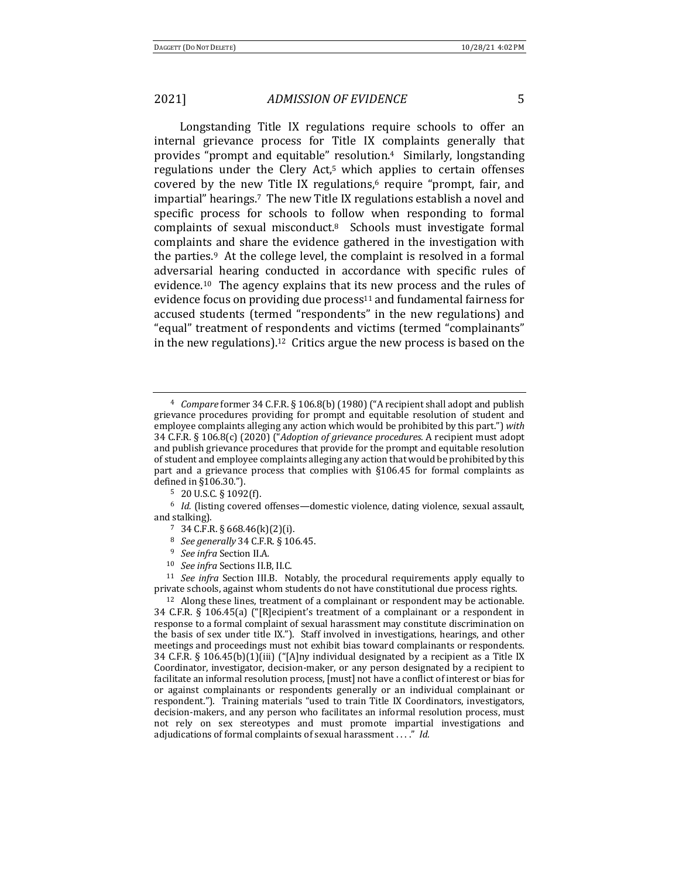Longstanding Title IX regulations require schools to offer an internal grievance process for Title IX complaints generally that provides "prompt and equitable" resolution.[4] Similarly, longstanding regulations under the Clery Act,[5] which applies to certain offenses covered by the new Title IX regulations,[6] require "prompt, fair, and impartial" hearings.[7] The new Title IX regulations establish a novel and specific process for schools to follow when responding to formal complaints of sexual misconduct.[8] Schools must investigate formal complaints and share the evidence gathered in the investigation with the parties.[9] At the college level, the complaint is resolved in a formal adversarial hearing conducted in accordance with specific rules of evidence.[10] The agency explains that its new process and the rules of evidence focus on providing due process[11] and fundamental fairness for accused students (termed "respondents" in the new regulations) and "equal" treatment of respondents and victims (termed "complainants" in the new regulations).[12] Critics argue the new process is based on the

---

[4] *Compare* former 34 C.F.R. § 106.8(b) (1980) ("A recipient shall adopt and publish grievance procedures providing for prompt and equitable resolution of student and employee complaints alleging any action which would be prohibited by this part.") *with* 34 C.F.R. § 106.8(c) (2020) ("*Adoption of grievance procedures*. A recipient must adopt and publish grievance procedures that provide for the prompt and equitable resolution of student and employee complaints alleging any action that would be prohibited by this part and a grievance process that complies with §106.45 for formal complaints as defined in §106.30.").

[5] 20 U.S.C. § 1092(f).

[6] *Id.* (listing covered offenses—domestic violence, dating violence, sexual assault, and stalking).

[7] 34 C.F.R. § 668.46(k)(2)(i).

[8] *See generally* 34 C.F.R. § 106.45.

[9] *See infra* Section II.A.

[10] *See infra* Sections II.B, II.C.

[11] *See infra* Section III.B. Notably, the procedural requirements apply equally to private schools, against whom students do not have constitutional due process rights.

[12] Along these lines, treatment of a complainant or respondent may be actionable. 34 C.F.R. § 106.45(a) ("[R]ecipient's treatment of a complainant or a respondent in response to a formal complaint of sexual harassment may constitute discrimination on the basis of sex under title IX."). Staff involved in investigations, hearings, and other meetings and proceedings must not exhibit bias toward complainants or respondents. 34 C.F.R. § 106.45(b)(1)(iii) ("[A]ny individual designated by a recipient as a Title IX Coordinator, investigator, decision-maker, or any person designated by a recipient to facilitate an informal resolution process, [must] not have a conflict of interest or bias for or against complainants or respondents generally or an individual complainant or respondent."). Training materials "used to train Title IX Coordinators, investigators, decision-makers, and any person who facilitates an informal resolution process, must not rely on sex stereotypes and must promote impartial investigations and adjudications of formal complaints of sexual harassment . . . ." *Id.*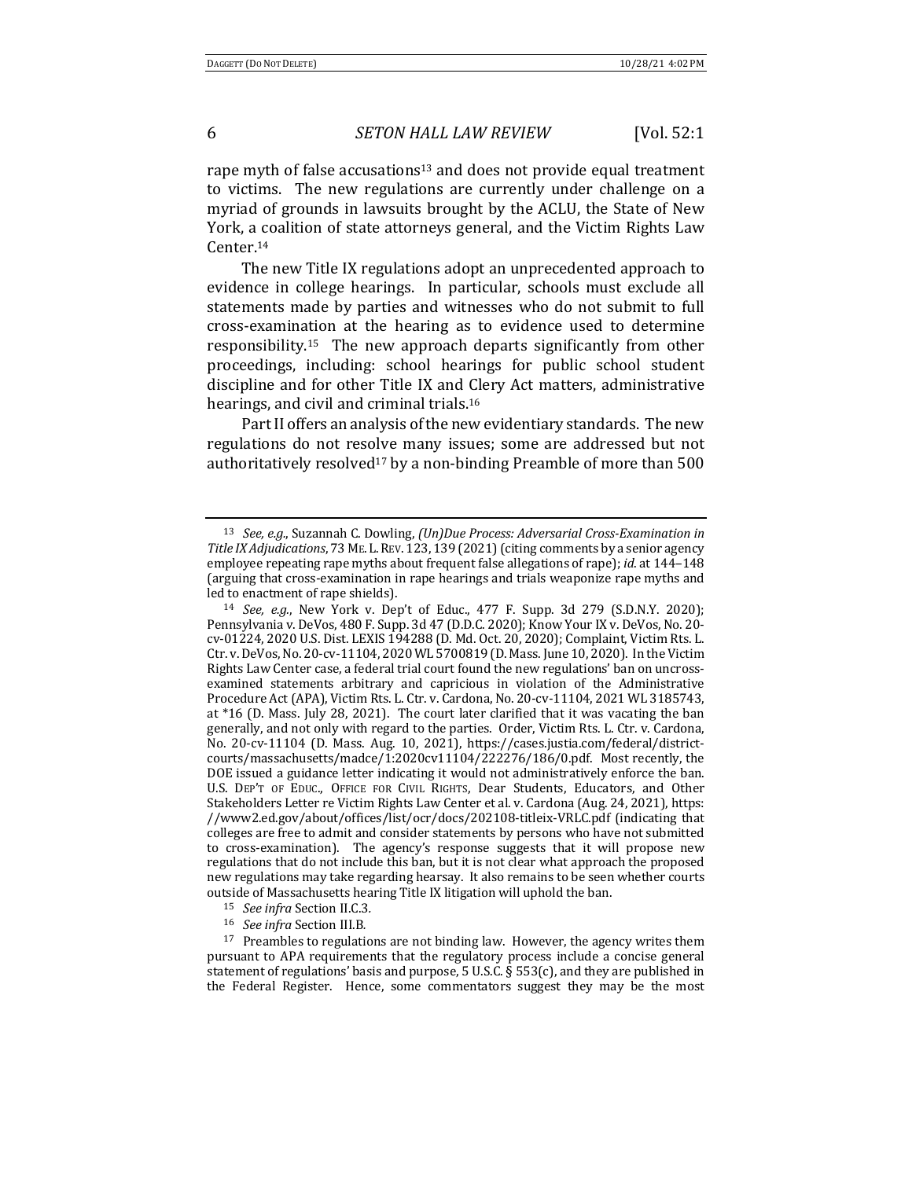rape myth of false accusations[13] and does not provide equal treatment to victims. The new regulations are currently under challenge on a myriad of grounds in lawsuits brought by the ACLU, the State of New York, a coalition of state attorneys general, and the Victim Rights Law Center.[14]

The new Title IX regulations adopt an unprecedented approach to evidence in college hearings. In particular, schools must exclude all statements made by parties and witnesses who do not submit to full cross-examination at the hearing as to evidence used to determine responsibility.[15] The new approach departs significantly from other proceedings, including: school hearings for public school student discipline and for other Title IX and Clery Act matters, administrative hearings, and civil and criminal trials.[16]

Part II offers an analysis of the new evidentiary standards. The new regulations do not resolve many issues; some are addressed but not authoritatively resolved[17] by a non-binding Preamble of more than 500

---

[13] *See, e.g.*, Suzannah C. Dowling, *(Un)Due Process: Adversarial Cross-Examination in Title IX Adjudications*, 73 ME. L. REV. 123, 139 (2021) (citing comments by a senior agency employee repeating rape myths about frequent false allegations of rape); *id.* at 144–148 (arguing that cross-examination in rape hearings and trials weaponize rape myths and led to enactment of rape shields).

[14] *See, e.g.*, New York v. Dep't of Educ., 477 F. Supp. 3d 279 (S.D.N.Y. 2020); Pennsylvania v. DeVos, 480 F. Supp. 3d 47 (D.D.C. 2020); Know Your IX v. DeVos, No. 20-cv-01224, 2020 U.S. Dist. LEXIS 194288 (D. Md. Oct. 20, 2020); Complaint, Victim Rts. L. Ctr. v. DeVos, No. 20-cv-11104, 2020 WL 5700819 (D. Mass. June 10, 2020). In the Victim Rights Law Center case, a federal trial court found the new regulations' ban on uncross-examined statements arbitrary and capricious in violation of the Administrative Procedure Act (APA), Victim Rts. L. Ctr. v. Cardona, No. 20-cv-11104, 2021 WL 3185743, at *16 (D. Mass. July 28, 2021). The court later clarified that it was vacating the ban generally, and not only with regard to the parties. Order, Victim Rts. L. Ctr. v. Cardona, No. 20-cv-11104 (D. Mass. Aug. 10, 2021), https://cases.justia.com/federal/district-courts/massachusetts/madce/1:2020cv11104/222276/186/0.pdf. Most recently, the DOE issued a guidance letter indicating it would not administratively enforce the ban. U.S. DEP'T OF EDUC., OFFICE FOR CIVIL RIGHTS, Dear Students, Educators, and Other Stakeholders Letter re Victim Rights Law Center et al. v. Cardona (Aug. 24, 2021), https://www2.ed.gov/about/offices/list/ocr/docs/202108-titleix-VRLC.pdf (indicating that colleges are free to admit and consider statements by persons who have not submitted to cross-examination). The agency's response suggests that it will propose new regulations that do not include this ban, but it is not clear what approach the proposed new regulations may take regarding hearsay. It also remains to be seen whether courts outside of Massachusetts hearing Title IX litigation will uphold the ban.

[15] *See infra* Section II.C.3.

[16] *See infra* Section III.B.

[17] Preambles to regulations are not binding law. However, the agency writes them pursuant to APA requirements that the regulatory process include a concise general statement of regulations' basis and purpose, 5 U.S.C. § 553(c), and they are published in the Federal Register. Hence, some commentators suggest they may be the most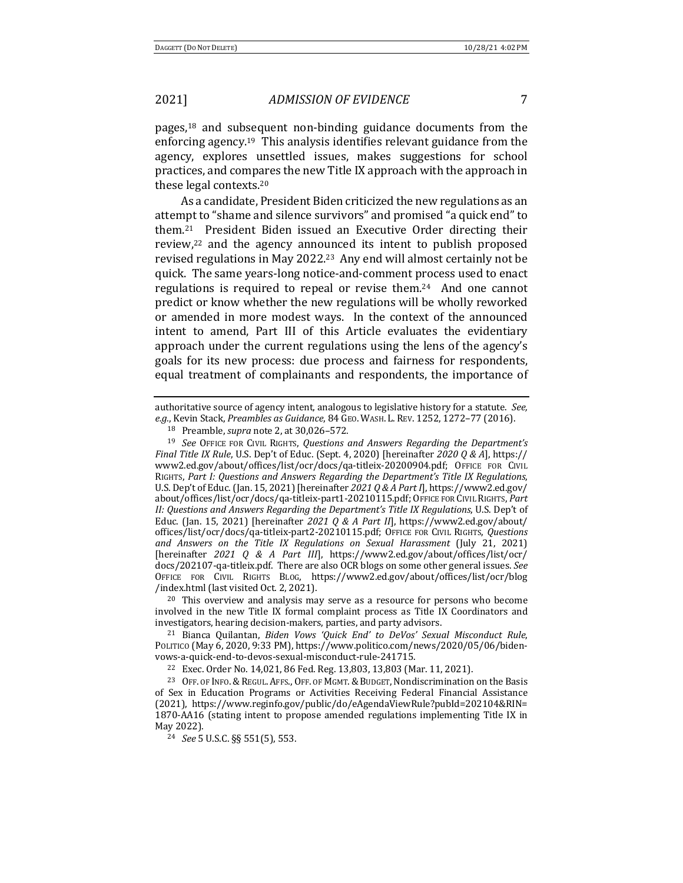pages,[18] and subsequent non-binding guidance documents from the enforcing agency.[19] This analysis identifies relevant guidance from the agency, explores unsettled issues, makes suggestions for school practices, and compares the new Title IX approach with the approach in these legal contexts.[20]

As a candidate, President Biden criticized the new regulations as an attempt to "shame and silence survivors" and promised "a quick end" to them.[21] President Biden issued an Executive Order directing their review,[22] and the agency announced its intent to publish proposed revised regulations in May 2022.[23] Any end will almost certainly not be quick. The same years-long notice-and-comment process used to enact regulations is required to repeal or revise them.[24] And one cannot predict or know whether the new regulations will be wholly reworked or amended in more modest ways. In the context of the announced intent to amend, Part III of this Article evaluates the evidentiary approach under the current regulations using the lens of the agency's goals for its new process: due process and fairness for respondents, equal treatment of complainants and respondents, the importance of

---

authoritative source of agency intent, analogous to legislative history for a statute. *See, e.g.*, Kevin Stack, *Preambles as Guidance*, 84 GEO. WASH. L. REV. 1252, 1272–77 (2016).

[18] Preamble, *supra* note 2, at 30,026–572.

[19] *See* OFFICE FOR CIVIL RIGHTS, *Questions and Answers Regarding the Department's Final Title IX Rule*, U.S. Dep't of Educ. (Sept. 4, 2020) [hereinafter *2020 Q & A*], https://www2.ed.gov/about/offices/list/ocr/docs/qa-titleix-20200904.pdf; OFFICE FOR CIVIL RIGHTS, *Part I: Questions and Answers Regarding the Department's Title IX Regulations*, U.S. Dep't of Educ. (Jan. 15, 2021) [hereinafter *2021 Q & A Part I*], https://www2.ed.gov/about/offices/list/ocr/docs/qa-titleix-part1-20210115.pdf; OFFICE FOR CIVIL RIGHTS, *Part II: Questions and Answers Regarding the Department's Title IX Regulations*, U.S. Dep't of Educ. (Jan. 15, 2021) [hereinafter *2021 Q & A Part II*], https://www2.ed.gov/about/offices/list/ocr/docs/qa-titleix-part2-20210115.pdf; OFFICE FOR CIVIL RIGHTS, *Questions and Answers on the Title IX Regulations on Sexual Harassment* (July 21, 2021) [hereinafter *2021 Q & A Part III*], https://www2.ed.gov/about/offices/list/ocr/docs/202107-qa-titleix.pdf. There are also OCR blogs on some other general issues. *See* OFFICE FOR CIVIL RIGHTS BLOG, https://www2.ed.gov/about/offices/list/ocr/blog/index.html (last visited Oct. 2, 2021).

[20] This overview and analysis may serve as a resource for persons who become involved in the new Title IX formal complaint process as Title IX Coordinators and investigators, hearing decision-makers, parties, and party advisors.

[21] Bianca Quilantan, *Biden Vows 'Quick End' to DeVos' Sexual Misconduct Rule*, POLITICO (May 6, 2020, 9:33 PM), https://www.politico.com/news/2020/05/06/biden-vows-a-quick-end-to-devos-sexual-misconduct-rule-241715.

[22] Exec. Order No. 14,021, 86 Fed. Reg. 13,803, 13,803 (Mar. 11, 2021).

[23] OFF. OF INFO. & REGUL. AFFS., OFF. OF MGMT. & BUDGET, Nondiscrimination on the Basis of Sex in Education Programs or Activities Receiving Federal Financial Assistance (2021), https://www.reginfo.gov/public/do/eAgendaViewRule?pubId=202104&RIN=1870-AA16 (stating intent to propose amended regulations implementing Title IX in May 2022).

[24] *See* 5 U.S.C. §§ 551(5), 553.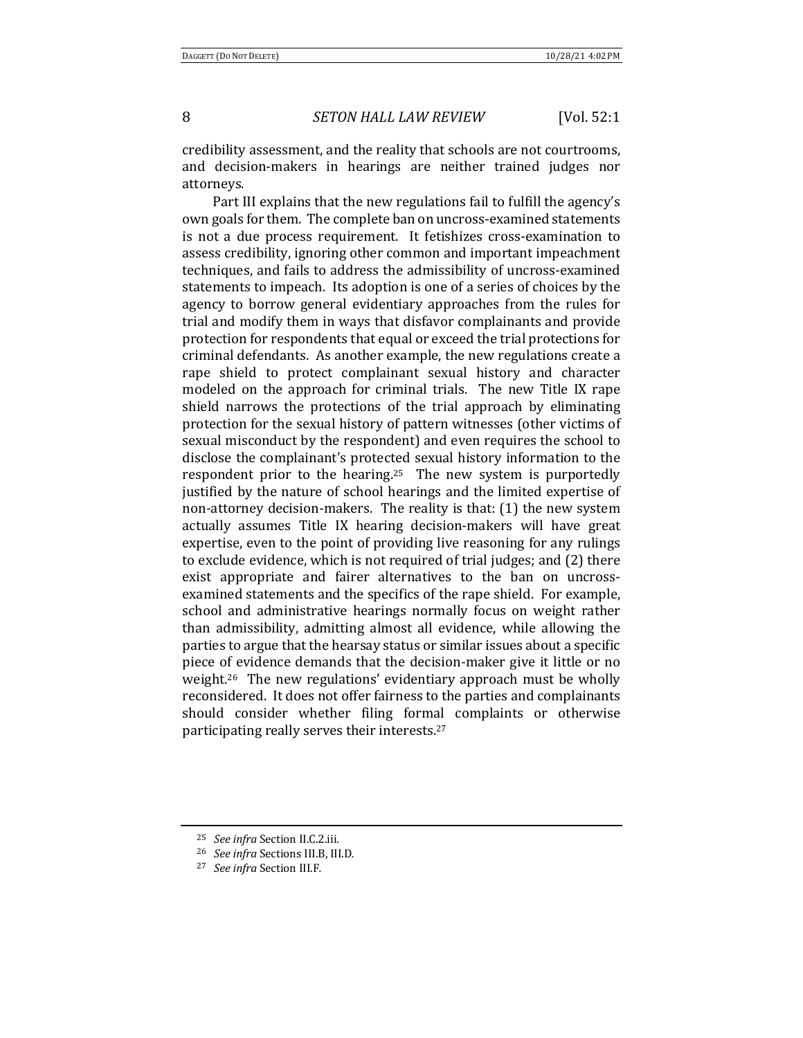credibility assessment, and the reality that schools are not courtrooms, and decision-makers in hearings are neither trained judges nor attorneys.

Part III explains that the new regulations fail to fulfill the agency's own goals for them. The complete ban on uncross-examined statements is not a due process requirement. It fetishizes cross-examination to assess credibility, ignoring other common and important impeachment techniques, and fails to address the admissibility of uncross-examined statements to impeach. Its adoption is one of a series of choices by the agency to borrow general evidentiary approaches from the rules for trial and modify them in ways that disfavor complainants and provide protection for respondents that equal or exceed the trial protections for criminal defendants. As another example, the new regulations create a rape shield to protect complainant sexual history and character modeled on the approach for criminal trials. The new Title IX rape shield narrows the protections of the trial approach by eliminating protection for the sexual history of pattern witnesses (other victims of sexual misconduct by the respondent) and even requires the school to disclose the complainant's protected sexual history information to the respondent prior to the hearing.[25] The new system is purportedly justified by the nature of school hearings and the limited expertise of non-attorney decision-makers. The reality is that: (1) the new system actually assumes Title IX hearing decision-makers will have great expertise, even to the point of providing live reasoning for any rulings to exclude evidence, which is not required of trial judges; and (2) there exist appropriate and fairer alternatives to the ban on uncross-examined statements and the specifics of the rape shield. For example, school and administrative hearings normally focus on weight rather than admissibility, admitting almost all evidence, while allowing the parties to argue that the hearsay status or similar issues about a specific piece of evidence demands that the decision-maker give it little or no weight.[26] The new regulations' evidentiary approach must be wholly reconsidered. It does not offer fairness to the parties and complainants should consider whether filing formal complaints or otherwise participating really serves their interests.[27]

---

[25] *See infra* Section II.C.2.iii.

[26] *See infra* Sections III.B, III.D.

[27] *See infra* Section III.F.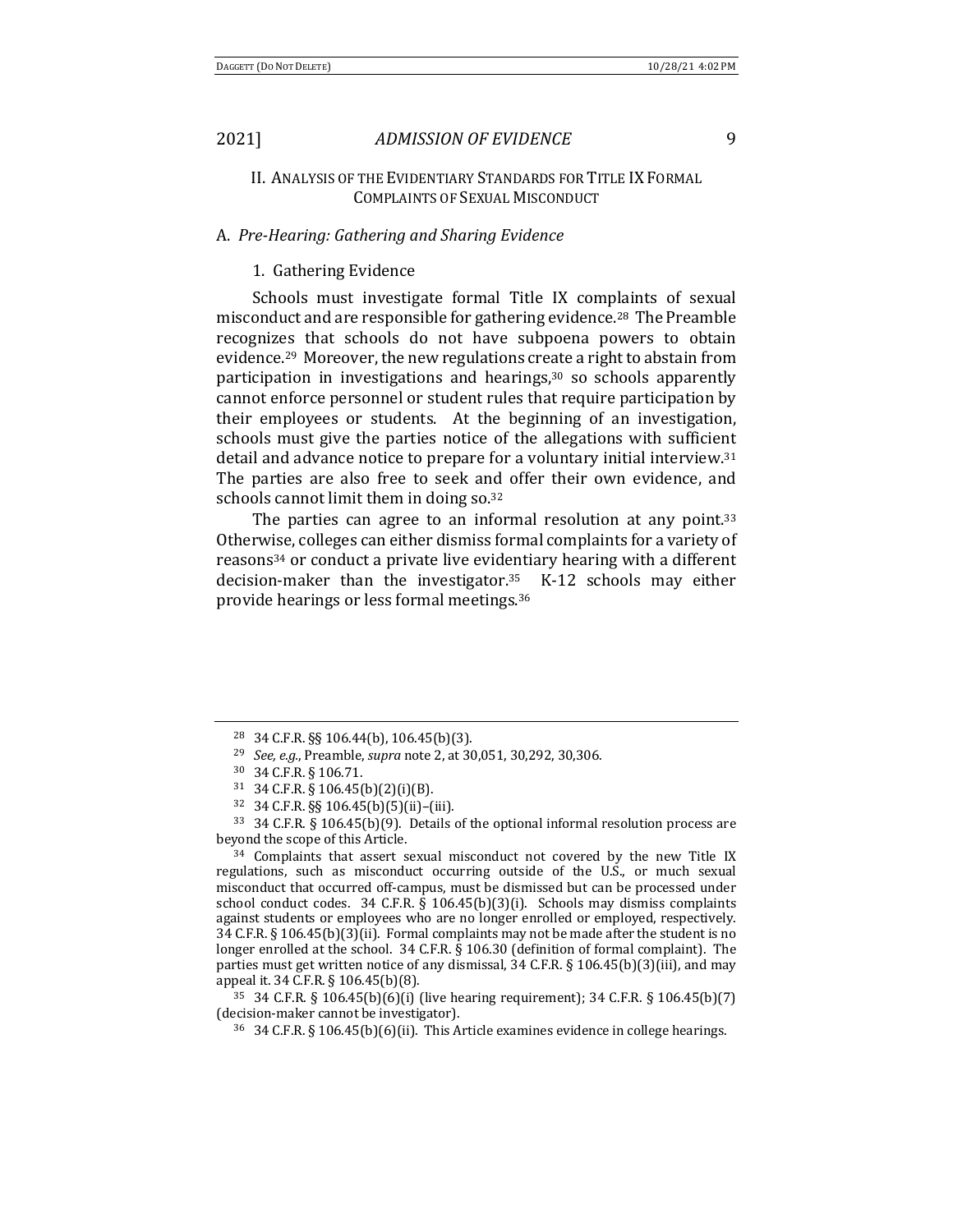## II. Analysis of the Evidentiary Standards for Title IX Formal Complaints of Sexual Misconduct

### A. *Pre-Hearing: Gathering and Sharing Evidence*

#### 1. Gathering Evidence

Schools must investigate formal Title IX complaints of sexual misconduct and are responsible for gathering evidence.[28] The Preamble recognizes that schools do not have subpoena powers to obtain evidence.[29] Moreover, the new regulations create a right to abstain from participation in investigations and hearings,[30] so schools apparently cannot enforce personnel or student rules that require participation by their employees or students. At the beginning of an investigation, schools must give the parties notice of the allegations with sufficient detail and advance notice to prepare for a voluntary initial interview.[31] The parties are also free to seek and offer their own evidence, and schools cannot limit them in doing so.[32]

The parties can agree to an informal resolution at any point.[33] Otherwise, colleges can either dismiss formal complaints for a variety of reasons[34] or conduct a private live evidentiary hearing with a different decision-maker than the investigator.[35] K-12 schools may either provide hearings or less formal meetings.[36]

---

[28] 34 C.F.R. §§ 106.44(b), 106.45(b)(3).

[29] *See, e.g.*, Preamble, *supra* note 2, at 30,051, 30,292, 30,306.

[30] 34 C.F.R. § 106.71.

[31] 34 C.F.R. § 106.45(b)(2)(i)(B).

[32] 34 C.F.R. §§ 106.45(b)(5)(ii)–(iii).

[33] 34 C.F.R. § 106.45(b)(9). Details of the optional informal resolution process are beyond the scope of this Article.

[34] Complaints that assert sexual misconduct not covered by the new Title IX regulations, such as misconduct occurring outside of the U.S., or much sexual misconduct that occurred off-campus, must be dismissed but can be processed under school conduct codes. 34 C.F.R. § 106.45(b)(3)(i). Schools may dismiss complaints against students or employees who are no longer enrolled or employed, respectively. 34 C.F.R. § 106.45(b)(3)(ii). Formal complaints may not be made after the student is no longer enrolled at the school. 34 C.F.R. § 106.30 (definition of formal complaint). The parties must get written notice of any dismissal, 34 C.F.R. § 106.45(b)(3)(iii), and may appeal it. 34 C.F.R. § 106.45(b)(8).

[35] 34 C.F.R. § 106.45(b)(6)(i) (live hearing requirement); 34 C.F.R. § 106.45(b)(7) (decision-maker cannot be investigator).

[36] 34 C.F.R. § 106.45(b)(6)(ii). This Article examines evidence in college hearings.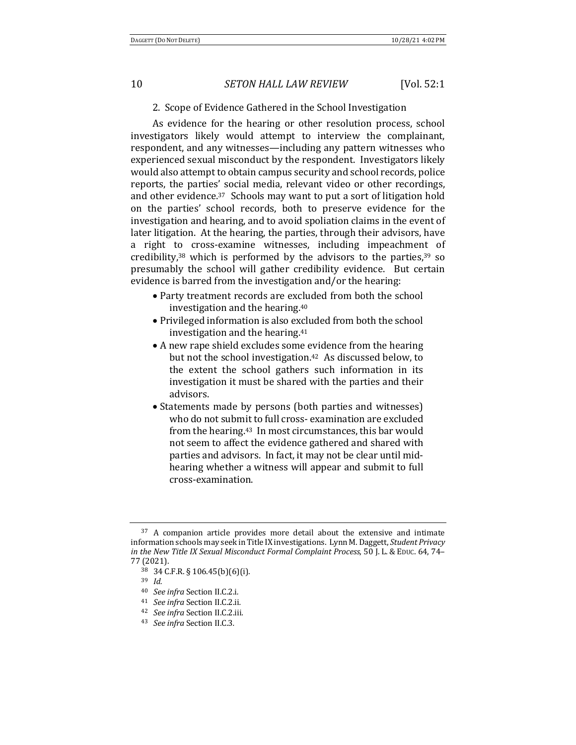### 2. Scope of Evidence Gathered in the School Investigation

As evidence for the hearing or other resolution process, school investigators likely would attempt to interview the complainant, respondent, and any witnesses—including any pattern witnesses who experienced sexual misconduct by the respondent. Investigators likely would also attempt to obtain campus security and school records, police reports, the parties' social media, relevant video or other recordings, and other evidence.[37] Schools may want to put a sort of litigation hold on the parties' school records, both to preserve evidence for the investigation and hearing, and to avoid spoliation claims in the event of later litigation. At the hearing, the parties, through their advisors, have a right to cross-examine witnesses, including impeachment of credibility,[38] which is performed by the advisors to the parties,[39] so presumably the school will gather credibility evidence. But certain evidence is barred from the investigation and/or the hearing:

- Party treatment records are excluded from both the school investigation and the hearing.[40]
- Privileged information is also excluded from both the school investigation and the hearing.[41]
- A new rape shield excludes some evidence from the hearing but not the school investigation.[42] As discussed below, to the extent the school gathers such information in its investigation it must be shared with the parties and their advisors.
- Statements made by persons (both parties and witnesses) who do not submit to full cross- examination are excluded from the hearing.[43] In most circumstances, this bar would not seem to affect the evidence gathered and shared with parties and advisors. In fact, it may not be clear until mid-hearing whether a witness will appear and submit to full cross-examination.

---

[37] A companion article provides more detail about the extensive and intimate information schools may seek in Title IX investigations. Lynn M. Daggett, *Student Privacy in the New Title IX Sexual Misconduct Formal Complaint Process*, 50 J. L. & EDUC. 64, 74–77 (2021).

[38] 34 C.F.R. § 106.45(b)(6)(i).

[39] *Id.*

[40] *See infra* Section II.C.2.i.

[41] *See infra* Section II.C.2.ii.

[42] *See infra* Section II.C.2.iii.

[43] *See infra* Section II.C.3.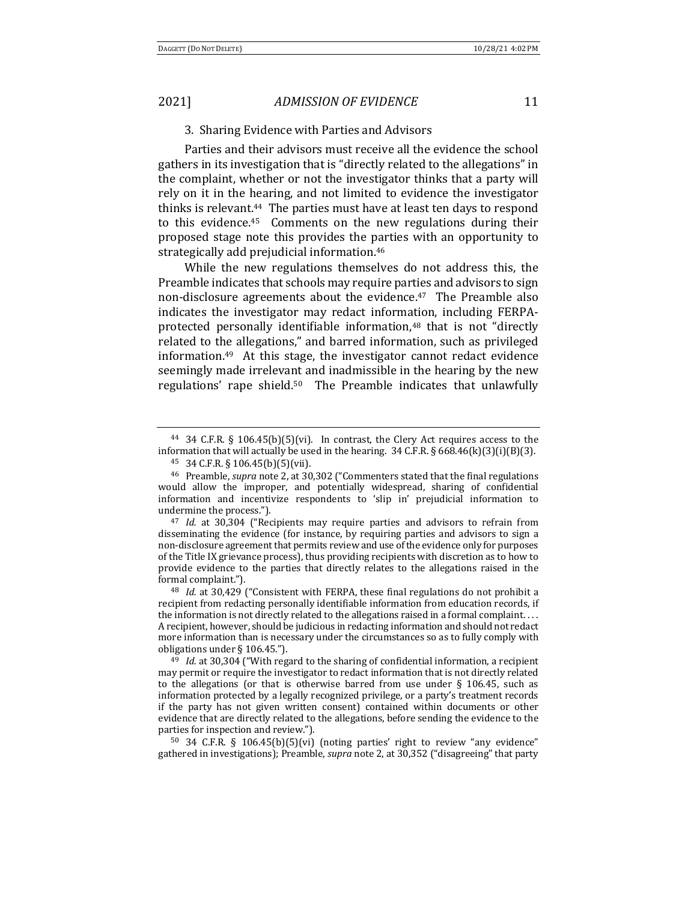### 3. Sharing Evidence with Parties and Advisors

Parties and their advisors must receive all the evidence the school gathers in its investigation that is "directly related to the allegations" in the complaint, whether or not the investigator thinks that a party will rely on it in the hearing, and not limited to evidence the investigator thinks is relevant.[44] The parties must have at least ten days to respond to this evidence.[45] Comments on the new regulations during their proposed stage note this provides the parties with an opportunity to strategically add prejudicial information.[46]

While the new regulations themselves do not address this, the Preamble indicates that schools may require parties and advisors to sign non-disclosure agreements about the evidence.[47] The Preamble also indicates the investigator may redact information, including FERPA-protected personally identifiable information,[48] that is not "directly related to the allegations," and barred information, such as privileged information.[49] At this stage, the investigator cannot redact evidence seemingly made irrelevant and inadmissible in the hearing by the new regulations' rape shield.[50] The Preamble indicates that unlawfully

---

[44] 34 C.F.R. § 106.45(b)(5)(vi). In contrast, the Clery Act requires access to the information that will actually be used in the hearing. 34 C.F.R. § 668.46(k)(3)(i)(B)(3).

[45] 34 C.F.R. § 106.45(b)(5)(vii).

[46] Preamble, *supra* note 2, at 30,302 ("Commenters stated that the final regulations would allow the improper, and potentially widespread, sharing of confidential information and incentivize respondents to 'slip in' prejudicial information to undermine the process.").

[47] *Id.* at 30,304 ("Recipients may require parties and advisors to refrain from disseminating the evidence (for instance, by requiring parties and advisors to sign a non-disclosure agreement that permits review and use of the evidence only for purposes of the Title IX grievance process), thus providing recipients with discretion as to how to provide evidence to the parties that directly relates to the allegations raised in the formal complaint.").

[48] *Id.* at 30,429 ("Consistent with FERPA, these final regulations do not prohibit a recipient from redacting personally identifiable information from education records, if the information is not directly related to the allegations raised in a formal complaint. . . . A recipient, however, should be judicious in redacting information and should not redact more information than is necessary under the circumstances so as to fully comply with obligations under § 106.45.").

[49] *Id.* at 30,304 ("With regard to the sharing of confidential information, a recipient may permit or require the investigator to redact information that is not directly related to the allegations (or that is otherwise barred from use under § 106.45, such as information protected by a legally recognized privilege, or a party's treatment records if the party has not given written consent) contained within documents or other evidence that are directly related to the allegations, before sending the evidence to the parties for inspection and review.").

[50] 34 C.F.R. § 106.45(b)(5)(vi) (noting parties' right to review "any evidence" gathered in investigations); Preamble, *supra* note 2, at 30,352 ("disagreeing" that party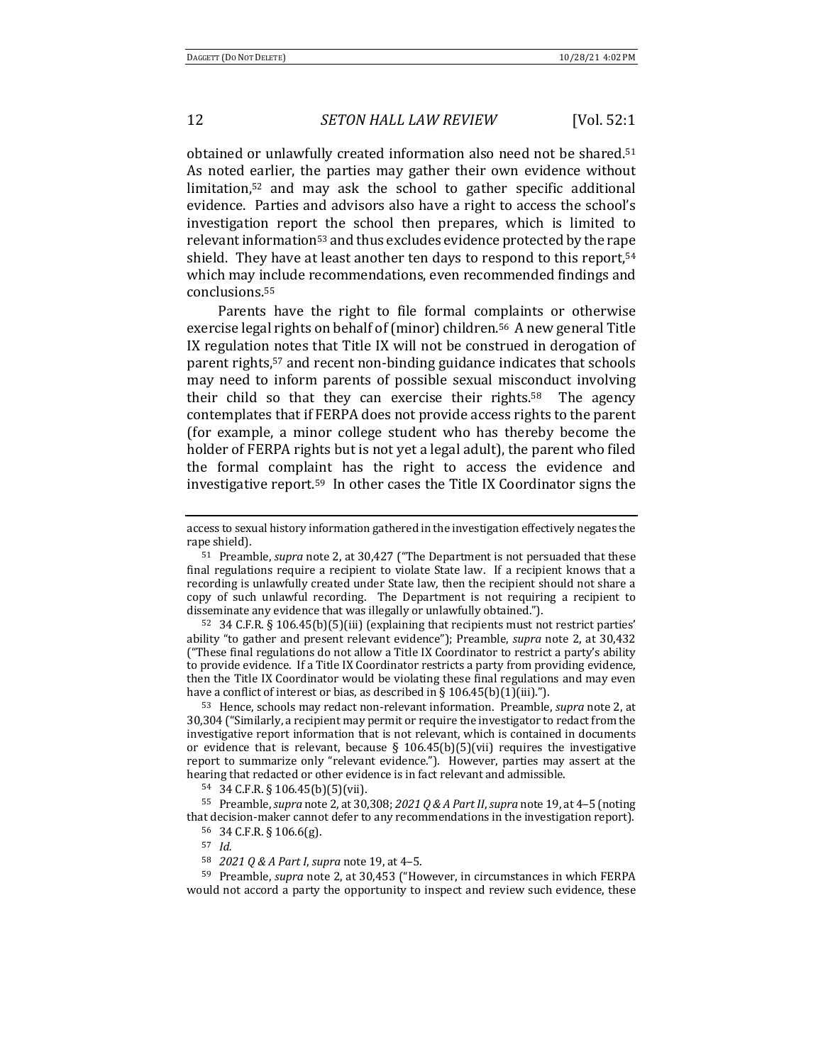obtained or unlawfully created information also need not be shared.[51] As noted earlier, the parties may gather their own evidence without limitation,[52] and may ask the school to gather specific additional evidence. Parties and advisors also have a right to access the school's investigation report the school then prepares, which is limited to relevant information[53] and thus excludes evidence protected by the rape shield. They have at least another ten days to respond to this report,[54] which may include recommendations, even recommended findings and conclusions.[55]

Parents have the right to file formal complaints or otherwise exercise legal rights on behalf of (minor) children.[56] A new general Title IX regulation notes that Title IX will not be construed in derogation of parent rights,[57] and recent non-binding guidance indicates that schools may need to inform parents of possible sexual misconduct involving their child so that they can exercise their rights.[58] The agency contemplates that if FERPA does not provide access rights to the parent (for example, a minor college student who has thereby become the holder of FERPA rights but is not yet a legal adult), the parent who filed the formal complaint has the right to access the evidence and investigative report.[59] In other cases the Title IX Coordinator signs the

---

access to sexual history information gathered in the investigation effectively negates the rape shield).

[51] Preamble, *supra* note 2, at 30,427 ("The Department is not persuaded that these final regulations require a recipient to violate State law. If a recipient knows that a recording is unlawfully created under State law, then the recipient should not share a copy of such unlawful recording. The Department is not requiring a recipient to disseminate any evidence that was illegally or unlawfully obtained.").

[52] 34 C.F.R. § 106.45(b)(5)(iii) (explaining that recipients must not restrict parties' ability "to gather and present relevant evidence"); Preamble, *supra* note 2, at 30,432 ("These final regulations do not allow a Title IX Coordinator to restrict a party's ability to provide evidence. If a Title IX Coordinator restricts a party from providing evidence, then the Title IX Coordinator would be violating these final regulations and may even have a conflict of interest or bias, as described in § 106.45(b)(1)(iii).").

[53] Hence, schools may redact non-relevant information. Preamble, *supra* note 2, at 30,304 ("Similarly, a recipient may permit or require the investigator to redact from the investigative report information that is not relevant, which is contained in documents or evidence that is relevant, because § 106.45(b)(5)(vii) requires the investigative report to summarize only "relevant evidence."). However, parties may assert at the hearing that redacted or other evidence is in fact relevant and admissible.

[54] 34 C.F.R. § 106.45(b)(5)(vii).

[55] Preamble, *supra* note 2, at 30,308; *2021 Q & A Part II*, *supra* note 19, at 4–5 (noting that decision-maker cannot defer to any recommendations in the investigation report).

[56] 34 C.F.R. § 106.6(g).

[57] *Id.*

[58] *2021 Q & A Part I*, *supra* note 19, at 4–5.

[59] Preamble, *supra* note 2, at 30,453 ("However, in circumstances in which FERPA would not accord a party the opportunity to inspect and review such evidence, these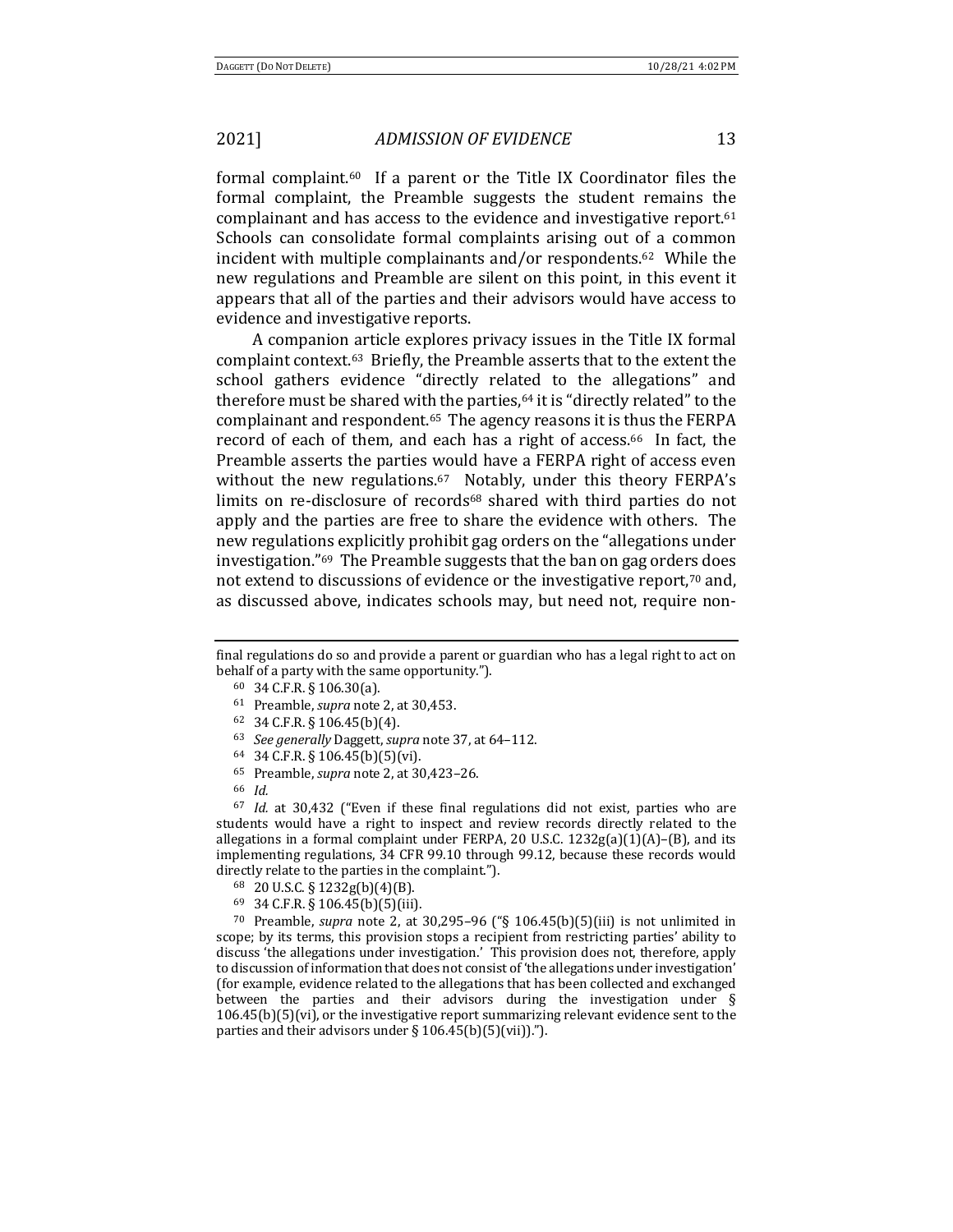formal complaint.[60] If a parent or the Title IX Coordinator files the formal complaint, the Preamble suggests the student remains the complainant and has access to the evidence and investigative report.[61] Schools can consolidate formal complaints arising out of a common incident with multiple complainants and/or respondents.[62] While the new regulations and Preamble are silent on this point, in this event it appears that all of the parties and their advisors would have access to evidence and investigative reports.

A companion article explores privacy issues in the Title IX formal complaint context.[63] Briefly, the Preamble asserts that to the extent the school gathers evidence "directly related to the allegations" and therefore must be shared with the parties,[64] it is "directly related" to the complainant and respondent.[65] The agency reasons it is thus the FERPA record of each of them, and each has a right of access.[66] In fact, the Preamble asserts the parties would have a FERPA right of access even without the new regulations.[67] Notably, under this theory FERPA's limits on re-disclosure of records[68] shared with third parties do not apply and the parties are free to share the evidence with others. The new regulations explicitly prohibit gag orders on the "allegations under investigation."[69] The Preamble suggests that the ban on gag orders does not extend to discussions of evidence or the investigative report,[70] and, as discussed above, indicates schools may, but need not, require non-

---

final regulations do so and provide a parent or guardian who has a legal right to act on behalf of a party with the same opportunity.").

[60] 34 C.F.R. § 106.30(a).

[61] Preamble, *supra* note 2, at 30,453.

[62] 34 C.F.R. § 106.45(b)(4).

[63] *See generally* Daggett, *supra* note 37, at 64–112.

[64] 34 C.F.R. § 106.45(b)(5)(vi).

[65] Preamble, *supra* note 2, at 30,423–26.

[66] *Id.*

[67] *Id.* at 30,432 ("Even if these final regulations did not exist, parties who are students would have a right to inspect and review records directly related to the allegations in a formal complaint under FERPA, 20 U.S.C. 1232g(a)(1)(A)–(B), and its implementing regulations, 34 CFR 99.10 through 99.12, because these records would directly relate to the parties in the complaint.").

[68] 20 U.S.C. § 1232g(b)(4)(B).

[69] 34 C.F.R. § 106.45(b)(5)(iii).

[70] Preamble, *supra* note 2, at 30,295–96 ("§ 106.45(b)(5)(iii) is not unlimited in scope; by its terms, this provision stops a recipient from restricting parties' ability to discuss 'the allegations under investigation.' This provision does not, therefore, apply to discussion of information that does not consist of 'the allegations under investigation' (for example, evidence related to the allegations that has been collected and exchanged between the parties and their advisors during the investigation under § 106.45(b)(5)(vi), or the investigative report summarizing relevant evidence sent to the parties and their advisors under § 106.45(b)(5)(vii)).").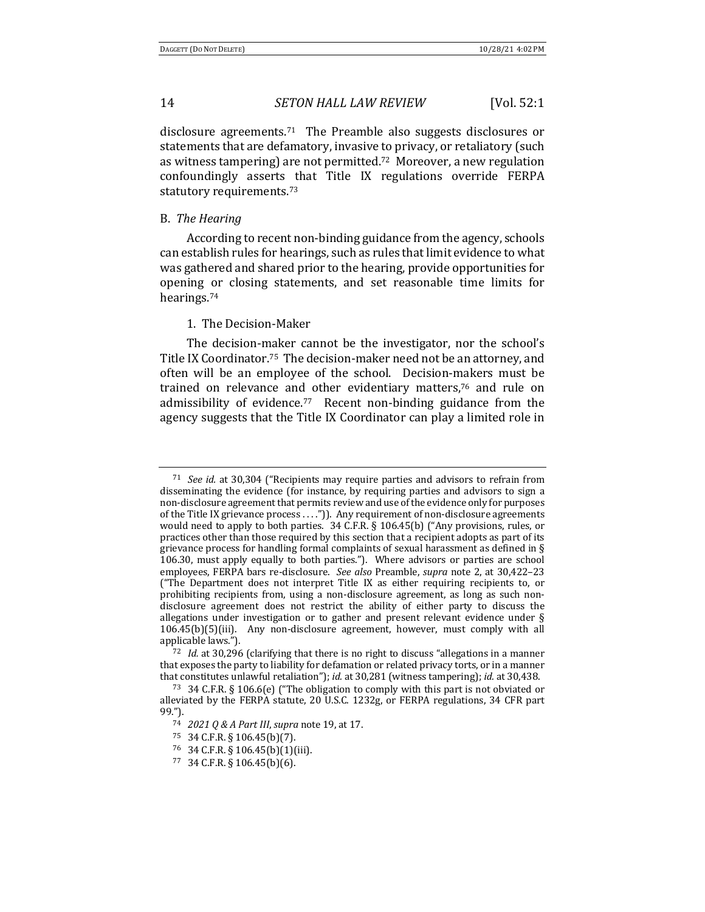disclosure agreements.[71] The Preamble also suggests disclosures or statements that are defamatory, invasive to privacy, or retaliatory (such as witness tampering) are not permitted.[72] Moreover, a new regulation confoundingly asserts that Title IX regulations override FERPA statutory requirements.[73]

### B. *The Hearing*

According to recent non-binding guidance from the agency, schools can establish rules for hearings, such as rules that limit evidence to what was gathered and shared prior to the hearing, provide opportunities for opening or closing statements, and set reasonable time limits for hearings.[74]

#### 1. The Decision-Maker

The decision-maker cannot be the investigator, nor the school's Title IX Coordinator.[75] The decision-maker need not be an attorney, and often will be an employee of the school. Decision-makers must be trained on relevance and other evidentiary matters,[76] and rule on admissibility of evidence.[77] Recent non-binding guidance from the agency suggests that the Title IX Coordinator can play a limited role in

---

[71] *See id.* at 30,304 ("Recipients may require parties and advisors to refrain from disseminating the evidence (for instance, by requiring parties and advisors to sign a non-disclosure agreement that permits review and use of the evidence only for purposes of the Title IX grievance process . . . ."). Any requirement of non-disclosure agreements would need to apply to both parties. 34 C.F.R. § 106.45(b) ("Any provisions, rules, or practices other than those required by this section that a recipient adopts as part of its grievance process for handling formal complaints of sexual harassment as defined in § 106.30, must apply equally to both parties."). Where advisors or parties are school employees, FERPA bars re-disclosure. *See also* Preamble, *supra* note 2, at 30,422–23 ("The Department does not interpret Title IX as either requiring recipients to, or prohibiting recipients from, using a non-disclosure agreement, as long as such non-disclosure agreement does not restrict the ability of either party to discuss the allegations under investigation or to gather and present relevant evidence under § 106.45(b)(5)(iii). Any non-disclosure agreement, however, must comply with all applicable laws.").

[72] *Id.* at 30,296 (clarifying that there is no right to discuss "allegations in a manner that exposes the party to liability for defamation or related privacy torts, or in a manner that constitutes unlawful retaliation"); *id.* at 30,281 (witness tampering); *id.* at 30,438.

[73] 34 C.F.R. § 106.6(e) ("The obligation to comply with this part is not obviated or alleviated by the FERPA statute, 20 U.S.C. 1232g, or FERPA regulations, 34 CFR part 99.").

[74] *2021 Q & A Part III*, *supra* note 19, at 17.

[75] 34 C.F.R. § 106.45(b)(7).

[76] 34 C.F.R. § 106.45(b)(1)(iii).

[77] 34 C.F.R. § 106.45(b)(6).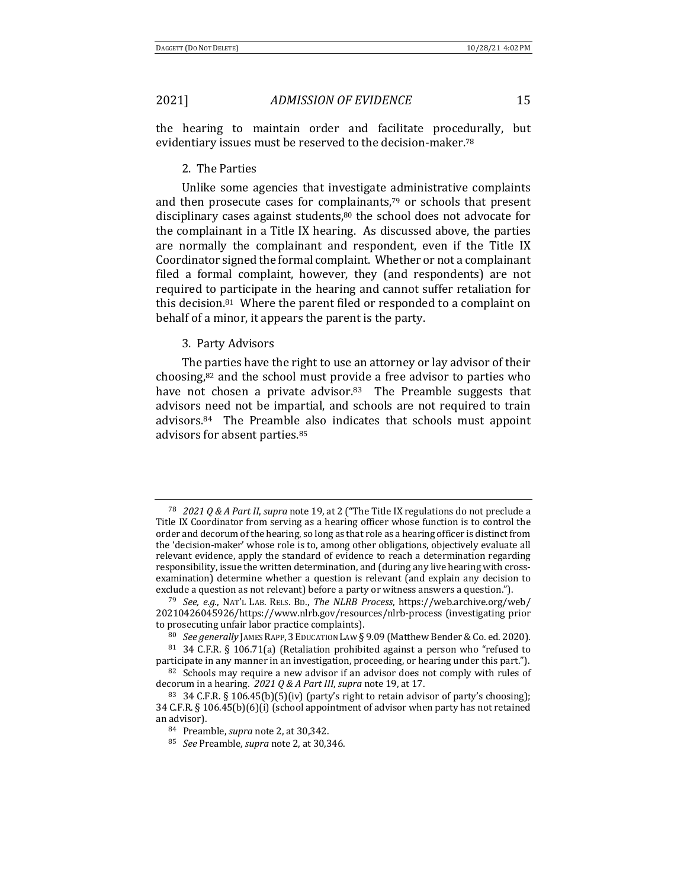the hearing to maintain order and facilitate procedurally, but evidentiary issues must be reserved to the decision-maker.[78]

### 2. The Parties

Unlike some agencies that investigate administrative complaints and then prosecute cases for complainants,[79] or schools that present disciplinary cases against students,[80] the school does not advocate for the complainant in a Title IX hearing. As discussed above, the parties are normally the complainant and respondent, even if the Title IX Coordinator signed the formal complaint. Whether or not a complainant filed a formal complaint, however, they (and respondents) are not required to participate in the hearing and cannot suffer retaliation for this decision.[81] Where the parent filed or responded to a complaint on behalf of a minor, it appears the parent is the party.

### 3. Party Advisors

The parties have the right to use an attorney or lay advisor of their choosing,[82] and the school must provide a free advisor to parties who have not chosen a private advisor.[83] The Preamble suggests that advisors need not be impartial, and schools are not required to train advisors.[84] The Preamble also indicates that schools must appoint advisors for absent parties.[85]

---

[78] *2021 Q & A Part II*, *supra* note 19, at 2 ("The Title IX regulations do not preclude a Title IX Coordinator from serving as a hearing officer whose function is to control the order and decorum of the hearing, so long as that role as a hearing officer is distinct from the 'decision-maker' whose role is to, among other obligations, objectively evaluate all relevant evidence, apply the standard of evidence to reach a determination regarding responsibility, issue the written determination, and (during any live hearing with cross-examination) determine whether a question is relevant (and explain any decision to exclude a question as not relevant) before a party or witness answers a question.").

[79] *See, e.g.*, NAT'L LAB. RELS. BD., *The NLRB Process*, https://web.archive.org/web/20210426045926/https://www.nlrb.gov/resources/nlrb-process (investigating prior to prosecuting unfair labor practice complaints).

[80] *See generally* JAMES RAPP, 3 EDUCATION LAW § 9.09 (Matthew Bender & Co. ed. 2020).

[81] 34 C.F.R. § 106.71(a) (Retaliation prohibited against a person who "refused to participate in any manner in an investigation, proceeding, or hearing under this part.").

[82] Schools may require a new advisor if an advisor does not comply with rules of decorum in a hearing. *2021 Q & A Part III*, *supra* note 19, at 17.

[83] 34 C.F.R. § 106.45(b)(5)(iv) (party's right to retain advisor of party's choosing); 34 C.F.R. § 106.45(b)(6)(i) (school appointment of advisor when party has not retained an advisor).

[84] Preamble, *supra* note 2, at 30,342.

[85] *See* Preamble, *supra* note 2, at 30,346.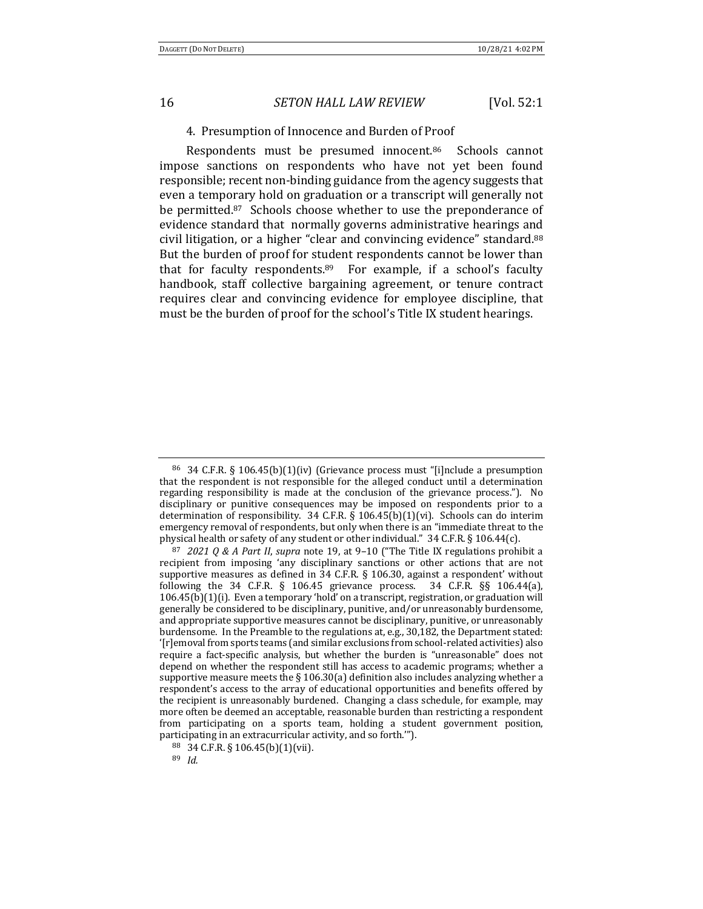#### 4. Presumption of Innocence and Burden of Proof

Respondents must be presumed innocent.[86] Schools cannot impose sanctions on respondents who have not yet been found responsible; recent non-binding guidance from the agency suggests that even a temporary hold on graduation or a transcript will generally not be permitted.[87] Schools choose whether to use the preponderance of evidence standard that normally governs administrative hearings and civil litigation, or a higher "clear and convincing evidence" standard.[88] But the burden of proof for student respondents cannot be lower than that for faculty respondents.[89] For example, if a school's faculty handbook, staff collective bargaining agreement, or tenure contract requires clear and convincing evidence for employee discipline, that must be the burden of proof for the school's Title IX student hearings.

---

[86] 34 C.F.R. § 106.45(b)(1)(iv) (Grievance process must "[i]nclude a presumption that the respondent is not responsible for the alleged conduct until a determination regarding responsibility is made at the conclusion of the grievance process."). No disciplinary or punitive consequences may be imposed on respondents prior to a determination of responsibility. 34 C.F.R. § 106.45(b)(1)(vi). Schools can do interim emergency removal of respondents, but only when there is an "immediate threat to the physical health or safety of any student or other individual." 34 C.F.R. § 106.44(c).

[87] *2021 Q & A Part II*, *supra* note 19, at 9–10 ("The Title IX regulations prohibit a recipient from imposing 'any disciplinary sanctions or other actions that are not supportive measures as defined in 34 C.F.R. § 106.30, against a respondent' without following the 34 C.F.R. § 106.45 grievance process. 34 C.F.R. §§ 106.44(a), 106.45(b)(1)(i). Even a temporary 'hold' on a transcript, registration, or graduation will generally be considered to be disciplinary, punitive, and/or unreasonably burdensome, and appropriate supportive measures cannot be disciplinary, punitive, or unreasonably burdensome. In the Preamble to the regulations at, e.g., 30,182, the Department stated: '[r]emoval from sports teams (and similar exclusions from school-related activities) also require a fact-specific analysis, but whether the burden is "unreasonable" does not depend on whether the respondent still has access to academic programs; whether a supportive measure meets the § 106.30(a) definition also includes analyzing whether a respondent's access to the array of educational opportunities and benefits offered by the recipient is unreasonably burdened. Changing a class schedule, for example, may more often be deemed an acceptable, reasonable burden than restricting a respondent from participating on a sports team, holding a student government position, participating in an extracurricular activity, and so forth.'").

[88] 34 C.F.R. § 106.45(b)(1)(vii).

[89] *Id.*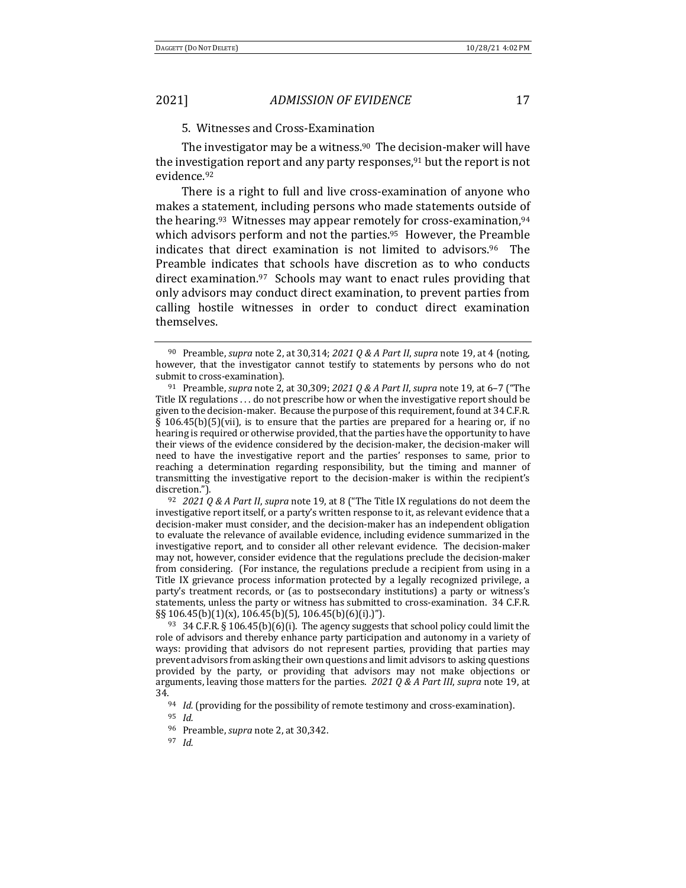### 5. Witnesses and Cross-Examination

The investigator may be a witness.[90] The decision-maker will have the investigation report and any party responses,[91] but the report is not evidence.[92]

There is a right to full and live cross-examination of anyone who makes a statement, including persons who made statements outside of the hearing.[93] Witnesses may appear remotely for cross-examination,[94] which advisors perform and not the parties.[95] However, the Preamble indicates that direct examination is not limited to advisors.[96] The Preamble indicates that schools have discretion as to who conducts direct examination.[97] Schools may want to enact rules providing that only advisors may conduct direct examination, to prevent parties from calling hostile witnesses in order to conduct direct examination themselves.

---

[90] Preamble, *supra* note 2, at 30,314; *2021 Q & A Part II*, *supra* note 19, at 4 (noting, however, that the investigator cannot testify to statements by persons who do not submit to cross-examination).

[91] Preamble, *supra* note 2, at 30,309; *2021 Q & A Part II*, *supra* note 19, at 6–7 ("The Title IX regulations . . . do not prescribe how or when the investigative report should be given to the decision-maker. Because the purpose of this requirement, found at 34 C.F.R. § 106.45(b)(5)(vii), is to ensure that the parties are prepared for a hearing or, if no hearing is required or otherwise provided, that the parties have the opportunity to have their views of the evidence considered by the decision-maker, the decision-maker will need to have the investigative report and the parties' responses to same, prior to reaching a determination regarding responsibility, but the timing and manner of transmitting the investigative report to the decision-maker is within the recipient's discretion.").

[92] *2021 Q & A Part II*, *supra* note 19, at 8 ("The Title IX regulations do not deem the investigative report itself, or a party's written response to it, as relevant evidence that a decision-maker must consider, and the decision-maker has an independent obligation to evaluate the relevance of available evidence, including evidence summarized in the investigative report, and to consider all other relevant evidence. The decision-maker may not, however, consider evidence that the regulations preclude the decision-maker from considering. (For instance, the regulations preclude a recipient from using in a Title IX grievance process information protected by a legally recognized privilege, a party's treatment records, or (as to postsecondary institutions) a party or witness's statements, unless the party or witness has submitted to cross-examination. 34 C.F.R. §§ 106.45(b)(1)(x), 106.45(b)(5), 106.45(b)(6)(i).)").

[93] 34 C.F.R. § 106.45(b)(6)(i). The agency suggests that school policy could limit the role of advisors and thereby enhance party participation and autonomy in a variety of ways: providing that advisors do not represent parties, providing that parties may prevent advisors from asking their own questions and limit advisors to asking questions provided by the party, or providing that advisors may not make objections or arguments, leaving those matters for the parties. *2021 Q & A Part III*, *supra* note 19, at 34.

[94] *Id.* (providing for the possibility of remote testimony and cross-examination).

[95] *Id.*

[96] Preamble, *supra* note 2, at 30,342.

[97] *Id.*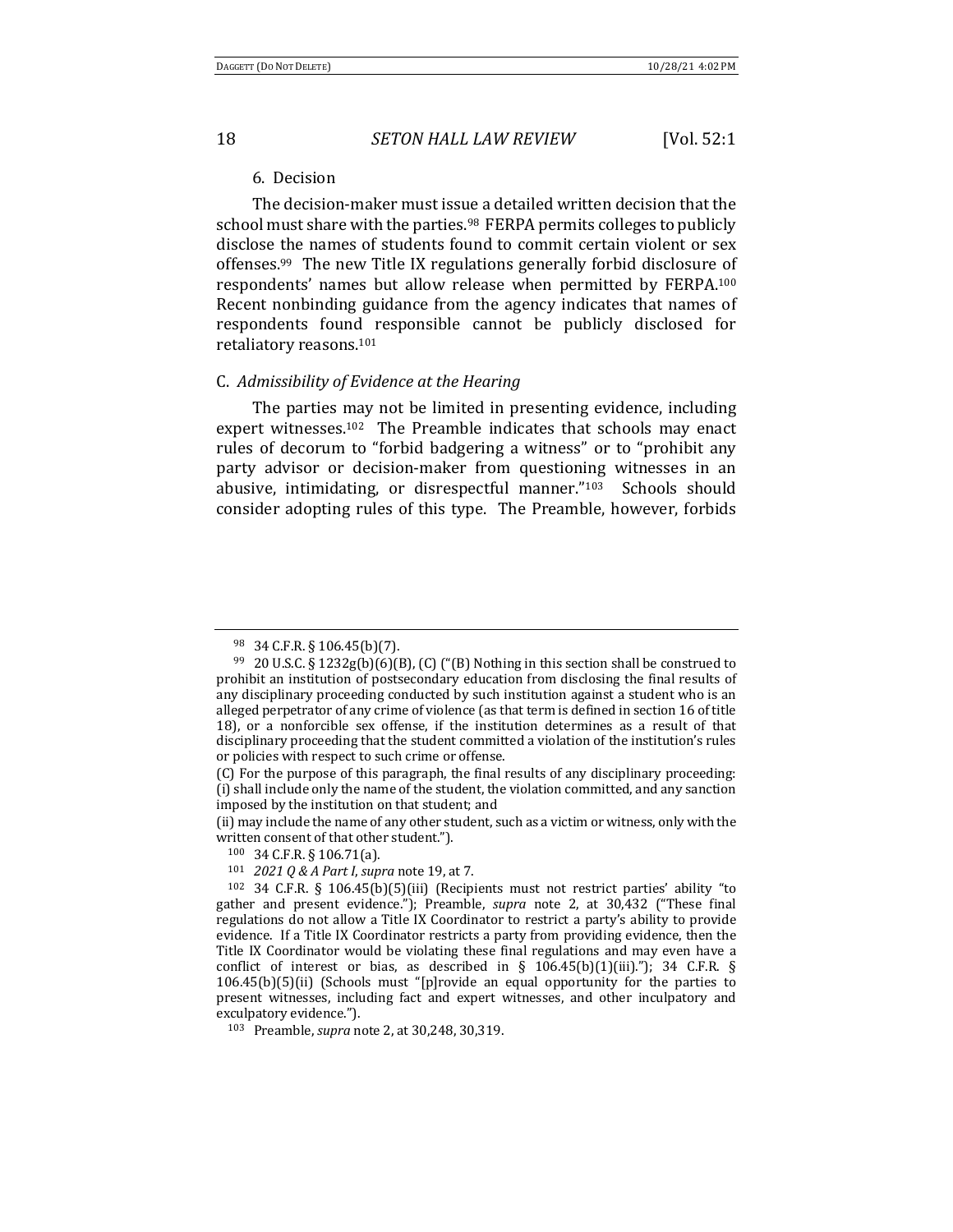6. Decision

The decision-maker must issue a detailed written decision that the school must share with the parties.[98] FERPA permits colleges to publicly disclose the names of students found to commit certain violent or sex offenses.[99] The new Title IX regulations generally forbid disclosure of respondents' names but allow release when permitted by FERPA.[100] Recent nonbinding guidance from the agency indicates that names of respondents found responsible cannot be publicly disclosed for retaliatory reasons.[101]

### C. *Admissibility of Evidence at the Hearing*

The parties may not be limited in presenting evidence, including expert witnesses.[102] The Preamble indicates that schools may enact rules of decorum to "forbid badgering a witness" or to "prohibit any party advisor or decision-maker from questioning witnesses in an abusive, intimidating, or disrespectful manner."[103] Schools should consider adopting rules of this type. The Preamble, however, forbids

---

[98] 34 C.F.R. § 106.45(b)(7).

[99] 20 U.S.C. § 1232g(b)(6)(B), (C) ("(B) Nothing in this section shall be construed to prohibit an institution of postsecondary education from disclosing the final results of any disciplinary proceeding conducted by such institution against a student who is an alleged perpetrator of any crime of violence (as that term is defined in section 16 of title 18), or a nonforcible sex offense, if the institution determines as a result of that disciplinary proceeding that the student committed a violation of the institution's rules or policies with respect to such crime or offense.

(C) For the purpose of this paragraph, the final results of any disciplinary proceeding: (i) shall include only the name of the student, the violation committed, and any sanction imposed by the institution on that student; and

(ii) may include the name of any other student, such as a victim or witness, only with the written consent of that other student.").

[100] 34 C.F.R. § 106.71(a).

[101] *2021 Q & A Part I*, *supra* note 19, at 7.

[102] 34 C.F.R. § 106.45(b)(5)(iii) (Recipients must not restrict parties' ability "to gather and present evidence."); Preamble, *supra* note 2, at 30,432 ("These final regulations do not allow a Title IX Coordinator to restrict a party's ability to provide evidence. If a Title IX Coordinator restricts a party from providing evidence, then the Title IX Coordinator would be violating these final regulations and may even have a conflict of interest or bias, as described in § 106.45(b)(1)(iii)."); 34 C.F.R. § 106.45(b)(5)(ii) (Schools must "[p]rovide an equal opportunity for the parties to present witnesses, including fact and expert witnesses, and other inculpatory and exculpatory evidence.").

[103] Preamble, *supra* note 2, at 30,248, 30,319.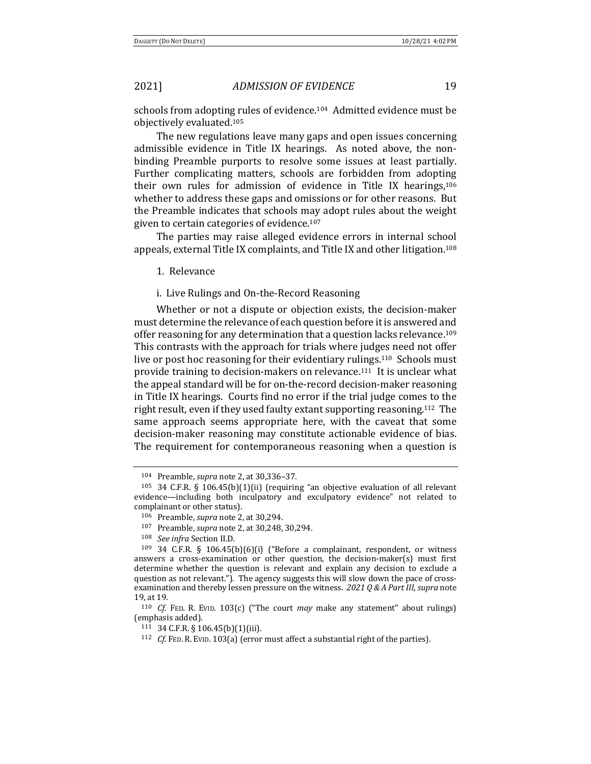schools from adopting rules of evidence.[104] Admitted evidence must be objectively evaluated.[105]

The new regulations leave many gaps and open issues concerning admissible evidence in Title IX hearings. As noted above, the non-binding Preamble purports to resolve some issues at least partially. Further complicating matters, schools are forbidden from adopting their own rules for admission of evidence in Title IX hearings,[106] whether to address these gaps and omissions or for other reasons. But the Preamble indicates that schools may adopt rules about the weight given to certain categories of evidence.[107]

The parties may raise alleged evidence errors in internal school appeals, external Title IX complaints, and Title IX and other litigation.[108]

1. Relevance

i. Live Rulings and On-the-Record Reasoning

Whether or not a dispute or objection exists, the decision-maker must determine the relevance of each question before it is answered and offer reasoning for any determination that a question lacks relevance.[109] This contrasts with the approach for trials where judges need not offer live or post hoc reasoning for their evidentiary rulings.[110] Schools must provide training to decision-makers on relevance.[111] It is unclear what the appeal standard will be for on-the-record decision-maker reasoning in Title IX hearings. Courts find no error if the trial judge comes to the right result, even if they used faulty extant supporting reasoning.[112] The same approach seems appropriate here, with the caveat that some decision-maker reasoning may constitute actionable evidence of bias. The requirement for contemporaneous reasoning when a question is

---

[104] Preamble, *supra* note 2, at 30,336–37.

[105] 34 C.F.R. § 106.45(b)(1)(ii) (requiring "an objective evaluation of all relevant evidence—including both inculpatory and exculpatory evidence" not related to complainant or other status).

[106] Preamble, *supra* note 2, at 30,294.

[107] Preamble, *supra* note 2, at 30,248, 30,294.

[108] *See infra* Section II.D.

[109] 34 C.F.R. § 106.45(b)(6)(i) ("Before a complainant, respondent, or witness answers a cross-examination or other question, the decision-maker(s) must first determine whether the question is relevant and explain any decision to exclude a question as not relevant."). The agency suggests this will slow down the pace of cross-examination and thereby lessen pressure on the witness. *2021 Q & A Part III*, *supra* note 19, at 19.

[110] *Cf.* FED. R. EVID. 103(c) ("The court *may* make any statement" about rulings) (emphasis added).

[111] 34 C.F.R. § 106.45(b)(1)(iii).

[112] *Cf.* FED. R. EVID. 103(a) (error must affect a substantial right of the parties).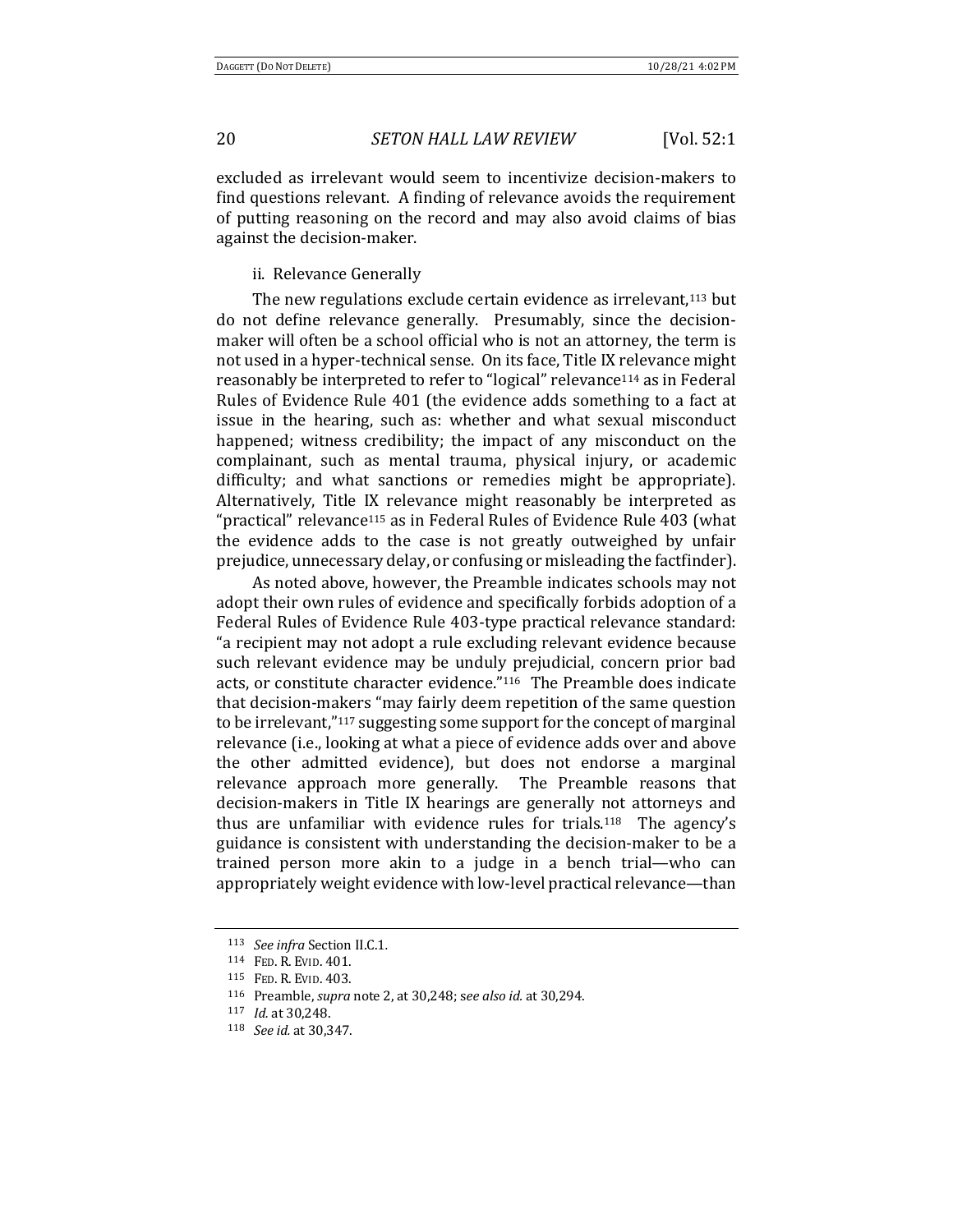excluded as irrelevant would seem to incentivize decision-makers to find questions relevant. A finding of relevance avoids the requirement of putting reasoning on the record and may also avoid claims of bias against the decision-maker.

ii. Relevance Generally

The new regulations exclude certain evidence as irrelevant,[113] but do not define relevance generally. Presumably, since the decision-maker will often be a school official who is not an attorney, the term is not used in a hyper-technical sense. On its face, Title IX relevance might reasonably be interpreted to refer to "logical" relevance[114] as in Federal Rules of Evidence Rule 401 (the evidence adds something to a fact at issue in the hearing, such as: whether and what sexual misconduct happened; witness credibility; the impact of any misconduct on the complainant, such as mental trauma, physical injury, or academic difficulty; and what sanctions or remedies might be appropriate). Alternatively, Title IX relevance might reasonably be interpreted as "practical" relevance[115] as in Federal Rules of Evidence Rule 403 (what the evidence adds to the case is not greatly outweighed by unfair prejudice, unnecessary delay, or confusing or misleading the factfinder).

As noted above, however, the Preamble indicates schools may not adopt their own rules of evidence and specifically forbids adoption of a Federal Rules of Evidence Rule 403-type practical relevance standard: "a recipient may not adopt a rule excluding relevant evidence because such relevant evidence may be unduly prejudicial, concern prior bad acts, or constitute character evidence."[116] The Preamble does indicate that decision-makers "may fairly deem repetition of the same question to be irrelevant,"[117] suggesting some support for the concept of marginal relevance (i.e., looking at what a piece of evidence adds over and above the other admitted evidence), but does not endorse a marginal relevance approach more generally. The Preamble reasons that decision-makers in Title IX hearings are generally not attorneys and thus are unfamiliar with evidence rules for trials.[118] The agency's guidance is consistent with understanding the decision-maker to be a trained person more akin to a judge in a bench trial—who can appropriately weight evidence with low-level practical relevance—than

---

[113] *See infra* Section II.C.1.

[114] FED. R. EVID. 401.

[115] FED. R. EVID. 403.

[116] Preamble, *supra* note 2, at 30,248; s*ee also id.* at 30,294.

[117] *Id.* at 30,248.

[118] *See id.* at 30,347.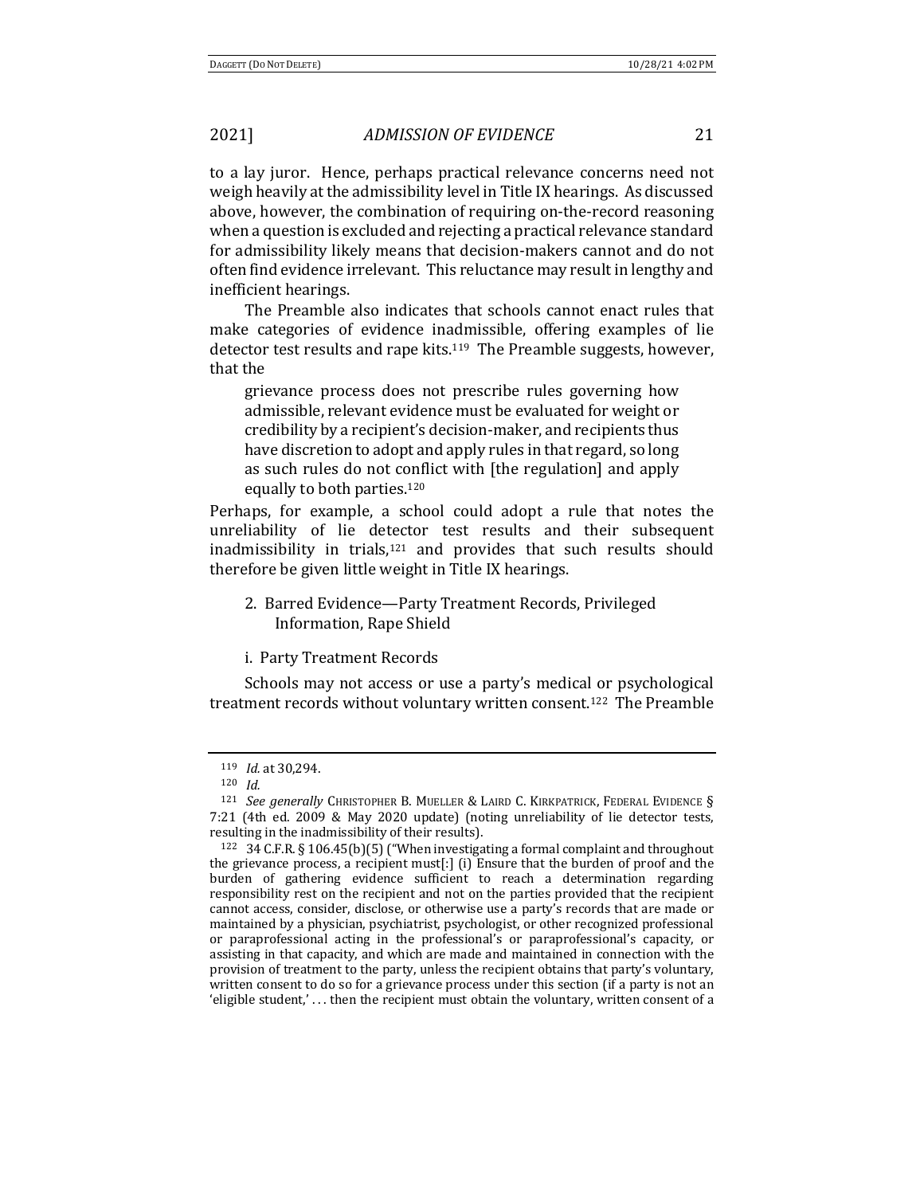to a lay juror. Hence, perhaps practical relevance concerns need not weigh heavily at the admissibility level in Title IX hearings. As discussed above, however, the combination of requiring on-the-record reasoning when a question is excluded and rejecting a practical relevance standard for admissibility likely means that decision-makers cannot and do not often find evidence irrelevant. This reluctance may result in lengthy and inefficient hearings.

The Preamble also indicates that schools cannot enact rules that make categories of evidence inadmissible, offering examples of lie detector test results and rape kits.[119] The Preamble suggests, however, that the

> grievance process does not prescribe rules governing how admissible, relevant evidence must be evaluated for weight or credibility by a recipient's decision-maker, and recipients thus have discretion to adopt and apply rules in that regard, so long as such rules do not conflict with [the regulation] and apply equally to both parties.[120]

Perhaps, for example, a school could adopt a rule that notes the unreliability of lie detector test results and their subsequent inadmissibility in trials,[121] and provides that such results should therefore be given little weight in Title IX hearings.

### 2. Barred Evidence—Party Treatment Records, Privileged Information, Rape Shield

#### i. Party Treatment Records

Schools may not access or use a party's medical or psychological treatment records without voluntary written consent.[122] The Preamble

---

[119] *Id.* at 30,294.

[120] *Id.*

[121] *See generally* CHRISTOPHER B. MUELLER & LAIRD C. KIRKPATRICK, FEDERAL EVIDENCE § 7:21 (4th ed. 2009 & May 2020 update) (noting unreliability of lie detector tests, resulting in the inadmissibility of their results).

[122] 34 C.F.R. § 106.45(b)(5) ("When investigating a formal complaint and throughout the grievance process, a recipient must[:] (i) Ensure that the burden of proof and the burden of gathering evidence sufficient to reach a determination regarding responsibility rest on the recipient and not on the parties provided that the recipient cannot access, consider, disclose, or otherwise use a party's records that are made or maintained by a physician, psychiatrist, psychologist, or other recognized professional or paraprofessional acting in the professional's or paraprofessional's capacity, or assisting in that capacity, and which are made and maintained in connection with the provision of treatment to the party, unless the recipient obtains that party's voluntary, written consent to do so for a grievance process under this section (if a party is not an 'eligible student,' . . . then the recipient must obtain the voluntary, written consent of a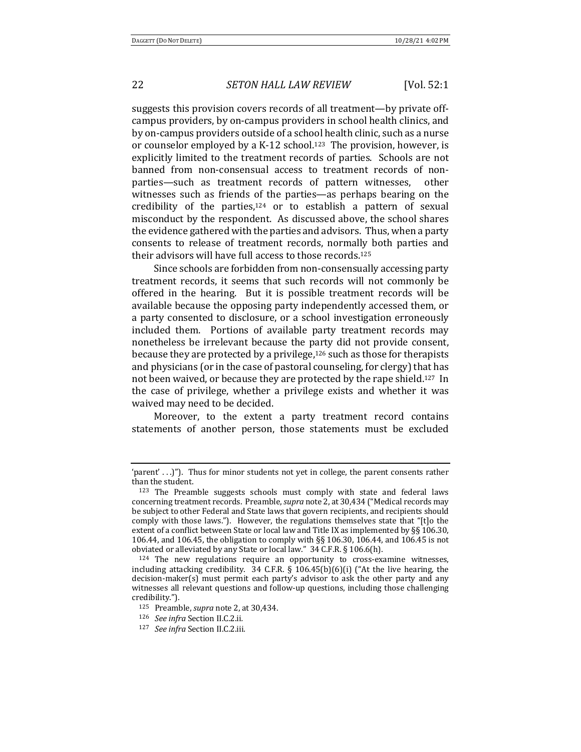suggests this provision covers records of all treatment—by private off-campus providers, by on-campus providers in school health clinics, and by on-campus providers outside of a school health clinic, such as a nurse or counselor employed by a K-12 school.[123] The provision, however, is explicitly limited to the treatment records of parties. Schools are not banned from non-consensual access to treatment records of non-parties—such as treatment records of pattern witnesses, other witnesses such as friends of the parties—as perhaps bearing on the credibility of the parties,[124] or to establish a pattern of sexual misconduct by the respondent. As discussed above, the school shares the evidence gathered with the parties and advisors. Thus, when a party consents to release of treatment records, normally both parties and their advisors will have full access to those records.[125]

Since schools are forbidden from non-consensually accessing party treatment records, it seems that such records will not commonly be offered in the hearing. But it is possible treatment records will be available because the opposing party independently accessed them, or a party consented to disclosure, or a school investigation erroneously included them. Portions of available party treatment records may nonetheless be irrelevant because the party did not provide consent, because they are protected by a privilege,[126] such as those for therapists and physicians (or in the case of pastoral counseling, for clergy) that has not been waived, or because they are protected by the rape shield.[127] In the case of privilege, whether a privilege exists and whether it was waived may need to be decided.

Moreover, to the extent a party treatment record contains statements of another person, those statements must be excluded

---

'parent' . . .)"). Thus for minor students not yet in college, the parent consents rather than the student.

[123] The Preamble suggests schools must comply with state and federal laws concerning treatment records. Preamble, *supra* note 2, at 30,434 ("Medical records may be subject to other Federal and State laws that govern recipients, and recipients should comply with those laws."). However, the regulations themselves state that "[t]o the extent of a conflict between State or local law and Title IX as implemented by §§ 106.30, 106.44, and 106.45, the obligation to comply with §§ 106.30, 106.44, and 106.45 is not obviated or alleviated by any State or local law." 34 C.F.R. § 106.6(h).

[124] The new regulations require an opportunity to cross-examine witnesses, including attacking credibility. 34 C.F.R. § 106.45(b)(6)(i) ("At the live hearing, the decision-maker(s) must permit each party's advisor to ask the other party and any witnesses all relevant questions and follow-up questions, including those challenging credibility.").

[125] Preamble, *supra* note 2, at 30,434.

[126] *See infra* Section II.C.2.ii.

[127] *See infra* Section II.C.2.iii.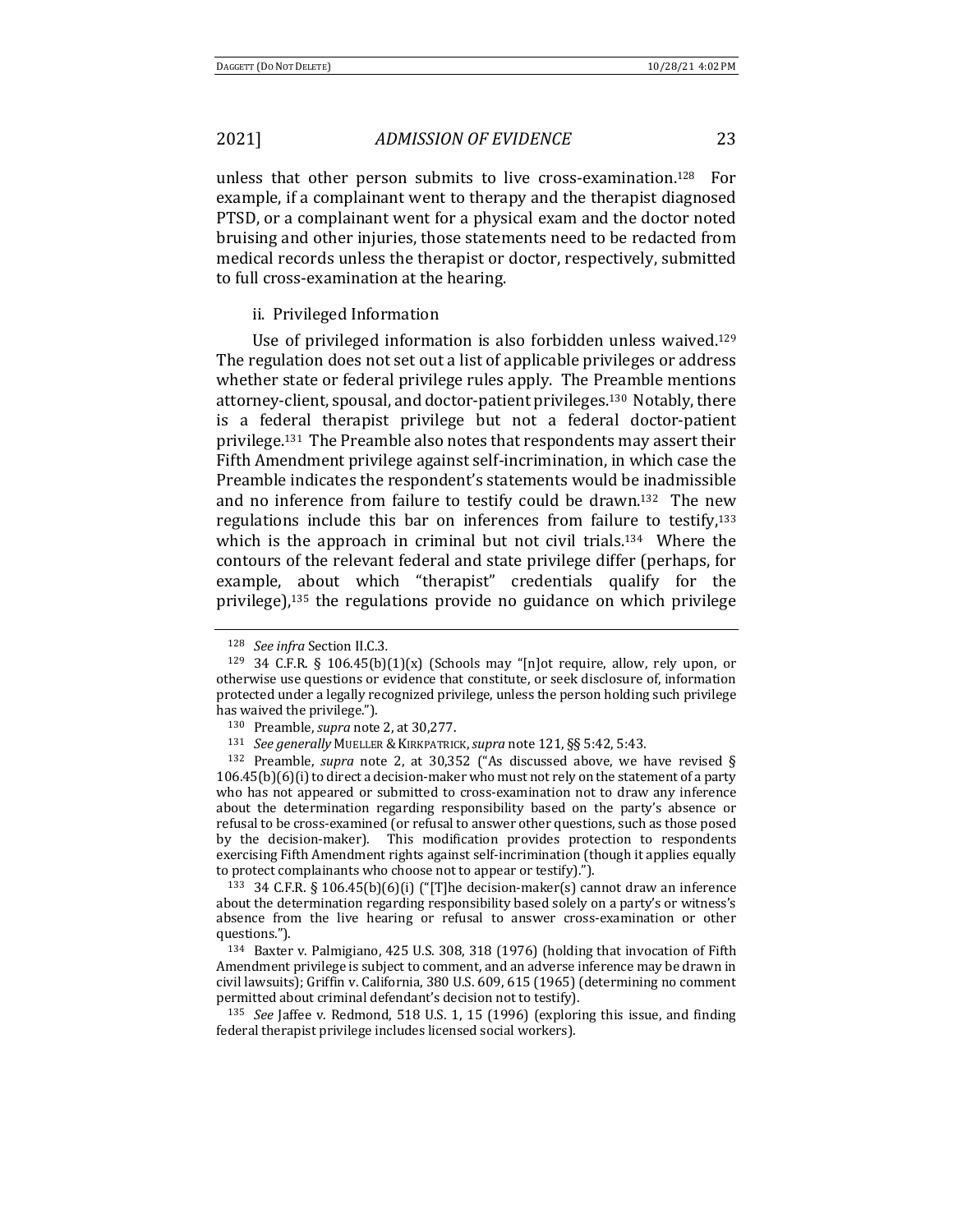unless that other person submits to live cross-examination.[128] For example, if a complainant went to therapy and the therapist diagnosed PTSD, or a complainant went for a physical exam and the doctor noted bruising and other injuries, those statements need to be redacted from medical records unless the therapist or doctor, respectively, submitted to full cross-examination at the hearing.

ii. Privileged Information

Use of privileged information is also forbidden unless waived.[129] The regulation does not set out a list of applicable privileges or address whether state or federal privilege rules apply. The Preamble mentions attorney-client, spousal, and doctor-patient privileges.[130] Notably, there is a federal therapist privilege but not a federal doctor-patient privilege.[131] The Preamble also notes that respondents may assert their Fifth Amendment privilege against self-incrimination, in which case the Preamble indicates the respondent's statements would be inadmissible and no inference from failure to testify could be drawn.[132] The new regulations include this bar on inferences from failure to testify,[133] which is the approach in criminal but not civil trials.[134] Where the contours of the relevant federal and state privilege differ (perhaps, for example, about which "therapist" credentials qualify for the privilege),[135] the regulations provide no guidance on which privilege

---

[128] *See infra* Section II.C.3.

[129] 34 C.F.R. § 106.45(b)(1)(x) (Schools may "[n]ot require, allow, rely upon, or otherwise use questions or evidence that constitute, or seek disclosure of, information protected under a legally recognized privilege, unless the person holding such privilege has waived the privilege.").

[130] Preamble, *supra* note 2, at 30,277.

[131] *See generally* MUELLER & KIRKPATRICK, *supra* note 121, §§ 5:42, 5:43.

[132] Preamble, *supra* note 2, at 30,352 ("As discussed above, we have revised § 106.45(b)(6)(i) to direct a decision-maker who must not rely on the statement of a party who has not appeared or submitted to cross-examination not to draw any inference about the determination regarding responsibility based on the party's absence or refusal to be cross-examined (or refusal to answer other questions, such as those posed by the decision-maker). This modification provides protection to respondents exercising Fifth Amendment rights against self-incrimination (though it applies equally to protect complainants who choose not to appear or testify).").

[133] 34 C.F.R. § 106.45(b)(6)(i) ("[T]he decision-maker(s) cannot draw an inference about the determination regarding responsibility based solely on a party's or witness's absence from the live hearing or refusal to answer cross-examination or other questions.").

[134] Baxter v. Palmigiano, 425 U.S. 308, 318 (1976) (holding that invocation of Fifth Amendment privilege is subject to comment, and an adverse inference may be drawn in civil lawsuits); Griffin v. California, 380 U.S. 609, 615 (1965) (determining no comment permitted about criminal defendant's decision not to testify).

[135] *See* Jaffee v. Redmond, 518 U.S. 1, 15 (1996) (exploring this issue, and finding federal therapist privilege includes licensed social workers).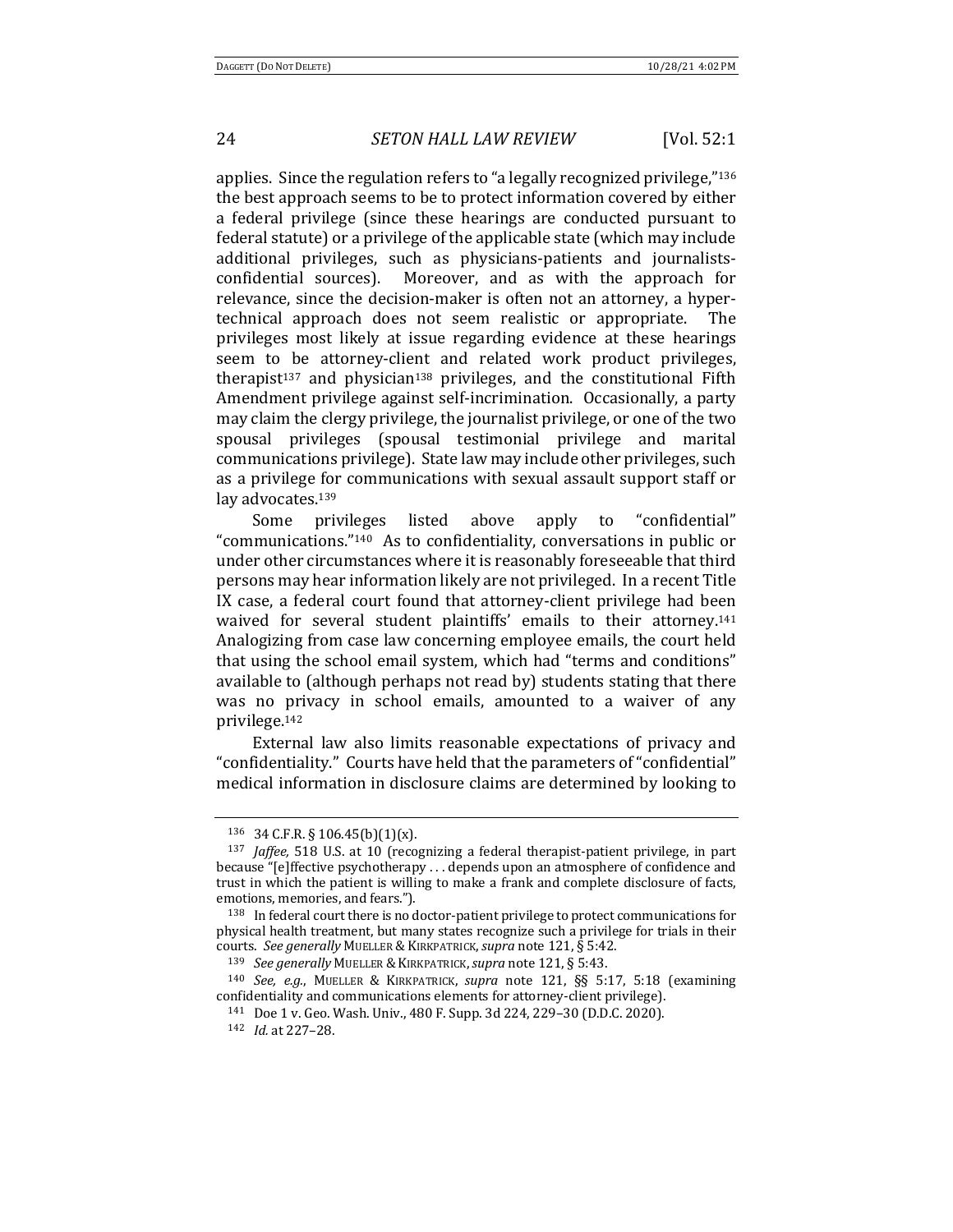applies. Since the regulation refers to "a legally recognized privilege,"[136] the best approach seems to be to protect information covered by either a federal privilege (since these hearings are conducted pursuant to federal statute) or a privilege of the applicable state (which may include additional privileges, such as physicians-patients and journalists-confidential sources). Moreover, and as with the approach for relevance, since the decision-maker is often not an attorney, a hyper-technical approach does not seem realistic or appropriate. The privileges most likely at issue regarding evidence at these hearings seem to be attorney-client and related work product privileges, therapist[137] and physician[138] privileges, and the constitutional Fifth Amendment privilege against self-incrimination. Occasionally, a party may claim the clergy privilege, the journalist privilege, or one of the two spousal privileges (spousal testimonial privilege and marital communications privilege). State law may include other privileges, such as a privilege for communications with sexual assault support staff or lay advocates.[139]

Some privileges listed above apply to "confidential" "communications."[140] As to confidentiality, conversations in public or under other circumstances where it is reasonably foreseeable that third persons may hear information likely are not privileged. In a recent Title IX case, a federal court found that attorney-client privilege had been waived for several student plaintiffs' emails to their attorney.[141] Analogizing from case law concerning employee emails, the court held that using the school email system, which had "terms and conditions" available to (although perhaps not read by) students stating that there was no privacy in school emails, amounted to a waiver of any privilege.[142]

External law also limits reasonable expectations of privacy and "confidentiality." Courts have held that the parameters of "confidential" medical information in disclosure claims are determined by looking to

---

136 34 C.F.R. § 106.45(b)(1)(x).

137 *Jaffee*, 518 U.S. at 10 (recognizing a federal therapist-patient privilege, in part because "[e]ffective psychotherapy . . . depends upon an atmosphere of confidence and trust in which the patient is willing to make a frank and complete disclosure of facts, emotions, memories, and fears.").

138 In federal court there is no doctor-patient privilege to protect communications for physical health treatment, but many states recognize such a privilege for trials in their courts. *See generally* MUELLER & KIRKPATRICK, *supra* note 121, § 5:42.

139 *See generally* MUELLER & KIRKPATRICK, *supra* note 121, § 5:43.

140 *See, e.g.*, MUELLER & KIRKPATRICK, *supra* note 121, §§ 5:17, 5:18 (examining confidentiality and communications elements for attorney-client privilege).

141 Doe 1 v. Geo. Wash. Univ., 480 F. Supp. 3d 224, 229–30 (D.D.C. 2020).

142 *Id.* at 227–28.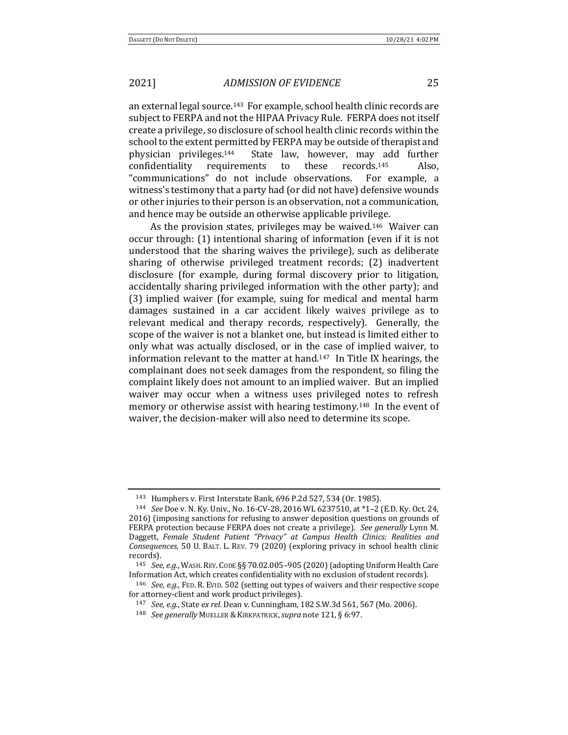an external legal source.[143] For example, school health clinic records are subject to FERPA and not the HIPAA Privacy Rule. FERPA does not itself create a privilege, so disclosure of school health clinic records within the school to the extent permitted by FERPA may be outside of therapist and physician privileges.[144] State law, however, may add further confidentiality requirements to these records.[145] Also, "communications" do not include observations. For example, a witness's testimony that a party had (or did not have) defensive wounds or other injuries to their person is an observation, not a communication, and hence may be outside an otherwise applicable privilege.

As the provision states, privileges may be waived.[146] Waiver can occur through: (1) intentional sharing of information (even if it is not understood that the sharing waives the privilege), such as deliberate sharing of otherwise privileged treatment records; (2) inadvertent disclosure (for example, during formal discovery prior to litigation, accidentally sharing privileged information with the other party); and (3) implied waiver (for example, suing for medical and mental harm damages sustained in a car accident likely waives privilege as to relevant medical and therapy records, respectively). Generally, the scope of the waiver is not a blanket one, but instead is limited either to only what was actually disclosed, or in the case of implied waiver, to information relevant to the matter at hand.[147] In Title IX hearings, the complainant does not seek damages from the respondent, so filing the complaint likely does not amount to an implied waiver. But an implied waiver may occur when a witness uses privileged notes to refresh memory or otherwise assist with hearing testimony.[148] In the event of waiver, the decision-maker will also need to determine its scope.

---

[143] Humphers v. First Interstate Bank, 696 P.2d 527, 534 (Or. 1985).

[144] *See* Doe v. N. Ky. Univ., No. 16-CV-28, 2016 WL 6237510, at *1–2 (E.D. Ky. Oct. 24, 2016) (imposing sanctions for refusing to answer deposition questions on grounds of FERPA protection because FERPA does not create a privilege). *See generally* Lynn M. Daggett, *Female Student Patient "Privacy" at Campus Health Clinics: Realities and Consequences*, 50 U. BALT. L. REV. 79 (2020) (exploring privacy in school health clinic records).

[145] *See, e.g.*, WASH. REV. CODE §§ 70.02.005–905 (2020) (adopting Uniform Health Care Information Act, which creates confidentiality with no exclusion of student records).

[146] *See, e.g.*, FED. R. EVID. 502 (setting out types of waivers and their respective scope for attorney-client and work product privileges).

[147] *See, e.g.*, State *ex rel.* Dean v. Cunningham, 182 S.W.3d 561, 567 (Mo. 2006).

[148] *See generally* MUELLER & KIRKPATRICK, *supra* note 121, § 6:97.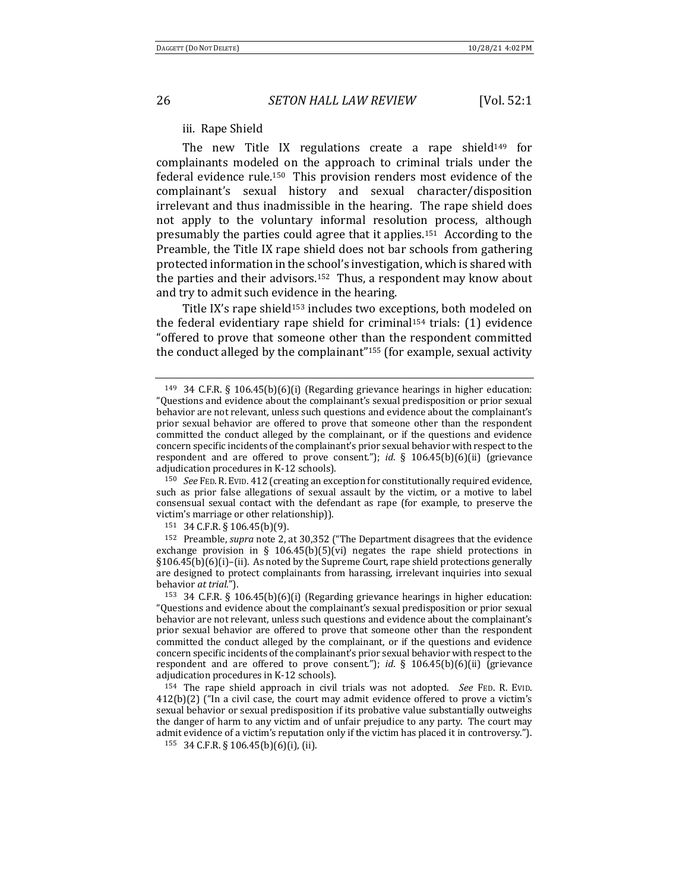### iii. Rape Shield

The new Title IX regulations create a rape shield[149] for complainants modeled on the approach to criminal trials under the federal evidence rule.[150] This provision renders most evidence of the complainant's sexual history and sexual character/disposition irrelevant and thus inadmissible in the hearing. The rape shield does not apply to the voluntary informal resolution process, although presumably the parties could agree that it applies.[151] According to the Preamble, the Title IX rape shield does not bar schools from gathering protected information in the school's investigation, which is shared with the parties and their advisors.[152] Thus, a respondent may know about and try to admit such evidence in the hearing.

Title IX's rape shield[153] includes two exceptions, both modeled on the federal evidentiary rape shield for criminal[154] trials: (1) evidence "offered to prove that someone other than the respondent committed the conduct alleged by the complainant"[155] (for example, sexual activity

---

[149] 34 C.F.R. § 106.45(b)(6)(i) (Regarding grievance hearings in higher education: "Questions and evidence about the complainant's sexual predisposition or prior sexual behavior are not relevant, unless such questions and evidence about the complainant's prior sexual behavior are offered to prove that someone other than the respondent committed the conduct alleged by the complainant, or if the questions and evidence concern specific incidents of the complainant's prior sexual behavior with respect to the respondent and are offered to prove consent."); *id*. § 106.45(b)(6)(ii) (grievance adjudication procedures in K-12 schools).

[150] *See* FED. R. EVID. 412 (creating an exception for constitutionally required evidence, such as prior false allegations of sexual assault by the victim, or a motive to label consensual sexual contact with the defendant as rape (for example, to preserve the victim's marriage or other relationship)).

[151] 34 C.F.R. § 106.45(b)(9).

[152] Preamble, *supra* note 2, at 30,352 ("The Department disagrees that the evidence exchange provision in § 106.45(b)(5)(vi) negates the rape shield protections in §106.45(b)(6)(i)–(ii). As noted by the Supreme Court, rape shield protections generally are designed to protect complainants from harassing, irrelevant inquiries into sexual behavior *at trial*.").

[153] 34 C.F.R. § 106.45(b)(6)(i) (Regarding grievance hearings in higher education: "Questions and evidence about the complainant's sexual predisposition or prior sexual behavior are not relevant, unless such questions and evidence about the complainant's prior sexual behavior are offered to prove that someone other than the respondent committed the conduct alleged by the complainant, or if the questions and evidence concern specific incidents of the complainant's prior sexual behavior with respect to the respondent and are offered to prove consent."); *id*. § 106.45(b)(6)(ii) (grievance adjudication procedures in K-12 schools).

[154] The rape shield approach in civil trials was not adopted. *See* FED. R. EVID. 412(b)(2) ("In a civil case, the court may admit evidence offered to prove a victim's sexual behavior or sexual predisposition if its probative value substantially outweighs the danger of harm to any victim and of unfair prejudice to any party. The court may admit evidence of a victim's reputation only if the victim has placed it in controversy.").

[155] 34 C.F.R. § 106.45(b)(6)(i), (ii).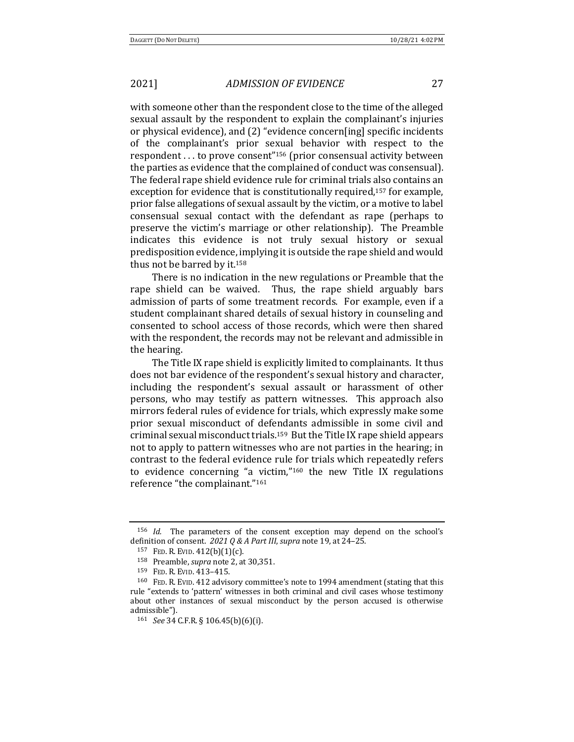with someone other than the respondent close to the time of the alleged sexual assault by the respondent to explain the complainant's injuries or physical evidence), and (2) "evidence concern[ing] specific incidents of the complainant's prior sexual behavior with respect to the respondent . . . to prove consent"[156] (prior consensual activity between the parties as evidence that the complained of conduct was consensual). The federal rape shield evidence rule for criminal trials also contains an exception for evidence that is constitutionally required,[157] for example, prior false allegations of sexual assault by the victim, or a motive to label consensual sexual contact with the defendant as rape (perhaps to preserve the victim's marriage or other relationship). The Preamble indicates this evidence is not truly sexual history or sexual predisposition evidence, implying it is outside the rape shield and would thus not be barred by it.[158]

There is no indication in the new regulations or Preamble that the rape shield can be waived. Thus, the rape shield arguably bars admission of parts of some treatment records. For example, even if a student complainant shared details of sexual history in counseling and consented to school access of those records, which were then shared with the respondent, the records may not be relevant and admissible in the hearing.

The Title IX rape shield is explicitly limited to complainants. It thus does not bar evidence of the respondent's sexual history and character, including the respondent's sexual assault or harassment of other persons, who may testify as pattern witnesses. This approach also mirrors federal rules of evidence for trials, which expressly make some prior sexual misconduct of defendants admissible in some civil and criminal sexual misconduct trials.[159] But the Title IX rape shield appears not to apply to pattern witnesses who are not parties in the hearing; in contrast to the federal evidence rule for trials which repeatedly refers to evidence concerning "a victim,"[160] the new Title IX regulations reference "the complainant."[161]

---

[156] *Id.* The parameters of the consent exception may depend on the school's definition of consent. *2021 Q & A Part III*, *supra* note 19, at 24–25.

[157] FED. R. EVID. 412(b)(1)(c).

[158] Preamble, *supra* note 2, at 30,351.

[159] FED. R. EVID. 413–415.

[160] FED. R. EVID. 412 advisory committee's note to 1994 amendment (stating that this rule "extends to 'pattern' witnesses in both criminal and civil cases whose testimony about other instances of sexual misconduct by the person accused is otherwise admissible").

[161] *See* 34 C.F.R. § 106.45(b)(6)(i).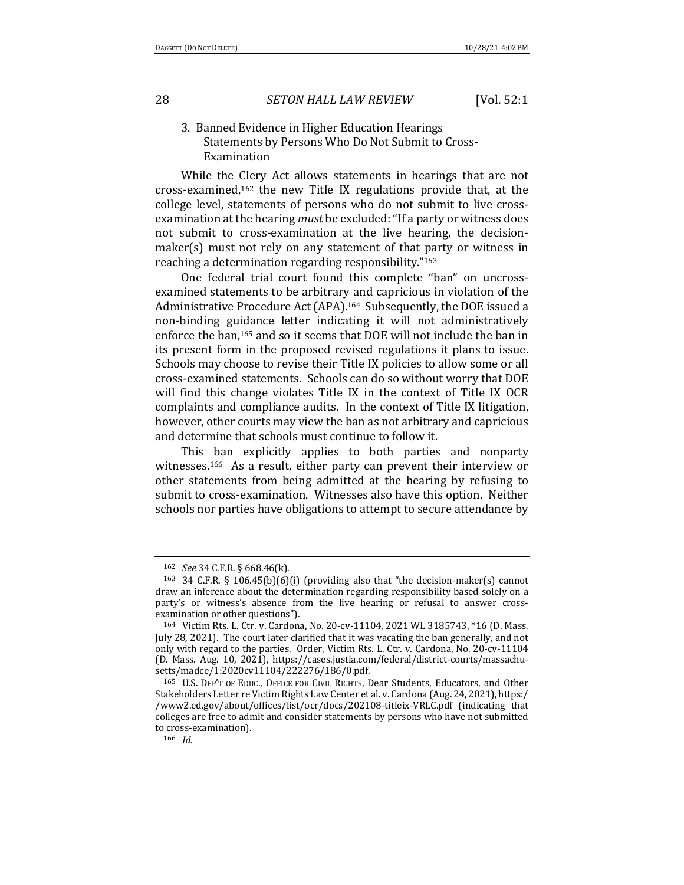### 3. Banned Evidence in Higher Education Hearings Statements by Persons Who Do Not Submit to Cross-Examination

While the Clery Act allows statements in hearings that are not cross-examined,[162] the new Title IX regulations provide that, at the college level, statements of persons who do not submit to live cross-examination at the hearing *must* be excluded: "If a party or witness does not submit to cross-examination at the live hearing, the decision-maker(s) must not rely on any statement of that party or witness in reaching a determination regarding responsibility."[163]

One federal trial court found this complete "ban" on uncross-examined statements to be arbitrary and capricious in violation of the Administrative Procedure Act (APA).[164] Subsequently, the DOE issued a non-binding guidance letter indicating it will not administratively enforce the ban,[165] and so it seems that DOE will not include the ban in its present form in the proposed revised regulations it plans to issue. Schools may choose to revise their Title IX policies to allow some or all cross-examined statements. Schools can do so without worry that DOE will find this change violates Title IX in the context of Title IX OCR complaints and compliance audits. In the context of Title IX litigation, however, other courts may view the ban as not arbitrary and capricious and determine that schools must continue to follow it.

This ban explicitly applies to both parties and nonparty witnesses.[166] As a result, either party can prevent their interview or other statements from being admitted at the hearing by refusing to submit to cross-examination. Witnesses also have this option. Neither schools nor parties have obligations to attempt to secure attendance by

---

[162] *See* 34 C.F.R. § 668.46(k).

[163] 34 C.F.R. § 106.45(b)(6)(i) (providing also that "the decision-maker(s) cannot draw an inference about the determination regarding responsibility based solely on a party's or witness's absence from the live hearing or refusal to answer cross-examination or other questions").

[164] Victim Rts. L. Ctr. v. Cardona, No. 20-cv-11104, 2021 WL 3185743, *16 (D. Mass. July 28, 2021). The court later clarified that it was vacating the ban generally, and not only with regard to the parties. Order, Victim Rts. L. Ctr. v. Cardona, No. 20-cv-11104 (D. Mass. Aug. 10, 2021), https://cases.justia.com/federal/district-courts/massachusetts/madce/1:2020cv11104/222276/186/0.pdf.

[165] U.S. DEP'T OF EDUC., OFFICE FOR CIVIL RIGHTS, Dear Students, Educators, and Other Stakeholders Letter re Victim Rights Law Center et al. v. Cardona (Aug. 24, 2021), https://www2.ed.gov/about/offices/list/ocr/docs/202108-titleix-VRLC.pdf (indicating that colleges are free to admit and consider statements by persons who have not submitted to cross-examination).

[166] *Id.*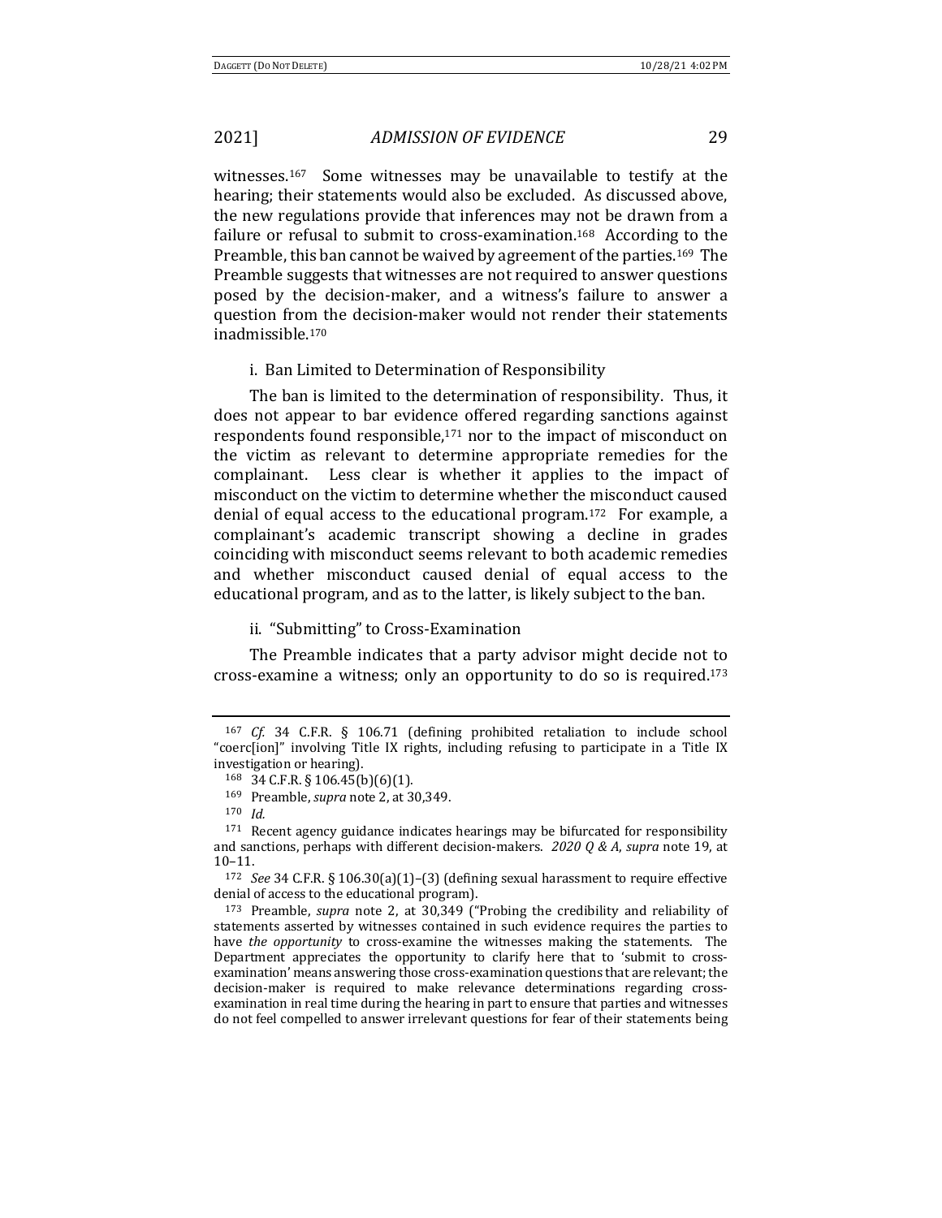witnesses.[167] Some witnesses may be unavailable to testify at the hearing; their statements would also be excluded. As discussed above, the new regulations provide that inferences may not be drawn from a failure or refusal to submit to cross-examination.[168] According to the Preamble, this ban cannot be waived by agreement of the parties.[169] The Preamble suggests that witnesses are not required to answer questions posed by the decision-maker, and a witness's failure to answer a question from the decision-maker would not render their statements inadmissible.[170]

i. Ban Limited to Determination of Responsibility

The ban is limited to the determination of responsibility. Thus, it does not appear to bar evidence offered regarding sanctions against respondents found responsible,[171] nor to the impact of misconduct on the victim as relevant to determine appropriate remedies for the complainant. Less clear is whether it applies to the impact of misconduct on the victim to determine whether the misconduct caused denial of equal access to the educational program.[172] For example, a complainant's academic transcript showing a decline in grades coinciding with misconduct seems relevant to both academic remedies and whether misconduct caused denial of equal access to the educational program, and as to the latter, is likely subject to the ban.

ii. "Submitting" to Cross-Examination

The Preamble indicates that a party advisor might decide not to cross-examine a witness; only an opportunity to do so is required.[173]

---

[167] *Cf.* 34 C.F.R. § 106.71 (defining prohibited retaliation to include school "coerc[ion]" involving Title IX rights, including refusing to participate in a Title IX investigation or hearing).

[168] 34 C.F.R. § 106.45(b)(6)(1).

[169] Preamble, *supra* note 2, at 30,349.

[170] *Id.*

[171] Recent agency guidance indicates hearings may be bifurcated for responsibility and sanctions, perhaps with different decision-makers. *2020 Q & A*, *supra* note 19, at 10–11.

[172] *See* 34 C.F.R. § 106.30(a)(1)–(3) (defining sexual harassment to require effective denial of access to the educational program).

[173] Preamble, *supra* note 2, at 30,349 ("Probing the credibility and reliability of statements asserted by witnesses contained in such evidence requires the parties to have *the opportunity* to cross-examine the witnesses making the statements. The Department appreciates the opportunity to clarify here that to 'submit to cross-examination' means answering those cross-examination questions that are relevant; the decision-maker is required to make relevance determinations regarding cross-examination in real time during the hearing in part to ensure that parties and witnesses do not feel compelled to answer irrelevant questions for fear of their statements being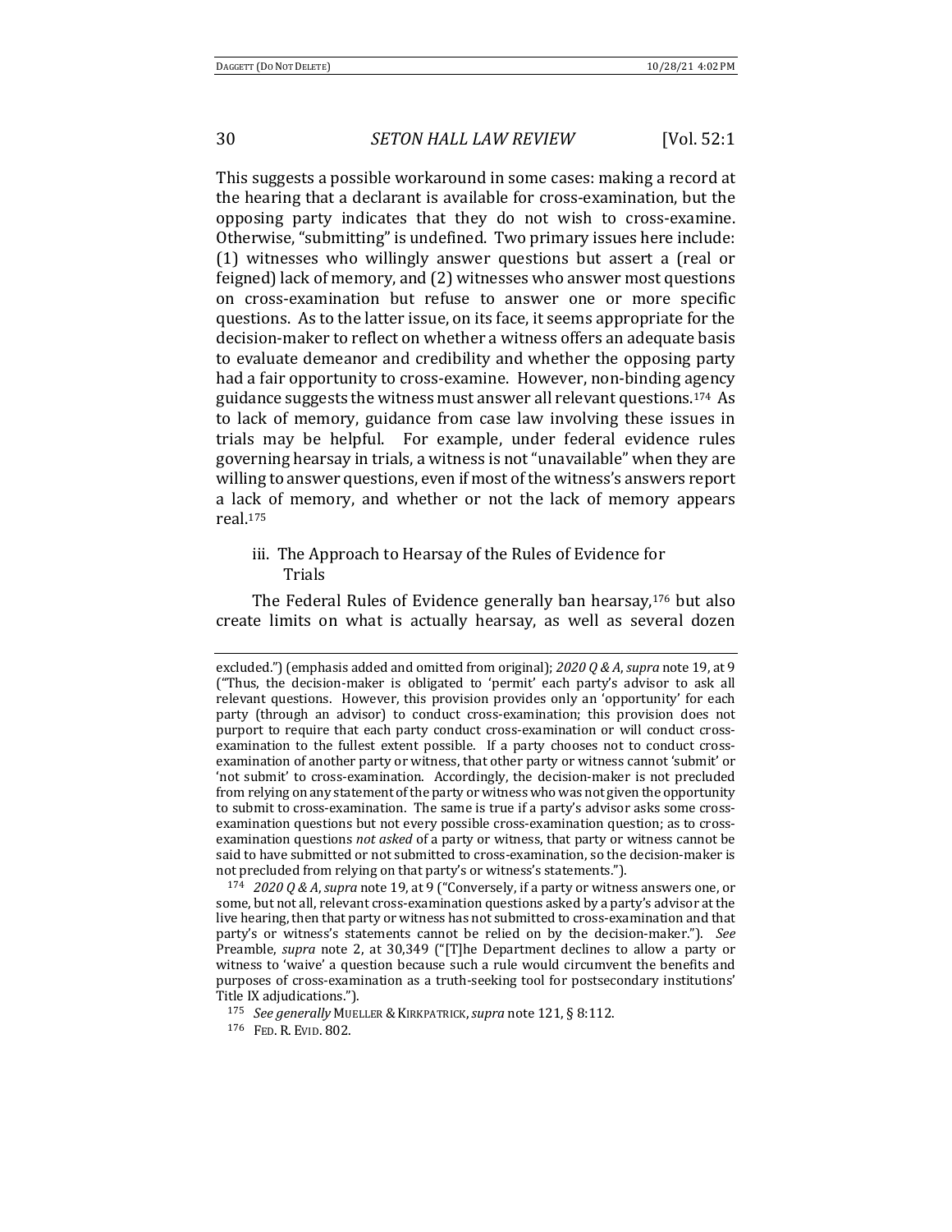This suggests a possible workaround in some cases: making a record at the hearing that a declarant is available for cross-examination, but the opposing party indicates that they do not wish to cross-examine. Otherwise, "submitting" is undefined. Two primary issues here include: (1) witnesses who willingly answer questions but assert a (real or feigned) lack of memory, and (2) witnesses who answer most questions on cross-examination but refuse to answer one or more specific questions. As to the latter issue, on its face, it seems appropriate for the decision-maker to reflect on whether a witness offers an adequate basis to evaluate demeanor and credibility and whether the opposing party had a fair opportunity to cross-examine. However, non-binding agency guidance suggests the witness must answer all relevant questions.[174] As to lack of memory, guidance from case law involving these issues in trials may be helpful. For example, under federal evidence rules governing hearsay in trials, a witness is not "unavailable" when they are willing to answer questions, even if most of the witness's answers report a lack of memory, and whether or not the lack of memory appears real.[175]

### iii. The Approach to Hearsay of the Rules of Evidence for Trials

The Federal Rules of Evidence generally ban hearsay,[176] but also create limits on what is actually hearsay, as well as several dozen

---

excluded.") (emphasis added and omitted from original); *2020 Q & A*, *supra* note 19, at 9 ("Thus, the decision-maker is obligated to 'permit' each party's advisor to ask all relevant questions. However, this provision provides only an 'opportunity' for each party (through an advisor) to conduct cross-examination; this provision does not purport to require that each party conduct cross-examination or will conduct cross-examination to the fullest extent possible. If a party chooses not to conduct cross-examination of another party or witness, that other party or witness cannot 'submit' or 'not submit' to cross-examination. Accordingly, the decision-maker is not precluded from relying on any statement of the party or witness who was not given the opportunity to submit to cross-examination. The same is true if a party's advisor asks some cross-examination questions but not every possible cross-examination question; as to cross-examination questions *not asked* of a party or witness, that party or witness cannot be said to have submitted or not submitted to cross-examination, so the decision-maker is not precluded from relying on that party's or witness's statements.").

[174] *2020 Q & A*, *supra* note 19, at 9 ("Conversely, if a party or witness answers one, or some, but not all, relevant cross-examination questions asked by a party's advisor at the live hearing, then that party or witness has not submitted to cross-examination and that party's or witness's statements cannot be relied on by the decision-maker."). *See* Preamble, *supra* note 2, at 30,349 ("[T]he Department declines to allow a party or witness to 'waive' a question because such a rule would circumvent the benefits and purposes of cross-examination as a truth-seeking tool for postsecondary institutions' Title IX adjudications.").

[175] *See generally* MUELLER & KIRKPATRICK, *supra* note 121, § 8:112.

[176] FED. R. EVID. 802.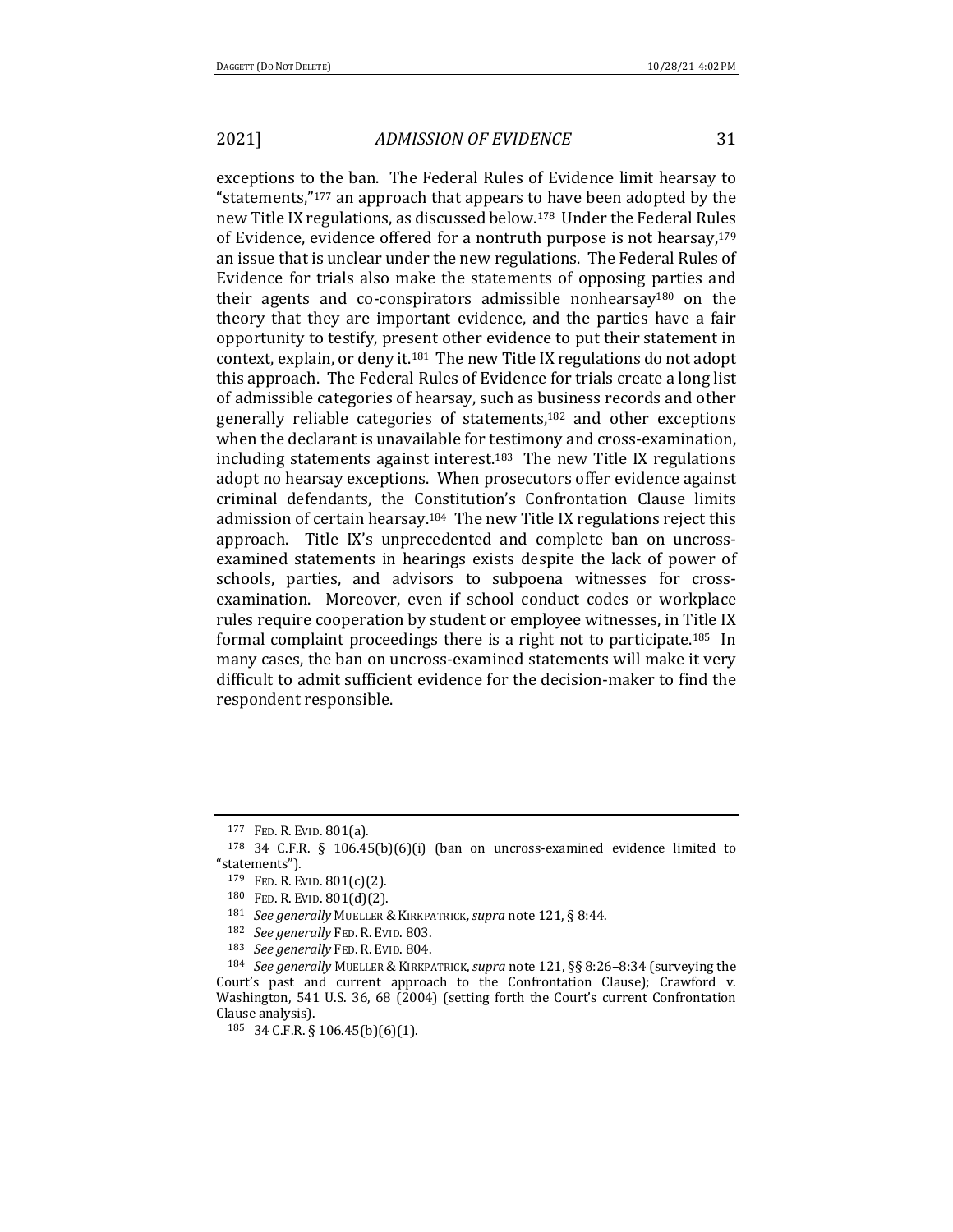exceptions to the ban. The Federal Rules of Evidence limit hearsay to "statements,"[177] an approach that appears to have been adopted by the new Title IX regulations, as discussed below.[178] Under the Federal Rules of Evidence, evidence offered for a nontruth purpose is not hearsay,[179] an issue that is unclear under the new regulations. The Federal Rules of Evidence for trials also make the statements of opposing parties and their agents and co-conspirators admissible nonhearsay[180] on the theory that they are important evidence, and the parties have a fair opportunity to testify, present other evidence to put their statement in context, explain, or deny it.[181] The new Title IX regulations do not adopt this approach. The Federal Rules of Evidence for trials create a long list of admissible categories of hearsay, such as business records and other generally reliable categories of statements,[182] and other exceptions when the declarant is unavailable for testimony and cross-examination, including statements against interest.[183] The new Title IX regulations adopt no hearsay exceptions. When prosecutors offer evidence against criminal defendants, the Constitution's Confrontation Clause limits admission of certain hearsay.[184] The new Title IX regulations reject this approach. Title IX's unprecedented and complete ban on uncross-examined statements in hearings exists despite the lack of power of schools, parties, and advisors to subpoena witnesses for cross-examination. Moreover, even if school conduct codes or workplace rules require cooperation by student or employee witnesses, in Title IX formal complaint proceedings there is a right not to participate.[185] In many cases, the ban on uncross-examined statements will make it very difficult to admit sufficient evidence for the decision-maker to find the respondent responsible.

---

[177] FED. R. EVID. 801(a).

[178] 34 C.F.R. § 106.45(b)(6)(i) (ban on uncross-examined evidence limited to "statements").

[179] FED. R. EVID. 801(c)(2).

[180] FED. R. EVID. 801(d)(2).

[181] *See generally* MUELLER & KIRKPATRICK, *supra* note 121, § 8:44.

[182] *See generally* FED. R. EVID. 803.

[183] *See generally* FED. R. EVID. 804.

[184] *See generally* MUELLER & KIRKPATRICK, *supra* note 121, §§ 8:26–8:34 (surveying the Court's past and current approach to the Confrontation Clause); Crawford v. Washington, 541 U.S. 36, 68 (2004) (setting forth the Court's current Confrontation Clause analysis).

[185] 34 C.F.R. § 106.45(b)(6)(1).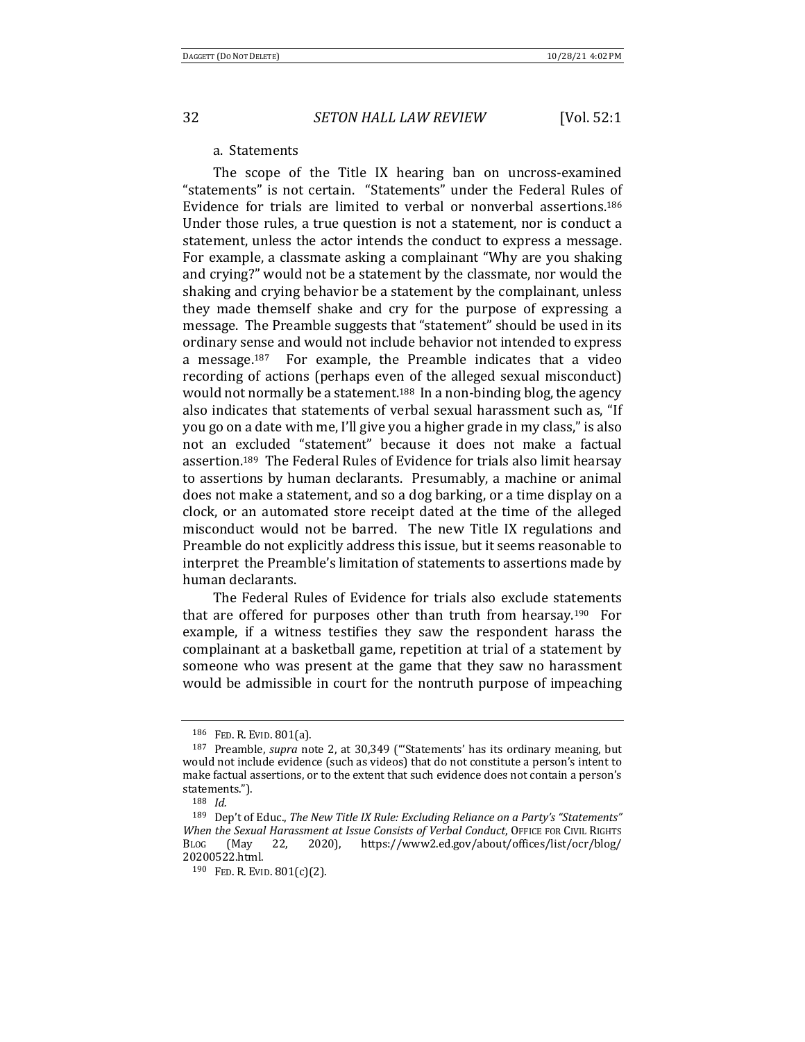a. Statements

The scope of the Title IX hearing ban on uncross-examined "statements" is not certain. "Statements" under the Federal Rules of Evidence for trials are limited to verbal or nonverbal assertions.[186] Under those rules, a true question is not a statement, nor is conduct a statement, unless the actor intends the conduct to express a message. For example, a classmate asking a complainant "Why are you shaking and crying?" would not be a statement by the classmate, nor would the shaking and crying behavior be a statement by the complainant, unless they made themself shake and cry for the purpose of expressing a message. The Preamble suggests that "statement" should be used in its ordinary sense and would not include behavior not intended to express a message.[187] For example, the Preamble indicates that a video recording of actions (perhaps even of the alleged sexual misconduct) would not normally be a statement.[188] In a non-binding blog, the agency also indicates that statements of verbal sexual harassment such as, "If you go on a date with me, I'll give you a higher grade in my class," is also not an excluded "statement" because it does not make a factual assertion.[189] The Federal Rules of Evidence for trials also limit hearsay to assertions by human declarants. Presumably, a machine or animal does not make a statement, and so a dog barking, or a time display on a clock, or an automated store receipt dated at the time of the alleged misconduct would not be barred. The new Title IX regulations and Preamble do not explicitly address this issue, but it seems reasonable to interpret the Preamble's limitation of statements to assertions made by human declarants.

The Federal Rules of Evidence for trials also exclude statements that are offered for purposes other than truth from hearsay.[190] For example, if a witness testifies they saw the respondent harass the complainant at a basketball game, repetition at trial of a statement by someone who was present at the game that they saw no harassment would be admissible in court for the nontruth purpose of impeaching

---

[186] FED. R. EVID. 801(a).

[187] Preamble, *supra* note 2, at 30,349 ("'Statements' has its ordinary meaning, but would not include evidence (such as videos) that do not constitute a person's intent to make factual assertions, or to the extent that such evidence does not contain a person's statements.").

[188] *Id.*

[189] Dep't of Educ., *The New Title IX Rule: Excluding Reliance on a Party's "Statements" When the Sexual Harassment at Issue Consists of Verbal Conduct*, OFFICE FOR CIVIL RIGHTS BLOG (May 22, 2020), https://www2.ed.gov/about/offices/list/ocr/blog/20200522.html.

[190] FED. R. EVID. 801(c)(2).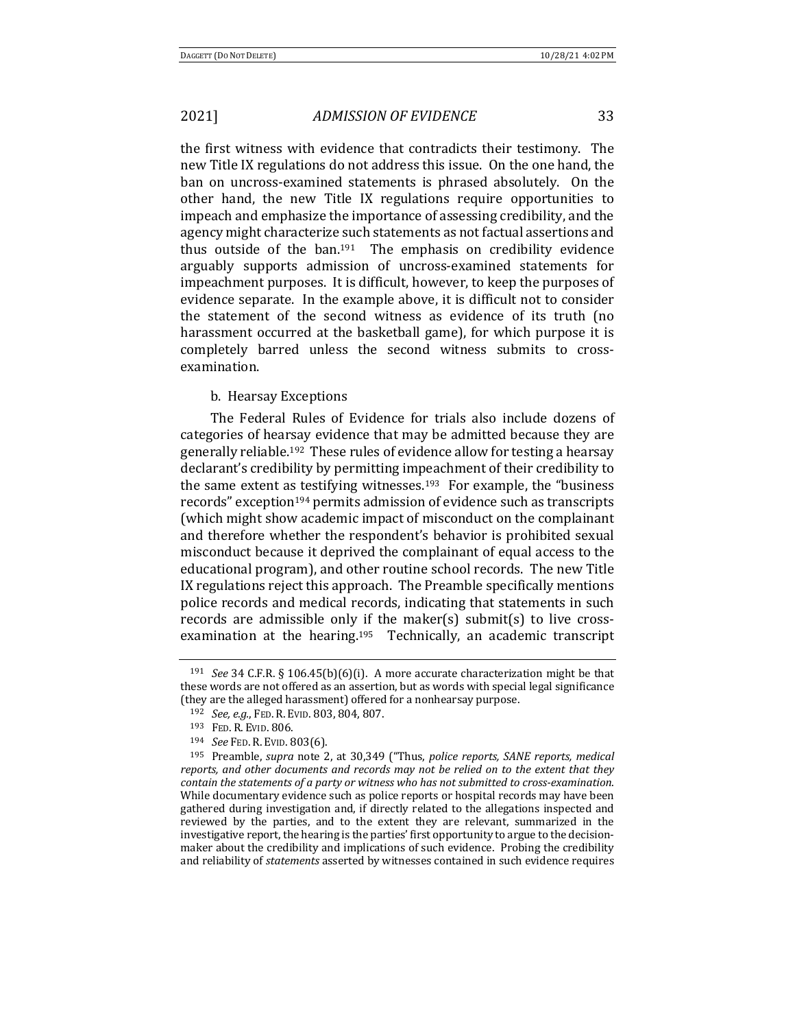the first witness with evidence that contradicts their testimony. The new Title IX regulations do not address this issue. On the one hand, the ban on uncross-examined statements is phrased absolutely. On the other hand, the new Title IX regulations require opportunities to impeach and emphasize the importance of assessing credibility, and the agency might characterize such statements as not factual assertions and thus outside of the ban.[191] The emphasis on credibility evidence arguably supports admission of uncross-examined statements for impeachment purposes. It is difficult, however, to keep the purposes of evidence separate. In the example above, it is difficult not to consider the statement of the second witness as evidence of its truth (no harassment occurred at the basketball game), for which purpose it is completely barred unless the second witness submits to cross-examination.

b. Hearsay Exceptions

The Federal Rules of Evidence for trials also include dozens of categories of hearsay evidence that may be admitted because they are generally reliable.[192] These rules of evidence allow for testing a hearsay declarant's credibility by permitting impeachment of their credibility to the same extent as testifying witnesses.[193] For example, the "business records" exception[194] permits admission of evidence such as transcripts (which might show academic impact of misconduct on the complainant and therefore whether the respondent's behavior is prohibited sexual misconduct because it deprived the complainant of equal access to the educational program), and other routine school records. The new Title IX regulations reject this approach. The Preamble specifically mentions police records and medical records, indicating that statements in such records are admissible only if the maker(s) submit(s) to live cross-examination at the hearing.[195] Technically, an academic transcript

---

[191] *See* 34 C.F.R. § 106.45(b)(6)(i). A more accurate characterization might be that these words are not offered as an assertion, but as words with special legal significance (they are the alleged harassment) offered for a nonhearsay purpose.

[192] *See, e.g.*, FED. R. EVID. 803, 804, 807.

[193] FED. R. EVID. 806.

[194] *See* FED. R. EVID. 803(6).

[195] Preamble, *supra* note 2, at 30,349 ("Thus, *police reports, SANE reports, medical reports, and other documents and records may not be relied on to the extent that they contain the statements of a party or witness who has not submitted to cross-examination*. While documentary evidence such as police reports or hospital records may have been gathered during investigation and, if directly related to the allegations inspected and reviewed by the parties, and to the extent they are relevant, summarized in the investigative report, the hearing is the parties' first opportunity to argue to the decision-maker about the credibility and implications of such evidence. Probing the credibility and reliability of *statements* asserted by witnesses contained in such evidence requires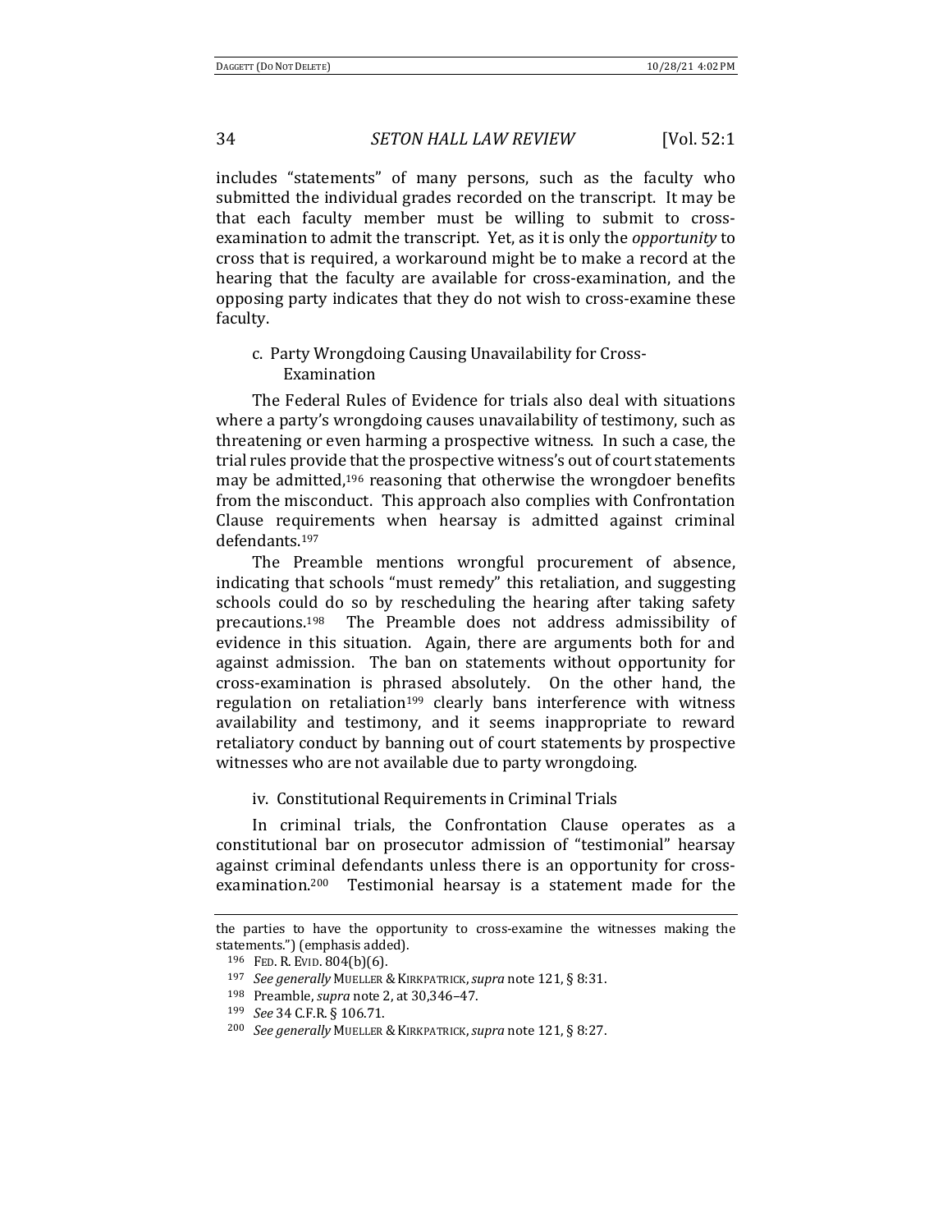includes "statements" of many persons, such as the faculty who submitted the individual grades recorded on the transcript. It may be that each faculty member must be willing to submit to cross-examination to admit the transcript. Yet, as it is only the *opportunity* to cross that is required, a workaround might be to make a record at the hearing that the faculty are available for cross-examination, and the opposing party indicates that they do not wish to cross-examine these faculty.

c. Party Wrongdoing Causing Unavailability for Cross-Examination

The Federal Rules of Evidence for trials also deal with situations where a party's wrongdoing causes unavailability of testimony, such as threatening or even harming a prospective witness. In such a case, the trial rules provide that the prospective witness's out of court statements may be admitted,[196] reasoning that otherwise the wrongdoer benefits from the misconduct. This approach also complies with Confrontation Clause requirements when hearsay is admitted against criminal defendants.[197]

The Preamble mentions wrongful procurement of absence, indicating that schools "must remedy" this retaliation, and suggesting schools could do so by rescheduling the hearing after taking safety precautions.[198] The Preamble does not address admissibility of evidence in this situation. Again, there are arguments both for and against admission. The ban on statements without opportunity for cross-examination is phrased absolutely. On the other hand, the regulation on retaliation[199] clearly bans interference with witness availability and testimony, and it seems inappropriate to reward retaliatory conduct by banning out of court statements by prospective witnesses who are not available due to party wrongdoing.

iv. Constitutional Requirements in Criminal Trials

In criminal trials, the Confrontation Clause operates as a constitutional bar on prosecutor admission of "testimonial" hearsay against criminal defendants unless there is an opportunity for cross-examination.[200] Testimonial hearsay is a statement made for the

---

the parties to have the opportunity to cross-examine the witnesses making the statements.") (emphasis added).

[196] FED. R. EVID. 804(b)(6).

[197] *See generally* MUELLER & KIRKPATRICK, *supra* note 121, § 8:31.

[198] Preamble, *supra* note 2, at 30,346–47.

[199] *See* 34 C.F.R. § 106.71.

[200] *See generally* MUELLER & KIRKPATRICK, *supra* note 121, § 8:27.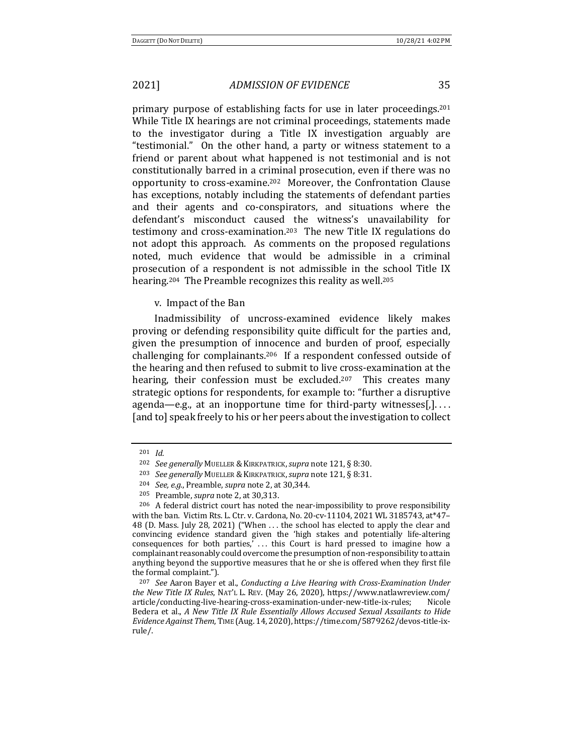primary purpose of establishing facts for use in later proceedings.[201] While Title IX hearings are not criminal proceedings, statements made to the investigator during a Title IX investigation arguably are "testimonial." On the other hand, a party or witness statement to a friend or parent about what happened is not testimonial and is not constitutionally barred in a criminal prosecution, even if there was no opportunity to cross-examine.[202] Moreover, the Confrontation Clause has exceptions, notably including the statements of defendant parties and their agents and co-conspirators, and situations where the defendant's misconduct caused the witness's unavailability for testimony and cross-examination.[203] The new Title IX regulations do not adopt this approach. As comments on the proposed regulations noted, much evidence that would be admissible in a criminal prosecution of a respondent is not admissible in the school Title IX hearing.[204] The Preamble recognizes this reality as well.[205]

v. Impact of the Ban

Inadmissibility of uncross-examined evidence likely makes proving or defending responsibility quite difficult for the parties and, given the presumption of innocence and burden of proof, especially challenging for complainants.[206] If a respondent confessed outside of the hearing and then refused to submit to live cross-examination at the hearing, their confession must be excluded.[207] This creates many strategic options for respondents, for example to: "further a disruptive agenda—e.g., at an inopportune time for third-party witnesses[,]. . . . [and to] speak freely to his or her peers about the investigation to collect

---

[201] *Id.*

[202] *See generally* Mueller & Kirkpatrick, *supra* note 121, § 8:30.

[203] *See generally* Mueller & Kirkpatrick, *supra* note 121, § 8:31.

[204] *See, e.g.*, Preamble, *supra* note 2, at 30,344.

[205] Preamble, *supra* note 2, at 30,313.

[206] A federal district court has noted the near-impossibility to prove responsibility with the ban. Victim Rts. L. Ctr. v. Cardona, No. 20-cv-11104, 2021 WL 3185743, at\*47–48 (D. Mass. July 28, 2021) ("When . . . the school has elected to apply the clear and convincing evidence standard given the 'high stakes and potentially life-altering consequences for both parties,' . . . this Court is hard pressed to imagine how a complainant reasonably could overcome the presumption of non-responsibility to attain anything beyond the supportive measures that he or she is offered when they first file the formal complaint.").

[207] *See* Aaron Bayer et al., *Conducting a Live Hearing with Cross-Examination Under the New Title IX Rules*, Nat'l L. Rev. (May 26, 2020), https://www.natlawreview.com/article/conducting-live-hearing-cross-examination-under-new-title-ix-rules; Nicole Bedera et al., *A New Title IX Rule Essentially Allows Accused Sexual Assailants to Hide Evidence Against Them*, Time (Aug. 14, 2020), https://time.com/5879262/devos-title-ix-rule/.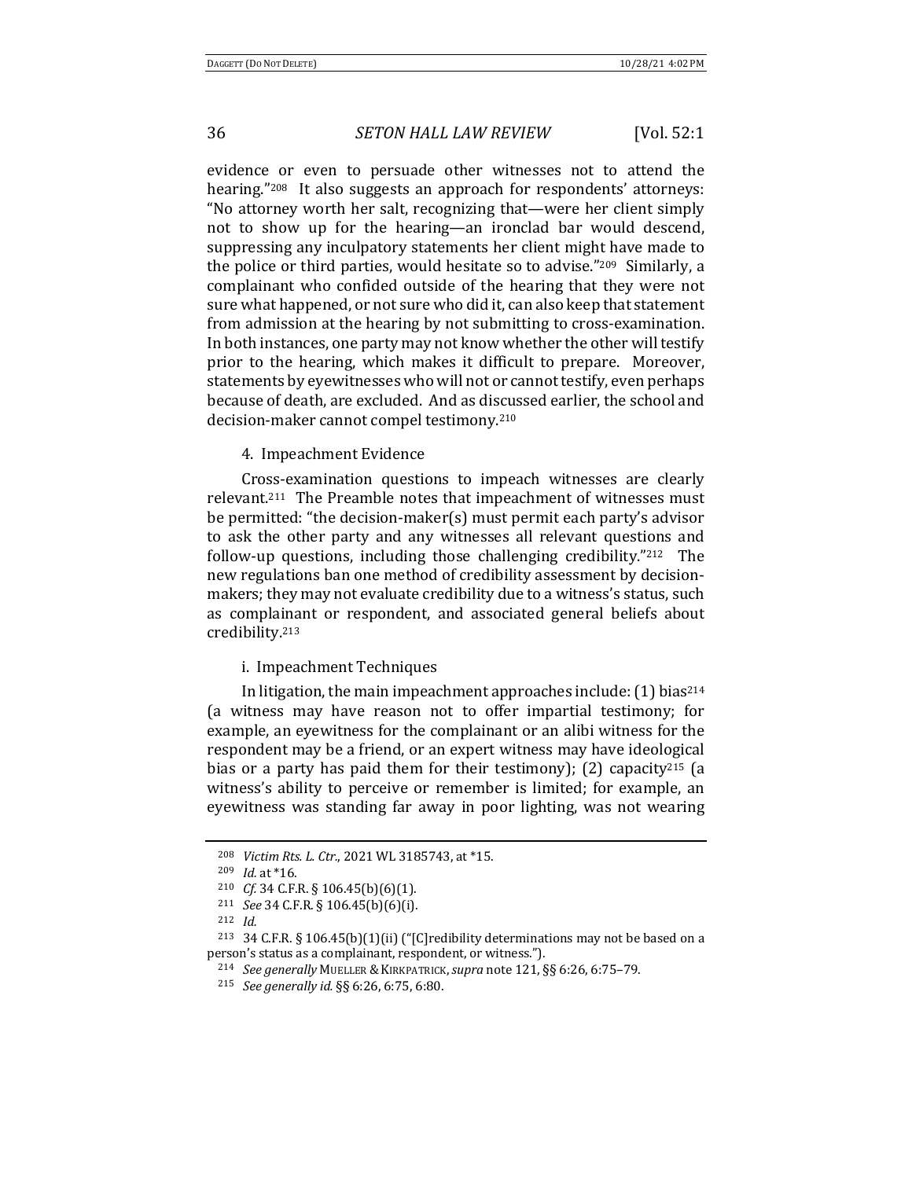evidence or even to persuade other witnesses not to attend the hearing."[208] It also suggests an approach for respondents' attorneys: "No attorney worth her salt, recognizing that—were her client simply not to show up for the hearing—an ironclad bar would descend, suppressing any inculpatory statements her client might have made to the police or third parties, would hesitate so to advise."[209] Similarly, a complainant who confided outside of the hearing that they were not sure what happened, or not sure who did it, can also keep that statement from admission at the hearing by not submitting to cross-examination. In both instances, one party may not know whether the other will testify prior to the hearing, which makes it difficult to prepare. Moreover, statements by eyewitnesses who will not or cannot testify, even perhaps because of death, are excluded. And as discussed earlier, the school and decision-maker cannot compel testimony.[210]

#### 4. Impeachment Evidence

Cross-examination questions to impeach witnesses are clearly relevant.[211] The Preamble notes that impeachment of witnesses must be permitted: "the decision-maker(s) must permit each party's advisor to ask the other party and any witnesses all relevant questions and follow-up questions, including those challenging credibility."[212] The new regulations ban one method of credibility assessment by decision-makers; they may not evaluate credibility due to a witness's status, such as complainant or respondent, and associated general beliefs about credibility.[213]

##### i. Impeachment Techniques

In litigation, the main impeachment approaches include: (1) bias[214] (a witness may have reason not to offer impartial testimony; for example, an eyewitness for the complainant or an alibi witness for the respondent may be a friend, or an expert witness may have ideological bias or a party has paid them for their testimony); (2) capacity[215] (a witness's ability to perceive or remember is limited; for example, an eyewitness was standing far away in poor lighting, was not wearing

---

[208] *Victim Rts. L. Ctr.*, 2021 WL 3185743, at *15.

[209] *Id.* at *16.

[210] *Cf.* 34 C.F.R. § 106.45(b)(6)(1).

[211] *See* 34 C.F.R. § 106.45(b)(6)(i).

[212] *Id.*

[213] 34 C.F.R. § 106.45(b)(1)(ii) ("[C]redibility determinations may not be based on a person's status as a complainant, respondent, or witness.").

[214] *See generally* MUELLER & KIRKPATRICK, *supra* note 121, §§ 6:26, 6:75–79.

[215] *See generally id.* §§ 6:26, 6:75, 6:80.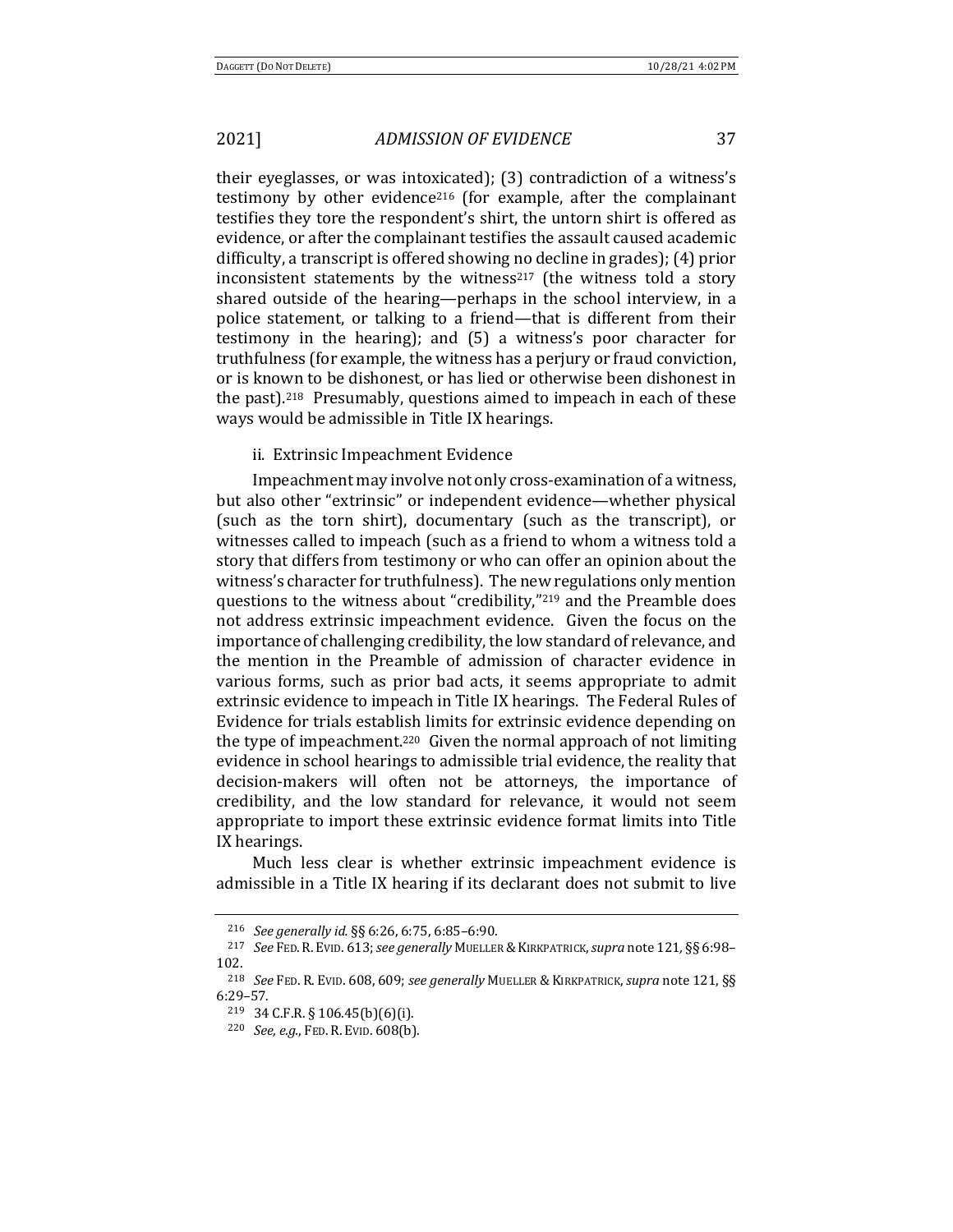their eyeglasses, or was intoxicated); (3) contradiction of a witness's testimony by other evidence[216] (for example, after the complainant testifies they tore the respondent's shirt, the untorn shirt is offered as evidence, or after the complainant testifies the assault caused academic difficulty, a transcript is offered showing no decline in grades); (4) prior inconsistent statements by the witness[217] (the witness told a story shared outside of the hearing—perhaps in the school interview, in a police statement, or talking to a friend—that is different from their testimony in the hearing); and (5) a witness's poor character for truthfulness (for example, the witness has a perjury or fraud conviction, or is known to be dishonest, or has lied or otherwise been dishonest in the past).[218] Presumably, questions aimed to impeach in each of these ways would be admissible in Title IX hearings.

ii. Extrinsic Impeachment Evidence

Impeachment may involve not only cross-examination of a witness, but also other "extrinsic" or independent evidence—whether physical (such as the torn shirt), documentary (such as the transcript), or witnesses called to impeach (such as a friend to whom a witness told a story that differs from testimony or who can offer an opinion about the witness's character for truthfulness). The new regulations only mention questions to the witness about "credibility,"[219] and the Preamble does not address extrinsic impeachment evidence. Given the focus on the importance of challenging credibility, the low standard of relevance, and the mention in the Preamble of admission of character evidence in various forms, such as prior bad acts, it seems appropriate to admit extrinsic evidence to impeach in Title IX hearings. The Federal Rules of Evidence for trials establish limits for extrinsic evidence depending on the type of impeachment.[220] Given the normal approach of not limiting evidence in school hearings to admissible trial evidence, the reality that decision-makers will often not be attorneys, the importance of credibility, and the low standard for relevance, it would not seem appropriate to import these extrinsic evidence format limits into Title IX hearings.

Much less clear is whether extrinsic impeachment evidence is admissible in a Title IX hearing if its declarant does not submit to live

---

[216] *See generally id.* §§ 6:26, 6:75, 6:85–6:90.

[217] *See* FED. R. EVID. 613; *see generally* MUELLER & KIRKPATRICK, *supra* note 121, §§ 6:98–102.

[218] *See* FED. R. EVID. 608, 609; *see generally* MUELLER & KIRKPATRICK, *supra* note 121, §§ 6:29–57.

[219] 34 C.F.R. § 106.45(b)(6)(i).

[220] *See, e.g.*, FED. R. EVID. 608(b).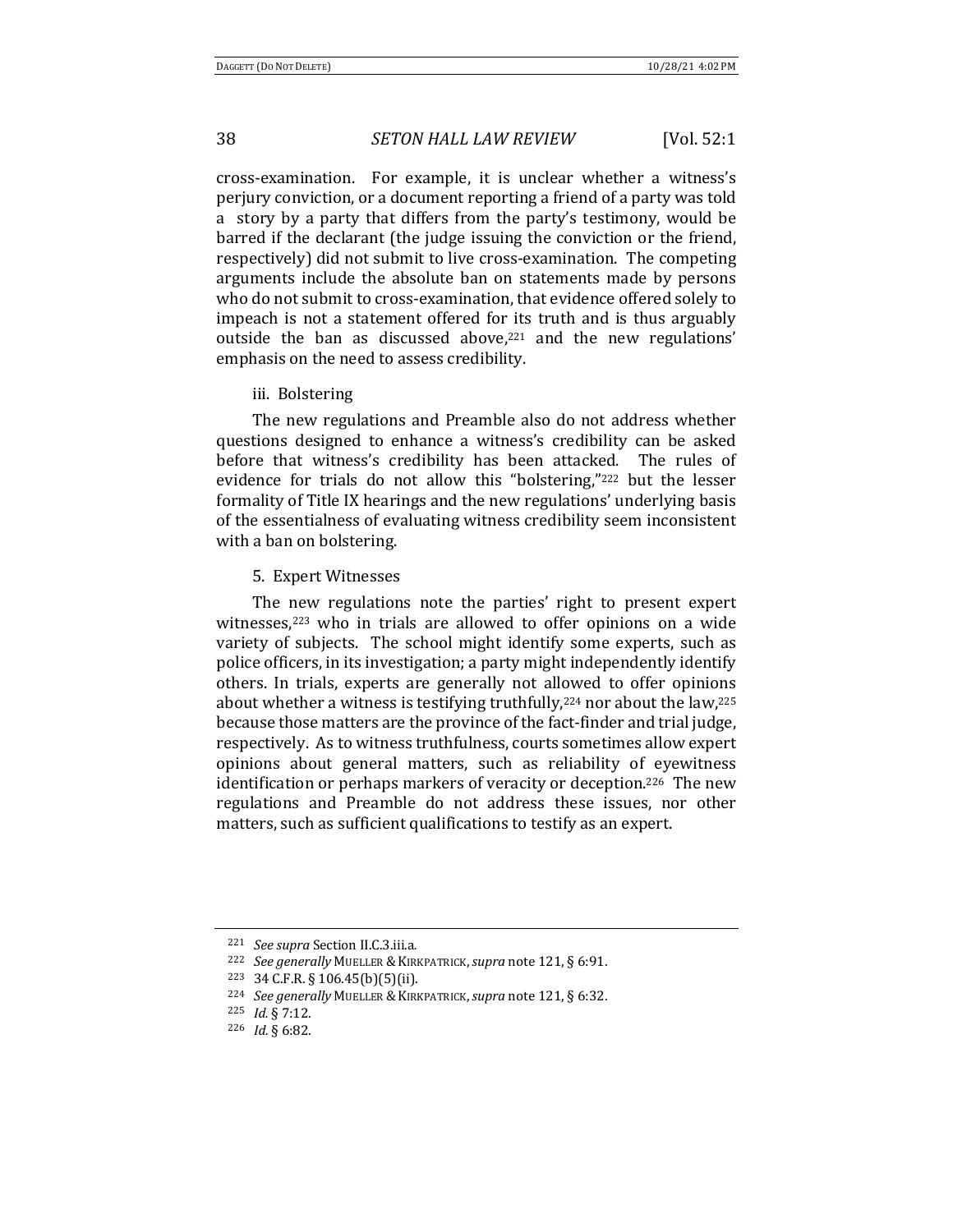cross-examination. For example, it is unclear whether a witness's perjury conviction, or a document reporting a friend of a party was told a story by a party that differs from the party's testimony, would be barred if the declarant (the judge issuing the conviction or the friend, respectively) did not submit to live cross-examination. The competing arguments include the absolute ban on statements made by persons who do not submit to cross-examination, that evidence offered solely to impeach is not a statement offered for its truth and is thus arguably outside the ban as discussed above,[221] and the new regulations' emphasis on the need to assess credibility.

iii. Bolstering

The new regulations and Preamble also do not address whether questions designed to enhance a witness's credibility can be asked before that witness's credibility has been attacked. The rules of evidence for trials do not allow this "bolstering,"[222] but the lesser formality of Title IX hearings and the new regulations' underlying basis of the essentialness of evaluating witness credibility seem inconsistent with a ban on bolstering.

5. Expert Witnesses

The new regulations note the parties' right to present expert witnesses,[223] who in trials are allowed to offer opinions on a wide variety of subjects. The school might identify some experts, such as police officers, in its investigation; a party might independently identify others. In trials, experts are generally not allowed to offer opinions about whether a witness is testifying truthfully,[224] nor about the law,[225] because those matters are the province of the fact-finder and trial judge, respectively. As to witness truthfulness, courts sometimes allow expert opinions about general matters, such as reliability of eyewitness identification or perhaps markers of veracity or deception.[226] The new regulations and Preamble do not address these issues, nor other matters, such as sufficient qualifications to testify as an expert.

---

[221] *See supra* Section II.C.3.iii.a.

[222] *See generally* MUELLER & KIRKPATRICK, *supra* note 121, § 6:91.

[223] 34 C.F.R. § 106.45(b)(5)(ii).

[224] *See generally* MUELLER & KIRKPATRICK, *supra* note 121, § 6:32.

[225] *Id.* § 7:12.

[226] *Id.* § 6:82.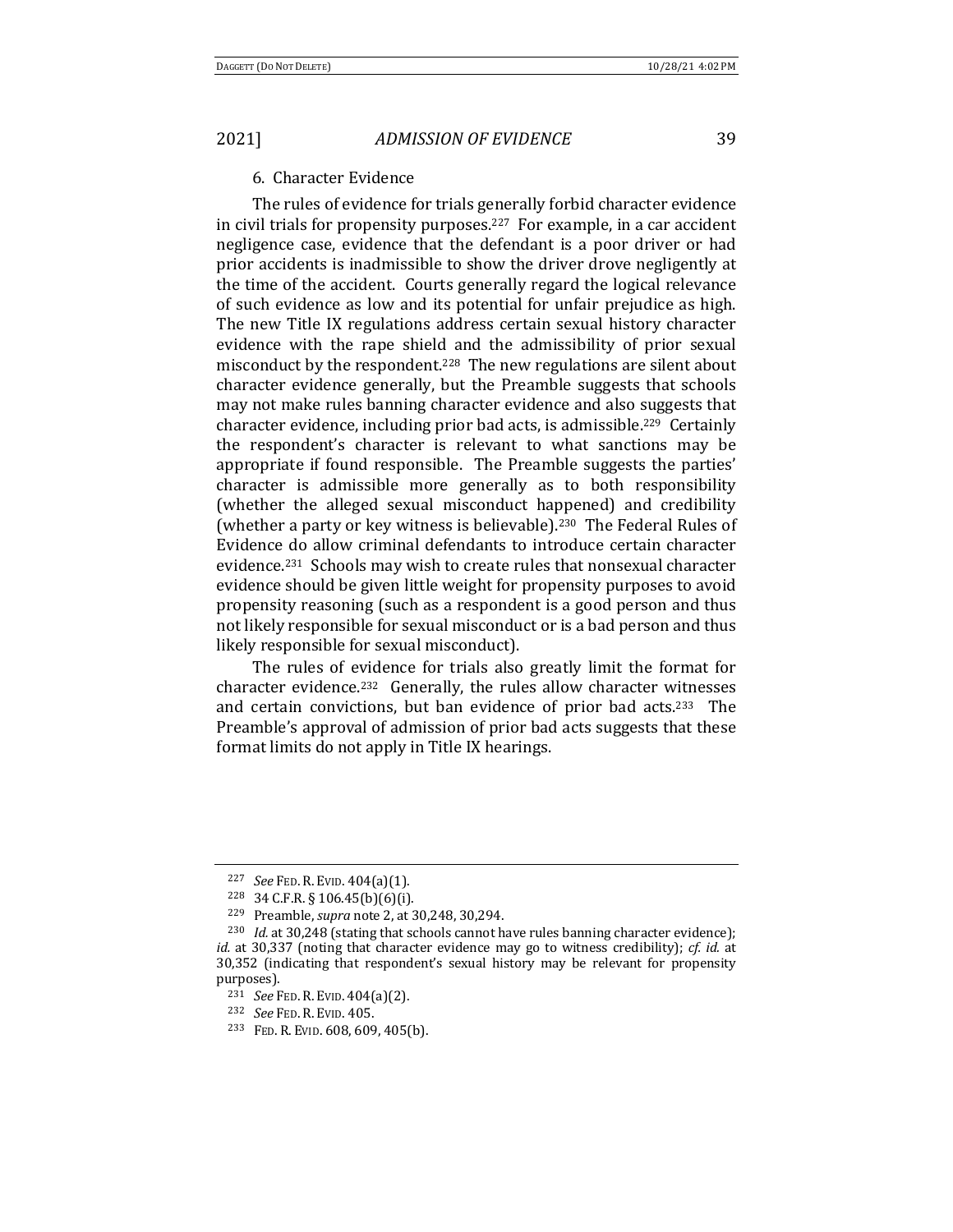### 6. Character Evidence

The rules of evidence for trials generally forbid character evidence in civil trials for propensity purposes.[227] For example, in a car accident negligence case, evidence that the defendant is a poor driver or had prior accidents is inadmissible to show the driver drove negligently at the time of the accident. Courts generally regard the logical relevance of such evidence as low and its potential for unfair prejudice as high. The new Title IX regulations address certain sexual history character evidence with the rape shield and the admissibility of prior sexual misconduct by the respondent.[228] The new regulations are silent about character evidence generally, but the Preamble suggests that schools may not make rules banning character evidence and also suggests that character evidence, including prior bad acts, is admissible.[229] Certainly the respondent's character is relevant to what sanctions may be appropriate if found responsible. The Preamble suggests the parties' character is admissible more generally as to both responsibility (whether the alleged sexual misconduct happened) and credibility (whether a party or key witness is believable).[230] The Federal Rules of Evidence do allow criminal defendants to introduce certain character evidence.[231] Schools may wish to create rules that nonsexual character evidence should be given little weight for propensity purposes to avoid propensity reasoning (such as a respondent is a good person and thus not likely responsible for sexual misconduct or is a bad person and thus likely responsible for sexual misconduct).

The rules of evidence for trials also greatly limit the format for character evidence.[232] Generally, the rules allow character witnesses and certain convictions, but ban evidence of prior bad acts.[233] The Preamble's approval of admission of prior bad acts suggests that these format limits do not apply in Title IX hearings.

---

[227] *See* FED. R. EVID. 404(a)(1).

[228] 34 C.F.R. § 106.45(b)(6)(i).

[229] Preamble, *supra* note 2, at 30,248, 30,294.

[230] *Id.* at 30,248 (stating that schools cannot have rules banning character evidence); *id.* at 30,337 (noting that character evidence may go to witness credibility); *cf. id.* at 30,352 (indicating that respondent's sexual history may be relevant for propensity purposes).

[231] *See* FED. R. EVID. 404(a)(2).

[232] *See* FED. R. EVID. 405.

[233] FED. R. EVID. 608, 609, 405(b).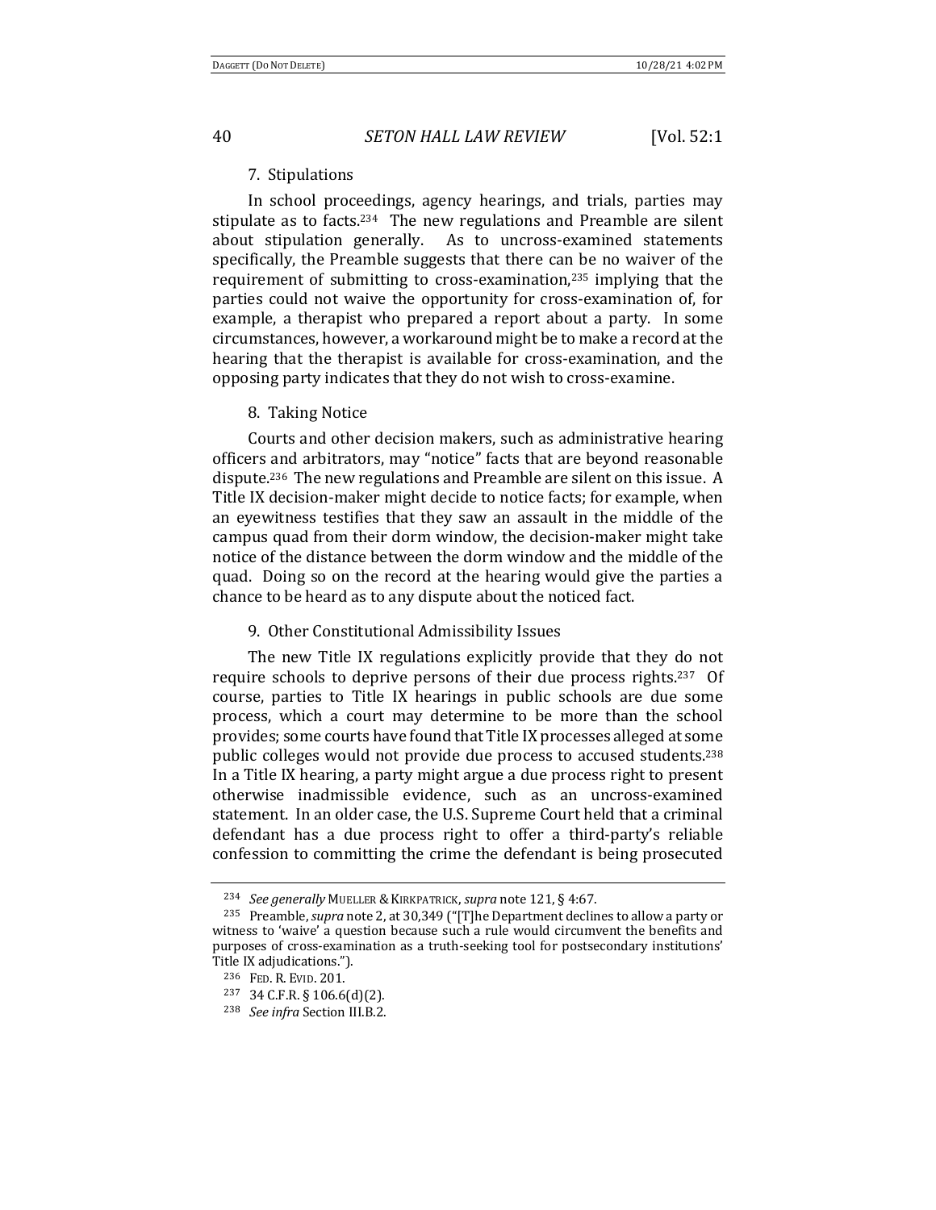### 7. Stipulations

In school proceedings, agency hearings, and trials, parties may stipulate as to facts.[234] The new regulations and Preamble are silent about stipulation generally. As to uncross-examined statements specifically, the Preamble suggests that there can be no waiver of the requirement of submitting to cross-examination,[235] implying that the parties could not waive the opportunity for cross-examination of, for example, a therapist who prepared a report about a party. In some circumstances, however, a workaround might be to make a record at the hearing that the therapist is available for cross-examination, and the opposing party indicates that they do not wish to cross-examine.

### 8. Taking Notice

Courts and other decision makers, such as administrative hearing officers and arbitrators, may "notice" facts that are beyond reasonable dispute.[236] The new regulations and Preamble are silent on this issue. A Title IX decision-maker might decide to notice facts; for example, when an eyewitness testifies that they saw an assault in the middle of the campus quad from their dorm window, the decision-maker might take notice of the distance between the dorm window and the middle of the quad. Doing so on the record at the hearing would give the parties a chance to be heard as to any dispute about the noticed fact.

### 9. Other Constitutional Admissibility Issues

The new Title IX regulations explicitly provide that they do not require schools to deprive persons of their due process rights.[237] Of course, parties to Title IX hearings in public schools are due some process, which a court may determine to be more than the school provides; some courts have found that Title IX processes alleged at some public colleges would not provide due process to accused students.[238] In a Title IX hearing, a party might argue a due process right to present otherwise inadmissible evidence, such as an uncross-examined statement. In an older case, the U.S. Supreme Court held that a criminal defendant has a due process right to offer a third-party's reliable confession to committing the crime the defendant is being prosecuted

---

[234] *See generally* MUELLER & KIRKPATRICK, *supra* note 121, § 4:67.

[235] Preamble, *supra* note 2, at 30,349 ("[T]he Department declines to allow a party or witness to 'waive' a question because such a rule would circumvent the benefits and purposes of cross-examination as a truth-seeking tool for postsecondary institutions' Title IX adjudications.").

[236] FED. R. EVID. 201.

[237] 34 C.F.R. § 106.6(d)(2).

[238] *See infra* Section III.B.2.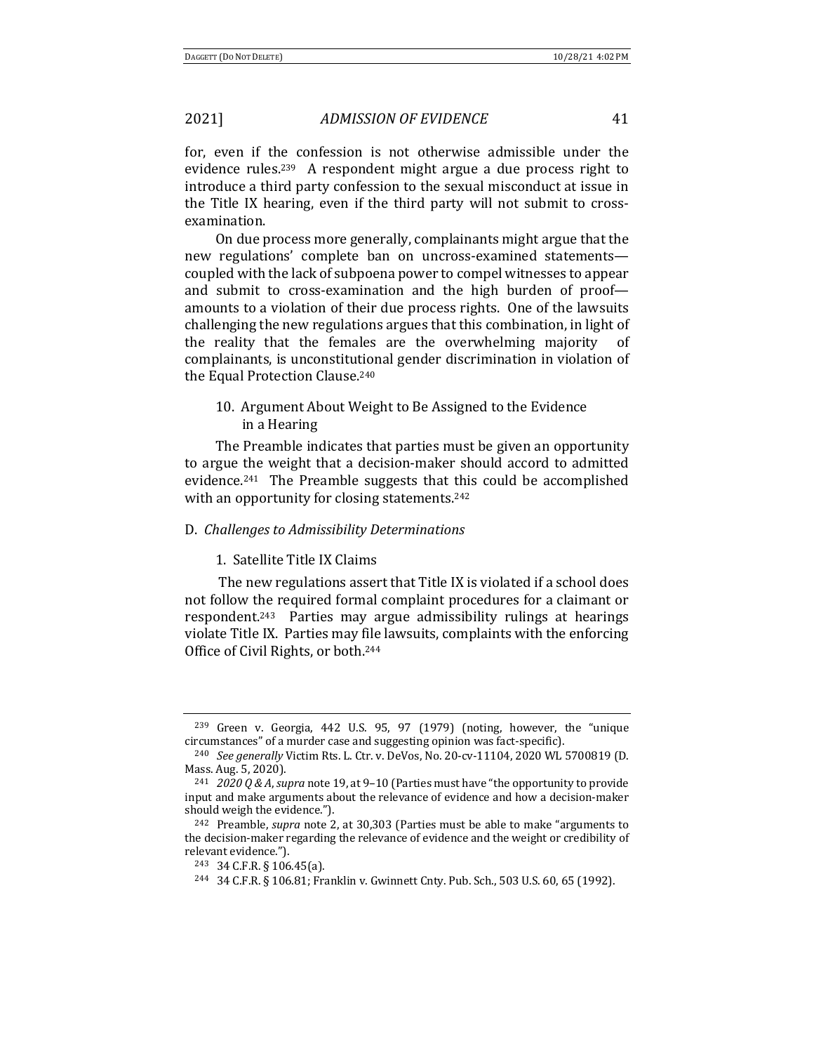for, even if the confession is not otherwise admissible under the evidence rules.[239] A respondent might argue a due process right to introduce a third party confession to the sexual misconduct at issue in the Title IX hearing, even if the third party will not submit to cross-examination.

On due process more generally, complainants might argue that the new regulations' complete ban on uncross-examined statements—coupled with the lack of subpoena power to compel witnesses to appear and submit to cross-examination and the high burden of proof—amounts to a violation of their due process rights. One of the lawsuits challenging the new regulations argues that this combination, in light of the reality that the females are the overwhelming majority of complainants, is unconstitutional gender discrimination in violation of the Equal Protection Clause.[240]

#### 10. Argument About Weight to Be Assigned to the Evidence in a Hearing

The Preamble indicates that parties must be given an opportunity to argue the weight that a decision-maker should accord to admitted evidence.[241] The Preamble suggests that this could be accomplished with an opportunity for closing statements.[242]

### D. *Challenges to Admissibility Determinations*

#### 1. Satellite Title IX Claims

The new regulations assert that Title IX is violated if a school does not follow the required formal complaint procedures for a claimant or respondent.[243] Parties may argue admissibility rulings at hearings violate Title IX. Parties may file lawsuits, complaints with the enforcing Office of Civil Rights, or both.[244]

---

[239] Green v. Georgia, 442 U.S. 95, 97 (1979) (noting, however, the "unique circumstances" of a murder case and suggesting opinion was fact-specific).

[240] *See generally* Victim Rts. L. Ctr. v. DeVos, No. 20-cv-11104, 2020 WL 5700819 (D. Mass. Aug. 5, 2020).

[241] *2020 Q & A*, *supra* note 19, at 9–10 (Parties must have "the opportunity to provide input and make arguments about the relevance of evidence and how a decision-maker should weigh the evidence.").

[242] Preamble, *supra* note 2, at 30,303 (Parties must be able to make "arguments to the decision-maker regarding the relevance of evidence and the weight or credibility of relevant evidence.").

[243] 34 C.F.R. § 106.45(a).

[244] 34 C.F.R. § 106.81; Franklin v. Gwinnett Cnty. Pub. Sch., 503 U.S. 60, 65 (1992).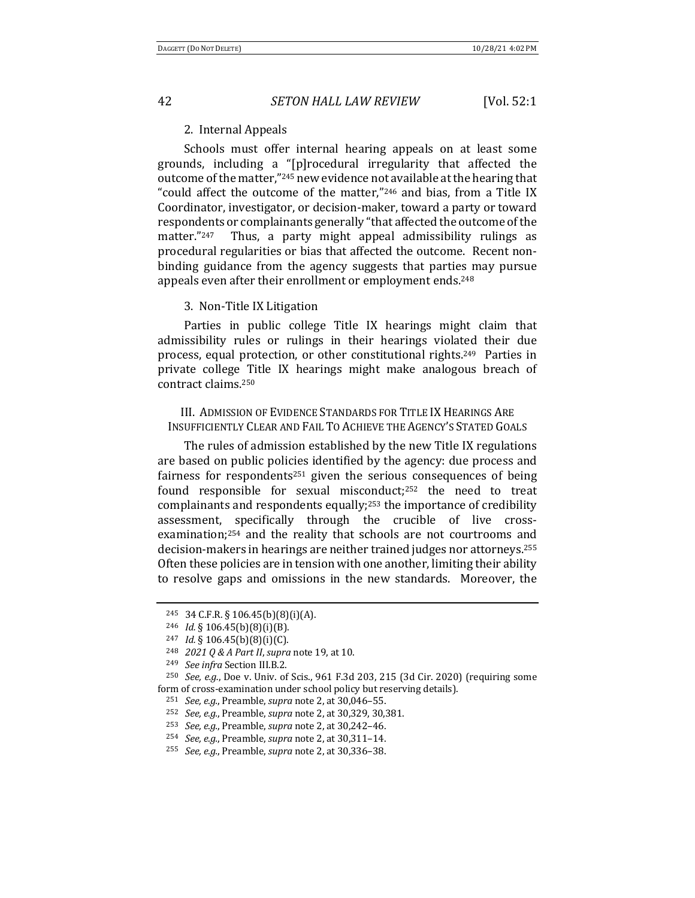### 2. Internal Appeals

Schools must offer internal hearing appeals on at least some grounds, including a "[p]rocedural irregularity that affected the outcome of the matter,"[245] new evidence not available at the hearing that "could affect the outcome of the matter,"[246] and bias, from a Title IX Coordinator, investigator, or decision-maker, toward a party or toward respondents or complainants generally "that affected the outcome of the matter."[247] Thus, a party might appeal admissibility rulings as procedural regularities or bias that affected the outcome. Recent non-binding guidance from the agency suggests that parties may pursue appeals even after their enrollment or employment ends.[248]

### 3. Non-Title IX Litigation

Parties in public college Title IX hearings might claim that admissibility rules or rulings in their hearings violated their due process, equal protection, or other constitutional rights.[249] Parties in private college Title IX hearings might make analogous breach of contract claims.[250]

## III. Admission of Evidence Standards for Title IX Hearings Are Insufficiently Clear and Fail To Achieve the Agency's Stated Goals

The rules of admission established by the new Title IX regulations are based on public policies identified by the agency: due process and fairness for respondents[251] given the serious consequences of being found responsible for sexual misconduct;[252] the need to treat complainants and respondents equally;[253] the importance of credibility assessment, specifically through the crucible of live cross-examination;[254] and the reality that schools are not courtrooms and decision-makers in hearings are neither trained judges nor attorneys.[255] Often these policies are in tension with one another, limiting their ability to resolve gaps and omissions in the new standards. Moreover, the

---

[245] 34 C.F.R. § 106.45(b)(8)(i)(A).

[246] *Id.* § 106.45(b)(8)(i)(B).

[247] *Id.* § 106.45(b)(8)(i)(C).

[248] *2021 Q & A Part II*, *supra* note 19, at 10.

[249] *See infra* Section III.B.2.

[250] *See, e.g.*, Doe v. Univ. of Scis., 961 F.3d 203, 215 (3d Cir. 2020) (requiring some form of cross-examination under school policy but reserving details).

[251] *See, e.g.*, Preamble, *supra* note 2, at 30,046–55.

[252] *See, e.g.*, Preamble, *supra* note 2, at 30,329, 30,381.

[253] *See, e.g.*, Preamble, *supra* note 2, at 30,242–46.

[254] *See, e.g.*, Preamble, *supra* note 2, at 30,311–14.

[255] *See, e.g.*, Preamble, *supra* note 2, at 30,336–38.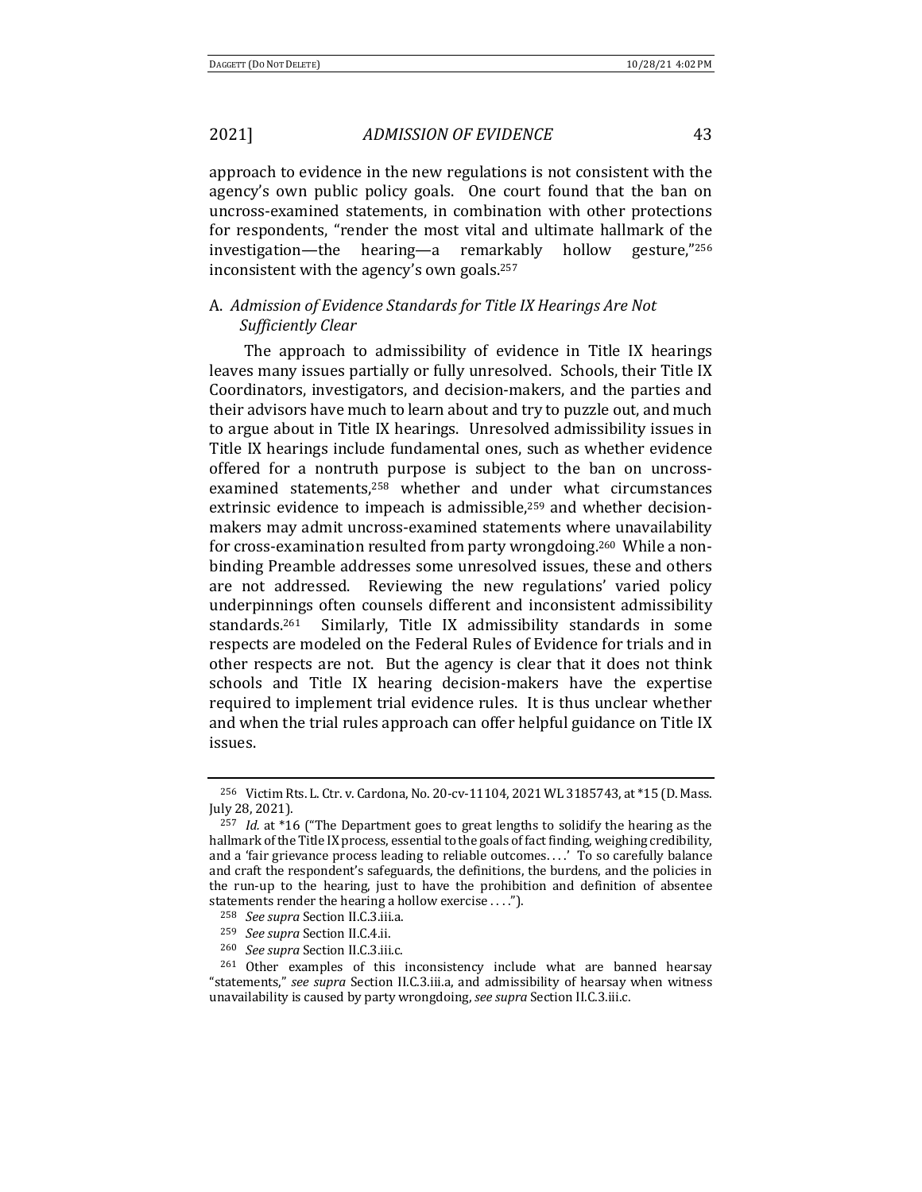approach to evidence in the new regulations is not consistent with the agency's own public policy goals. One court found that the ban on uncross-examined statements, in combination with other protections for respondents, "render the most vital and ultimate hallmark of the investigation—the hearing—a remarkably hollow gesture,"[256] inconsistent with the agency's own goals.[257]

### A. *Admission of Evidence Standards for Title IX Hearings Are Not Sufficiently Clear*

The approach to admissibility of evidence in Title IX hearings leaves many issues partially or fully unresolved. Schools, their Title IX Coordinators, investigators, and decision-makers, and the parties and their advisors have much to learn about and try to puzzle out, and much to argue about in Title IX hearings. Unresolved admissibility issues in Title IX hearings include fundamental ones, such as whether evidence offered for a nontruth purpose is subject to the ban on uncross-examined statements,[258] whether and under what circumstances extrinsic evidence to impeach is admissible,[259] and whether decision-makers may admit uncross-examined statements where unavailability for cross-examination resulted from party wrongdoing.[260] While a non-binding Preamble addresses some unresolved issues, these and others are not addressed. Reviewing the new regulations' varied policy underpinnings often counsels different and inconsistent admissibility standards.[261] Similarly, Title IX admissibility standards in some respects are modeled on the Federal Rules of Evidence for trials and in other respects are not. But the agency is clear that it does not think schools and Title IX hearing decision-makers have the expertise required to implement trial evidence rules. It is thus unclear whether and when the trial rules approach can offer helpful guidance on Title IX issues.

---

[256] Victim Rts. L. Ctr. v. Cardona, No. 20-cv-11104, 2021 WL 3185743, at *15 (D. Mass. July 28, 2021).

[257] *Id.* at *16 ("The Department goes to great lengths to solidify the hearing as the hallmark of the Title IX process, essential to the goals of fact finding, weighing credibility, and a 'fair grievance process leading to reliable outcomes. . . .' To so carefully balance and craft the respondent's safeguards, the definitions, the burdens, and the policies in the run-up to the hearing, just to have the prohibition and definition of absentee statements render the hearing a hollow exercise . . . .").

[258] *See supra* Section II.C.3.iii.a.

[259] *See supra* Section II.C.4.ii.

[260] *See supra* Section II.C.3.iii.c.

[261] Other examples of this inconsistency include what are banned hearsay "statements," *see supra* Section II.C.3.iii.a, and admissibility of hearsay when witness unavailability is caused by party wrongdoing, *see supra* Section II.C.3.iii.c.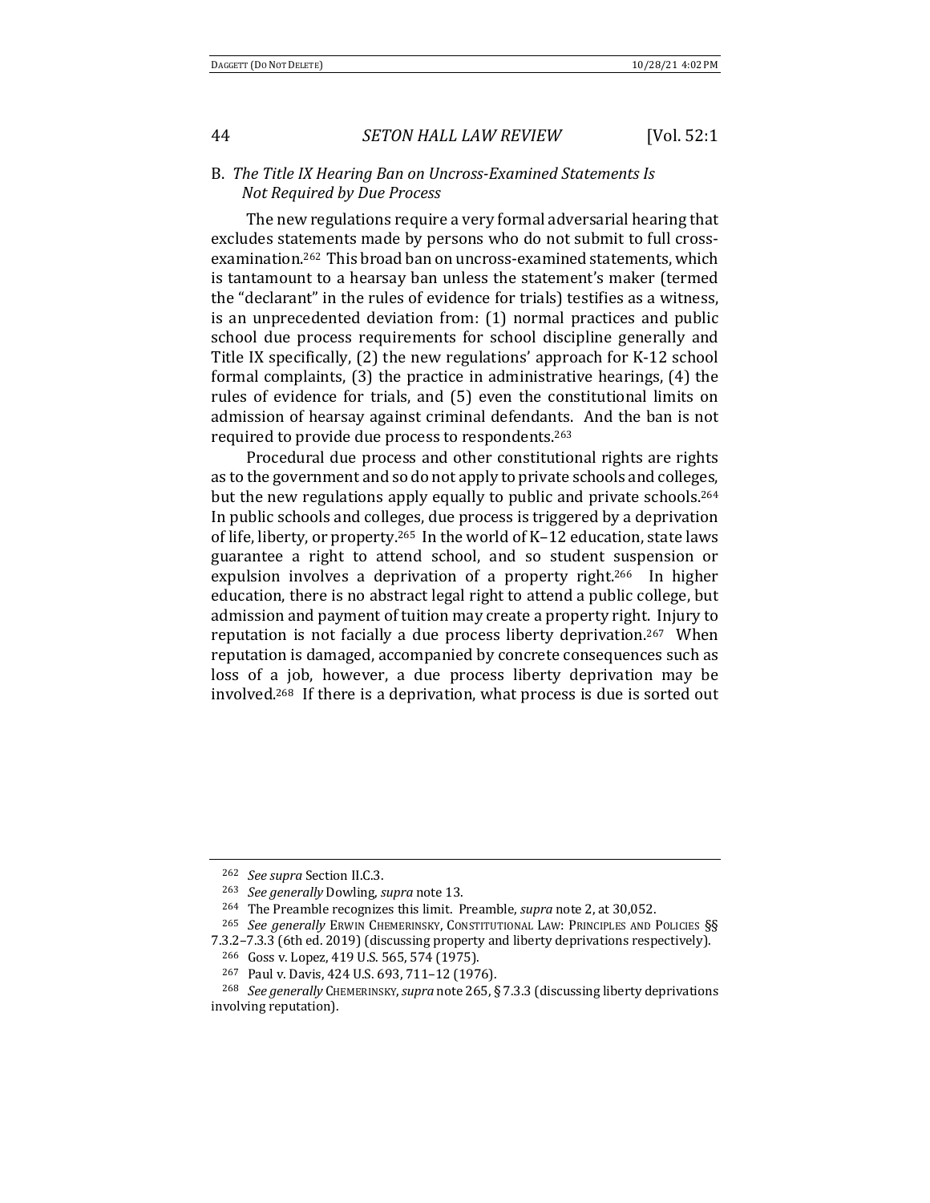### B. *The Title IX Hearing Ban on Uncross-Examined Statements Is Not Required by Due Process*

The new regulations require a very formal adversarial hearing that excludes statements made by persons who do not submit to full cross-examination.[262] This broad ban on uncross-examined statements, which is tantamount to a hearsay ban unless the statement's maker (termed the "declarant" in the rules of evidence for trials) testifies as a witness, is an unprecedented deviation from: (1) normal practices and public school due process requirements for school discipline generally and Title IX specifically, (2) the new regulations' approach for K-12 school formal complaints, (3) the practice in administrative hearings, (4) the rules of evidence for trials, and (5) even the constitutional limits on admission of hearsay against criminal defendants. And the ban is not required to provide due process to respondents.[263]

Procedural due process and other constitutional rights are rights as to the government and so do not apply to private schools and colleges, but the new regulations apply equally to public and private schools.[264] In public schools and colleges, due process is triggered by a deprivation of life, liberty, or property.[265] In the world of K–12 education, state laws guarantee a right to attend school, and so student suspension or expulsion involves a deprivation of a property right.[266] In higher education, there is no abstract legal right to attend a public college, but admission and payment of tuition may create a property right. Injury to reputation is not facially a due process liberty deprivation.[267] When reputation is damaged, accompanied by concrete consequences such as loss of a job, however, a due process liberty deprivation may be involved.[268] If there is a deprivation, what process is due is sorted out

---

[262] *See supra* Section II.C.3.

[263] *See generally* Dowling, *supra* note 13.

[264] The Preamble recognizes this limit. Preamble, *supra* note 2, at 30,052.

[265] *See generally* ERWIN CHEMERINSKY, CONSTITUTIONAL LAW: PRINCIPLES AND POLICIES §§ 7.3.2–7.3.3 (6th ed. 2019) (discussing property and liberty deprivations respectively).

[266] Goss v. Lopez, 419 U.S. 565, 574 (1975).

[267] Paul v. Davis, 424 U.S. 693, 711–12 (1976).

[268] *See generally* CHEMERINSKY, *supra* note 265, § 7.3.3 (discussing liberty deprivations involving reputation).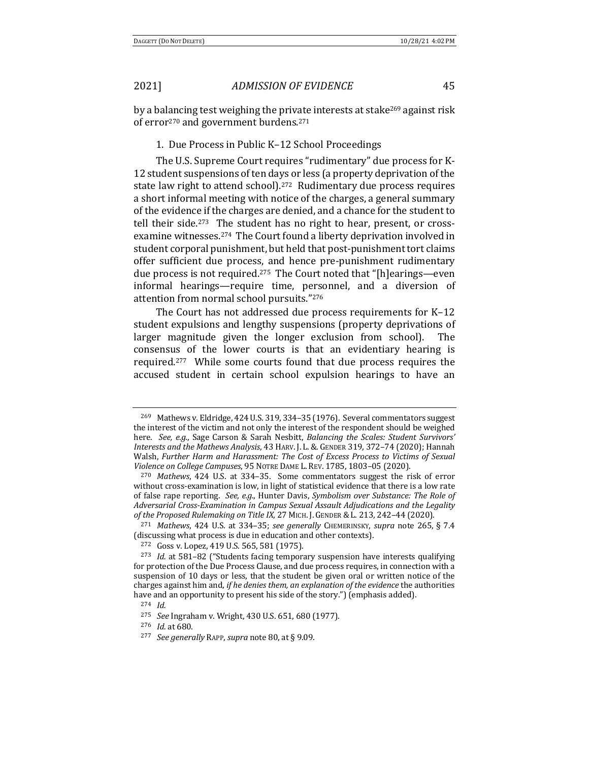by a balancing test weighing the private interests at stake[269] against risk of error[270] and government burdens.[271]

### 1. Due Process in Public K–12 School Proceedings

The U.S. Supreme Court requires "rudimentary" due process for K-12 student suspensions of ten days or less (a property deprivation of the state law right to attend school).[272] Rudimentary due process requires a short informal meeting with notice of the charges, a general summary of the evidence if the charges are denied, and a chance for the student to tell their side.[273] The student has no right to hear, present, or cross-examine witnesses.[274] The Court found a liberty deprivation involved in student corporal punishment, but held that post-punishment tort claims offer sufficient due process, and hence pre-punishment rudimentary due process is not required.[275] The Court noted that "[h]earings—even informal hearings—require time, personnel, and a diversion of attention from normal school pursuits."[276]

The Court has not addressed due process requirements for K–12 student expulsions and lengthy suspensions (property deprivations of larger magnitude given the longer exclusion from school). The consensus of the lower courts is that an evidentiary hearing is required.[277] While some courts found that due process requires the accused student in certain school expulsion hearings to have an

---

[269] Mathews v. Eldridge, 424 U.S. 319, 334–35 (1976). Several commentators suggest the interest of the victim and not only the interest of the respondent should be weighed here. *See, e.g.*, Sage Carson & Sarah Nesbitt, *Balancing the Scales: Student Survivors' Interests and the Mathews Analysis*, 43 HARV. J. L. & GENDER 319, 372–74 (2020); Hannah Walsh, *Further Harm and Harassment: The Cost of Excess Process to Victims of Sexual Violence on College Campuses*, 95 NOTRE DAME L. REV. 1785, 1803–05 (2020).

[270] *Mathews*, 424 U.S. at 334–35. Some commentators suggest the risk of error without cross-examination is low, in light of statistical evidence that there is a low rate of false rape reporting. *See, e.g.*, Hunter Davis, *Symbolism over Substance: The Role of Adversarial Cross-Examination in Campus Sexual Assault Adjudications and the Legality of the Proposed Rulemaking on Title IX*, 27 MICH. J. GENDER & L. 213, 242–44 (2020).

[271] *Mathews*, 424 U.S. at 334–35; *see generally* CHEMERINSKY, *supra* note 265, § 7.4 (discussing what process is due in education and other contexts).

[272] Goss v. Lopez, 419 U.S. 565, 581 (1975).

[273] *Id.* at 581–82 ("Students facing temporary suspension have interests qualifying for protection of the Due Process Clause, and due process requires, in connection with a suspension of 10 days or less, that the student be given oral or written notice of the charges against him and, *if he denies them, an explanation of the evidence* the authorities have and an opportunity to present his side of the story.") (emphasis added).

[274] *Id.*

[275] *See* Ingraham v. Wright, 430 U.S. 651, 680 (1977).

[276] *Id.* at 680.

[277] *See generally* RAPP, *supra* note 80, at § 9.09.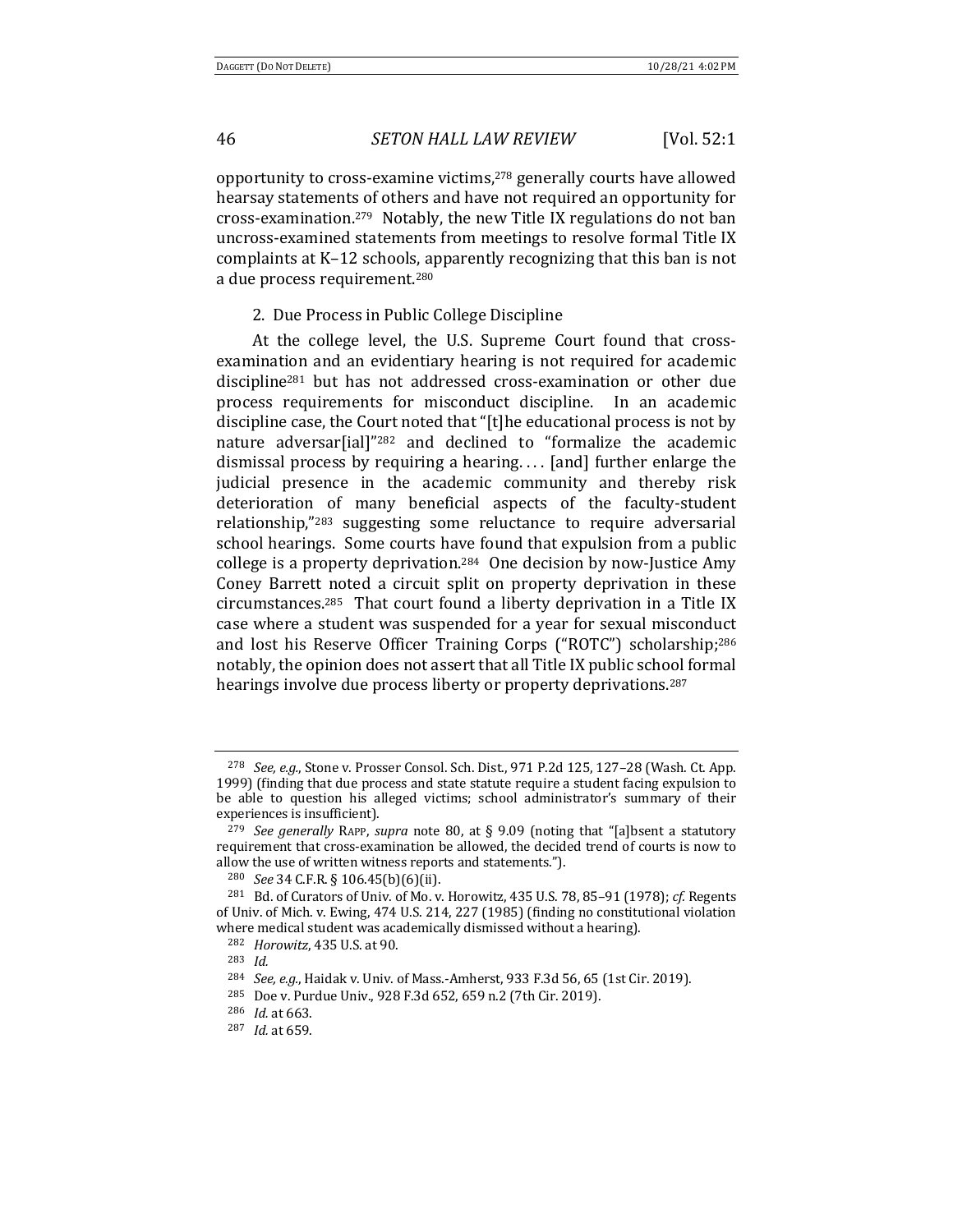opportunity to cross-examine victims,[278] generally courts have allowed hearsay statements of others and have not required an opportunity for cross-examination.[279] Notably, the new Title IX regulations do not ban uncross-examined statements from meetings to resolve formal Title IX complaints at K–12 schools, apparently recognizing that this ban is not a due process requirement.[280]

2. Due Process in Public College Discipline

At the college level, the U.S. Supreme Court found that cross-examination and an evidentiary hearing is not required for academic discipline[281] but has not addressed cross-examination or other due process requirements for misconduct discipline. In an academic discipline case, the Court noted that "[t]he educational process is not by nature adversar[ial]"[282] and declined to "formalize the academic dismissal process by requiring a hearing. . . . [and] further enlarge the judicial presence in the academic community and thereby risk deterioration of many beneficial aspects of the faculty-student relationship,"[283] suggesting some reluctance to require adversarial school hearings. Some courts have found that expulsion from a public college is a property deprivation.[284] One decision by now-Justice Amy Coney Barrett noted a circuit split on property deprivation in these circumstances.[285] That court found a liberty deprivation in a Title IX case where a student was suspended for a year for sexual misconduct and lost his Reserve Officer Training Corps ("ROTC") scholarship;[286] notably, the opinion does not assert that all Title IX public school formal hearings involve due process liberty or property deprivations.[287]

---

[278] *See, e.g.*, Stone v. Prosser Consol. Sch. Dist., 971 P.2d 125, 127–28 (Wash. Ct. App. 1999) (finding that due process and state statute require a student facing expulsion to be able to question his alleged victims; school administrator's summary of their experiences is insufficient).

[279] *See generally* RAPP, *supra* note 80, at § 9.09 (noting that "[a]bsent a statutory requirement that cross-examination be allowed, the decided trend of courts is now to allow the use of written witness reports and statements.").

[280] *See* 34 C.F.R. § 106.45(b)(6)(ii).

[281] Bd. of Curators of Univ. of Mo. v. Horowitz, 435 U.S. 78, 85–91 (1978); *cf.* Regents of Univ. of Mich. v. Ewing, 474 U.S. 214, 227 (1985) (finding no constitutional violation where medical student was academically dismissed without a hearing).

[282] *Horowitz*, 435 U.S. at 90.

[283] *Id.*

[284] *See, e.g.*, Haidak v. Univ. of Mass.-Amherst, 933 F.3d 56, 65 (1st Cir. 2019).

[285] Doe v. Purdue Univ., 928 F.3d 652, 659 n.2 (7th Cir. 2019).

[286] *Id.* at 663.

[287] *Id.* at 659.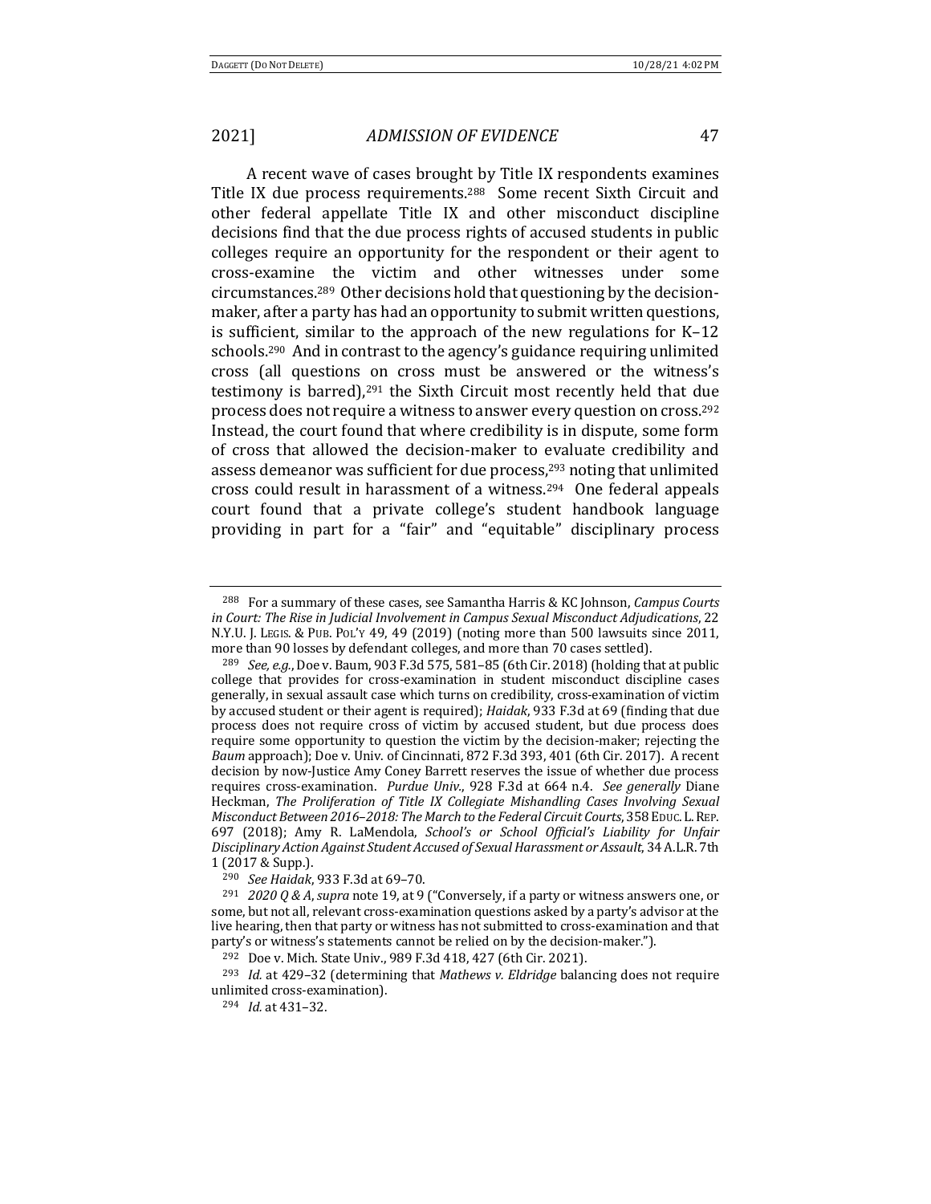A recent wave of cases brought by Title IX respondents examines Title IX due process requirements.[288] Some recent Sixth Circuit and other federal appellate Title IX and other misconduct discipline decisions find that the due process rights of accused students in public colleges require an opportunity for the respondent or their agent to cross-examine the victim and other witnesses under some circumstances.[289] Other decisions hold that questioning by the decision-maker, after a party has had an opportunity to submit written questions, is sufficient, similar to the approach of the new regulations for K–12 schools.[290] And in contrast to the agency's guidance requiring unlimited cross (all questions on cross must be answered or the witness's testimony is barred),[291] the Sixth Circuit most recently held that due process does not require a witness to answer every question on cross.[292] Instead, the court found that where credibility is in dispute, some form of cross that allowed the decision-maker to evaluate credibility and assess demeanor was sufficient for due process,[293] noting that unlimited cross could result in harassment of a witness.[294] One federal appeals court found that a private college's student handbook language providing in part for a "fair" and "equitable" disciplinary process

---

[288] For a summary of these cases, see Samantha Harris & KC Johnson, *Campus Courts in Court: The Rise in Judicial Involvement in Campus Sexual Misconduct Adjudications*, 22 N.Y.U. J. LEGIS. & PUB. POL'Y 49, 49 (2019) (noting more than 500 lawsuits since 2011, more than 90 losses by defendant colleges, and more than 70 cases settled).

[289] *See, e.g.*, Doe v. Baum, 903 F.3d 575, 581–85 (6th Cir. 2018) (holding that at public college that provides for cross-examination in student misconduct discipline cases generally, in sexual assault case which turns on credibility, cross-examination of victim by accused student or their agent is required); *Haidak*, 933 F.3d at 69 (finding that due process does not require cross of victim by accused student, but due process does require some opportunity to question the victim by the decision-maker; rejecting the *Baum* approach); Doe v. Univ. of Cincinnati, 872 F.3d 393, 401 (6th Cir. 2017). A recent decision by now-Justice Amy Coney Barrett reserves the issue of whether due process requires cross-examination. *Purdue Univ.*, 928 F.3d at 664 n.4. *See generally* Diane Heckman, *The Proliferation of Title IX Collegiate Mishandling Cases Involving Sexual Misconduct Between 2016–2018: The March to the Federal Circuit Courts*, 358 EDUC. L. REP. 697 (2018); Amy R. LaMendola, *School's or School Official's Liability for Unfair Disciplinary Action Against Student Accused of Sexual Harassment or Assault*, 34 A.L.R. 7th 1 (2017 & Supp.).

[290] *See Haidak*, 933 F.3d at 69–70.

[291] *2020 Q & A*, *supra* note 19, at 9 ("Conversely, if a party or witness answers one, or some, but not all, relevant cross-examination questions asked by a party's advisor at the live hearing, then that party or witness has not submitted to cross-examination and that party's or witness's statements cannot be relied on by the decision-maker.").

[292] Doe v. Mich. State Univ., 989 F.3d 418, 427 (6th Cir. 2021).

[293] *Id.* at 429–32 (determining that *Mathews v. Eldridge* balancing does not require unlimited cross-examination).

[294] *Id.* at 431–32.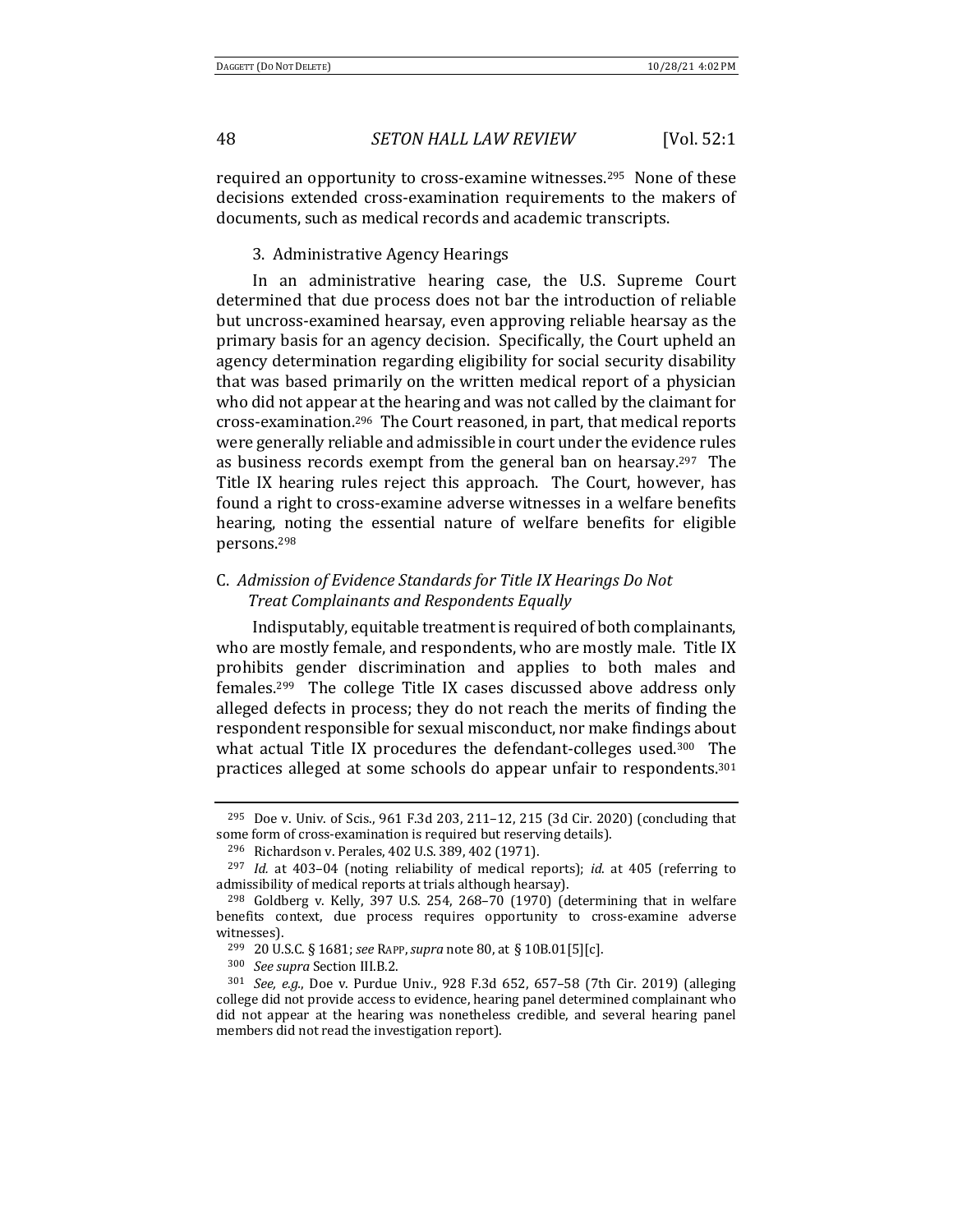required an opportunity to cross-examine witnesses.[295] None of these decisions extended cross-examination requirements to the makers of documents, such as medical records and academic transcripts.

### 3. Administrative Agency Hearings

In an administrative hearing case, the U.S. Supreme Court determined that due process does not bar the introduction of reliable but uncross-examined hearsay, even approving reliable hearsay as the primary basis for an agency decision. Specifically, the Court upheld an agency determination regarding eligibility for social security disability that was based primarily on the written medical report of a physician who did not appear at the hearing and was not called by the claimant for cross-examination.[296] The Court reasoned, in part, that medical reports were generally reliable and admissible in court under the evidence rules as business records exempt from the general ban on hearsay.[297] The Title IX hearing rules reject this approach. The Court, however, has found a right to cross-examine adverse witnesses in a welfare benefits hearing, noting the essential nature of welfare benefits for eligible persons.[298]

## C. *Admission of Evidence Standards for Title IX Hearings Do Not Treat Complainants and Respondents Equally*

Indisputably, equitable treatment is required of both complainants, who are mostly female, and respondents, who are mostly male. Title IX prohibits gender discrimination and applies to both males and females.[299] The college Title IX cases discussed above address only alleged defects in process; they do not reach the merits of finding the respondent responsible for sexual misconduct, nor make findings about what actual Title IX procedures the defendant-colleges used.[300] The practices alleged at some schools do appear unfair to respondents.[301]

---

[295] Doe v. Univ. of Scis., 961 F.3d 203, 211–12, 215 (3d Cir. 2020) (concluding that some form of cross-examination is required but reserving details).

[296] Richardson v. Perales, 402 U.S. 389, 402 (1971).

[297] *Id.* at 403–04 (noting reliability of medical reports); *id.* at 405 (referring to admissibility of medical reports at trials although hearsay).

[298] Goldberg v. Kelly, 397 U.S. 254, 268–70 (1970) (determining that in welfare benefits context, due process requires opportunity to cross-examine adverse witnesses).

[299] 20 U.S.C. § 1681; *see* RAPP, *supra* note 80, at § 10B.01[5][c].

[300] *See supra* Section III.B.2.

[301] *See, e.g.*, Doe v. Purdue Univ., 928 F.3d 652, 657–58 (7th Cir. 2019) (alleging college did not provide access to evidence, hearing panel determined complainant who did not appear at the hearing was nonetheless credible, and several hearing panel members did not read the investigation report).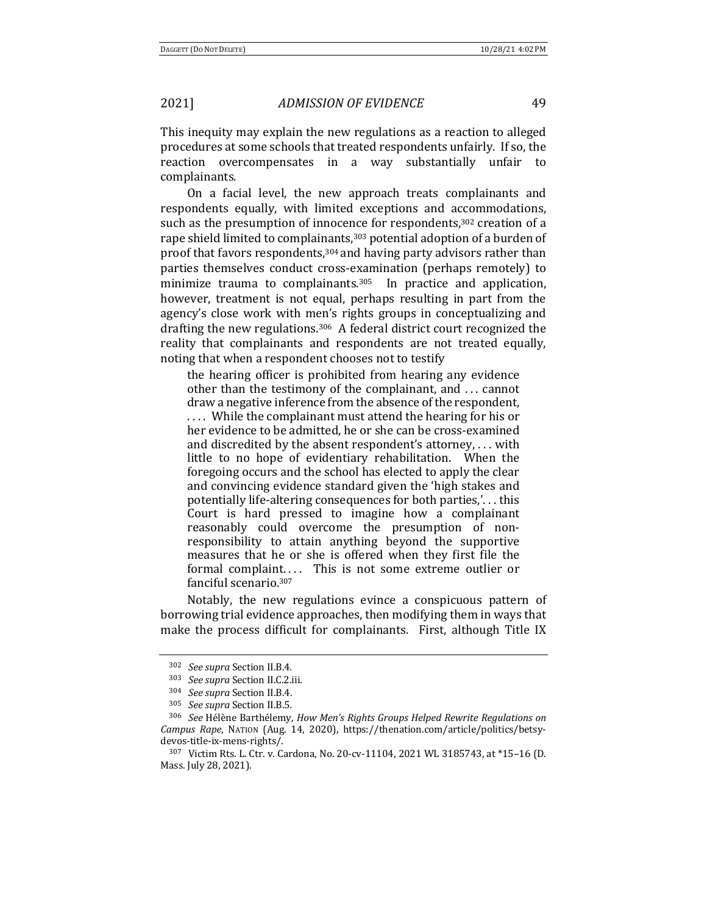This inequity may explain the new regulations as a reaction to alleged procedures at some schools that treated respondents unfairly. If so, the reaction overcompensates in a way substantially unfair to complainants.

On a facial level, the new approach treats complainants and respondents equally, with limited exceptions and accommodations, such as the presumption of innocence for respondents,[302] creation of a rape shield limited to complainants,[303] potential adoption of a burden of proof that favors respondents,[304] and having party advisors rather than parties themselves conduct cross-examination (perhaps remotely) to minimize trauma to complainants.[305] In practice and application, however, treatment is not equal, perhaps resulting in part from the agency's close work with men's rights groups in conceptualizing and drafting the new regulations.[306] A federal district court recognized the reality that complainants and respondents are not treated equally, noting that when a respondent chooses not to testify

> the hearing officer is prohibited from hearing any evidence other than the testimony of the complainant, and . . . cannot draw a negative inference from the absence of the respondent, . . . . While the complainant must attend the hearing for his or her evidence to be admitted, he or she can be cross-examined and discredited by the absent respondent's attorney, . . . with little to no hope of evidentiary rehabilitation. When the foregoing occurs and the school has elected to apply the clear and convincing evidence standard given the 'high stakes and potentially life-altering consequences for both parties,'. . . this Court is hard pressed to imagine how a complainant reasonably could overcome the presumption of non-responsibility to attain anything beyond the supportive measures that he or she is offered when they first file the formal complaint. . . . This is not some extreme outlier or fanciful scenario.[307]

Notably, the new regulations evince a conspicuous pattern of borrowing trial evidence approaches, then modifying them in ways that make the process difficult for complainants. First, although Title IX

---

[302] *See supra* Section II.B.4.

[303] *See supra* Section II.C.2.iii.

[304] *See supra* Section II.B.4.

[305] *See supra* Section II.B.5.

[306] *See* Hélène Barthélemy, *How Men's Rights Groups Helped Rewrite Regulations on Campus Rape*, NATION (Aug. 14, 2020), https://thenation.com/article/politics/betsy-devos-title-ix-mens-rights/.

[307] Victim Rts. L. Ctr. v. Cardona, No. 20-cv-11104, 2021 WL 3185743, at *15–16 (D. Mass. July 28, 2021).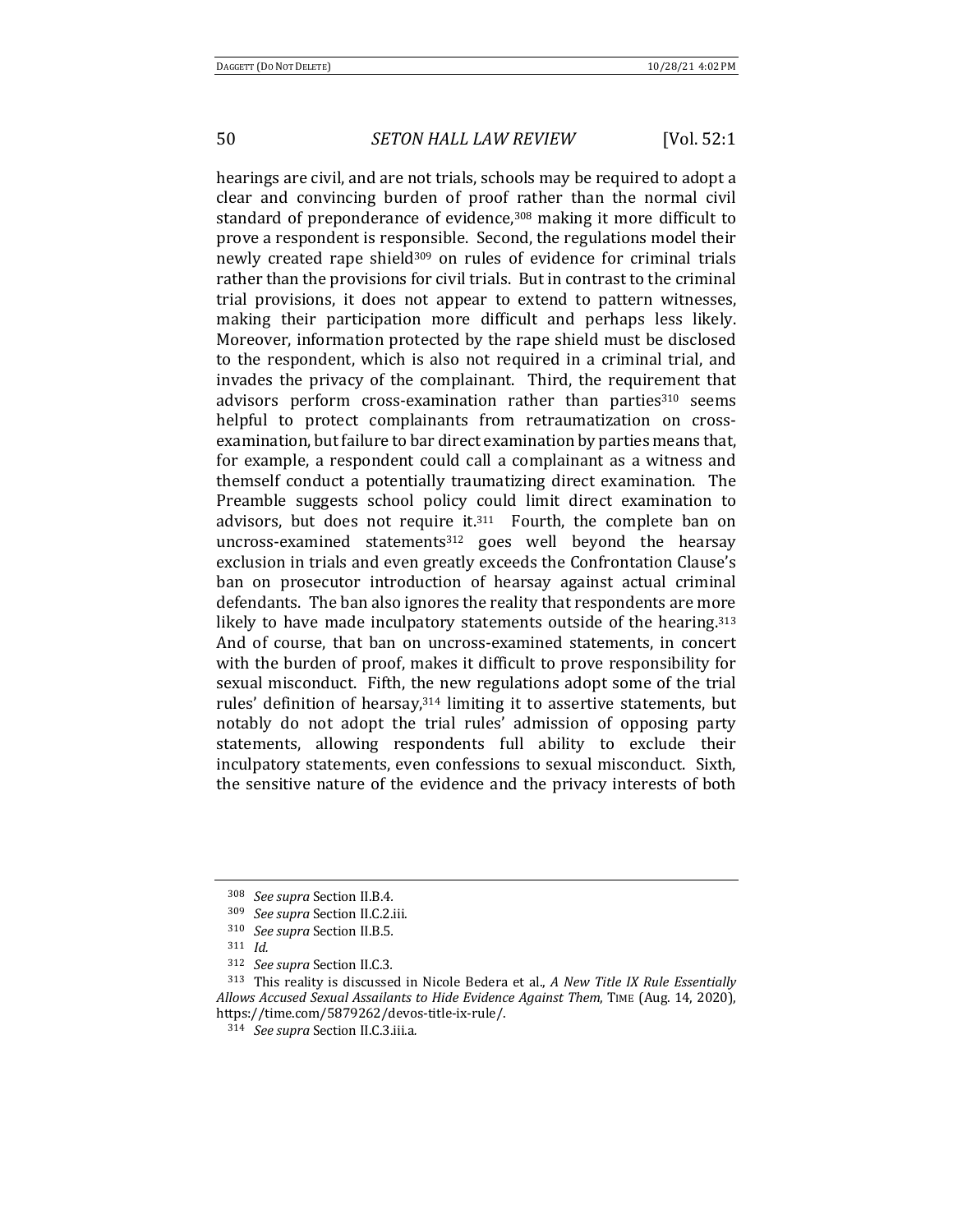hearings are civil, and are not trials, schools may be required to adopt a clear and convincing burden of proof rather than the normal civil standard of preponderance of evidence,[308] making it more difficult to prove a respondent is responsible. Second, the regulations model their newly created rape shield[309] on rules of evidence for criminal trials rather than the provisions for civil trials. But in contrast to the criminal trial provisions, it does not appear to extend to pattern witnesses, making their participation more difficult and perhaps less likely. Moreover, information protected by the rape shield must be disclosed to the respondent, which is also not required in a criminal trial, and invades the privacy of the complainant. Third, the requirement that advisors perform cross-examination rather than parties[310] seems helpful to protect complainants from retraumatization on cross-examination, but failure to bar direct examination by parties means that, for example, a respondent could call a complainant as a witness and themself conduct a potentially traumatizing direct examination. The Preamble suggests school policy could limit direct examination to advisors, but does not require it.[311] Fourth, the complete ban on uncross-examined statements[312] goes well beyond the hearsay exclusion in trials and even greatly exceeds the Confrontation Clause's ban on prosecutor introduction of hearsay against actual criminal defendants. The ban also ignores the reality that respondents are more likely to have made inculpatory statements outside of the hearing.[313] And of course, that ban on uncross-examined statements, in concert with the burden of proof, makes it difficult to prove responsibility for sexual misconduct. Fifth, the new regulations adopt some of the trial rules' definition of hearsay,[314] limiting it to assertive statements, but notably do not adopt the trial rules' admission of opposing party statements, allowing respondents full ability to exclude their inculpatory statements, even confessions to sexual misconduct. Sixth, the sensitive nature of the evidence and the privacy interests of both

---

[308] *See supra* Section II.B.4.

[309] *See supra* Section II.C.2.iii.

[310] *See supra* Section II.B.5.

[311] *Id.*

[312] *See supra* Section II.C.3.

[313] This reality is discussed in Nicole Bedera et al., *A New Title IX Rule Essentially Allows Accused Sexual Assailants to Hide Evidence Against Them*, TIME (Aug. 14, 2020), https://time.com/5879262/devos-title-ix-rule/.

[314] *See supra* Section II.C.3.iii.a.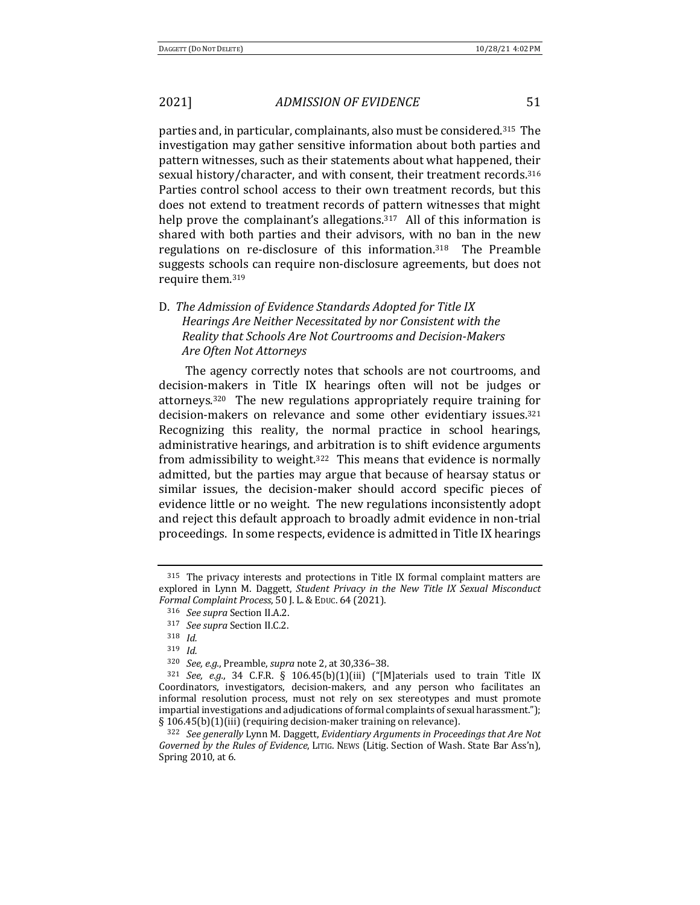parties and, in particular, complainants, also must be considered.[315] The investigation may gather sensitive information about both parties and pattern witnesses, such as their statements about what happened, their sexual history/character, and with consent, their treatment records.[316] Parties control school access to their own treatment records, but this does not extend to treatment records of pattern witnesses that might help prove the complainant's allegations.[317] All of this information is shared with both parties and their advisors, with no ban in the new regulations on re-disclosure of this information.[318] The Preamble suggests schools can require non-disclosure agreements, but does not require them.[319]

### D. *The Admission of Evidence Standards Adopted for Title IX Hearings Are Neither Necessitated by nor Consistent with the Reality that Schools Are Not Courtrooms and Decision-Makers Are Often Not Attorneys*

The agency correctly notes that schools are not courtrooms, and decision-makers in Title IX hearings often will not be judges or attorneys.[320] The new regulations appropriately require training for decision-makers on relevance and some other evidentiary issues.[321] Recognizing this reality, the normal practice in school hearings, administrative hearings, and arbitration is to shift evidence arguments from admissibility to weight.[322] This means that evidence is normally admitted, but the parties may argue that because of hearsay status or similar issues, the decision-maker should accord specific pieces of evidence little or no weight. The new regulations inconsistently adopt and reject this default approach to broadly admit evidence in non-trial proceedings. In some respects, evidence is admitted in Title IX hearings

---

[315] The privacy interests and protections in Title IX formal complaint matters are explored in Lynn M. Daggett, *Student Privacy in the New Title IX Sexual Misconduct Formal Complaint Process*, 50 J. L. & EDUC. 64 (2021).

[316] *See supra* Section II.A.2.

[317] *See supra* Section II.C.2.

[318] *Id.*

[319] *Id.*

[320] *See, e.g.*, Preamble, *supra* note 2, at 30,336–38.

[321] *See, e.g.*, 34 C.F.R. § 106.45(b)(1)(iii) ("[M]aterials used to train Title IX Coordinators, investigators, decision-makers, and any person who facilitates an informal resolution process, must not rely on sex stereotypes and must promote impartial investigations and adjudications of formal complaints of sexual harassment."); § 106.45(b)(1)(iii) (requiring decision-maker training on relevance).

[322] *See generally* Lynn M. Daggett, *Evidentiary Arguments in Proceedings that Are Not Governed by the Rules of Evidence*, LITIG. NEWS (Litig. Section of Wash. State Bar Ass'n), Spring 2010, at 6.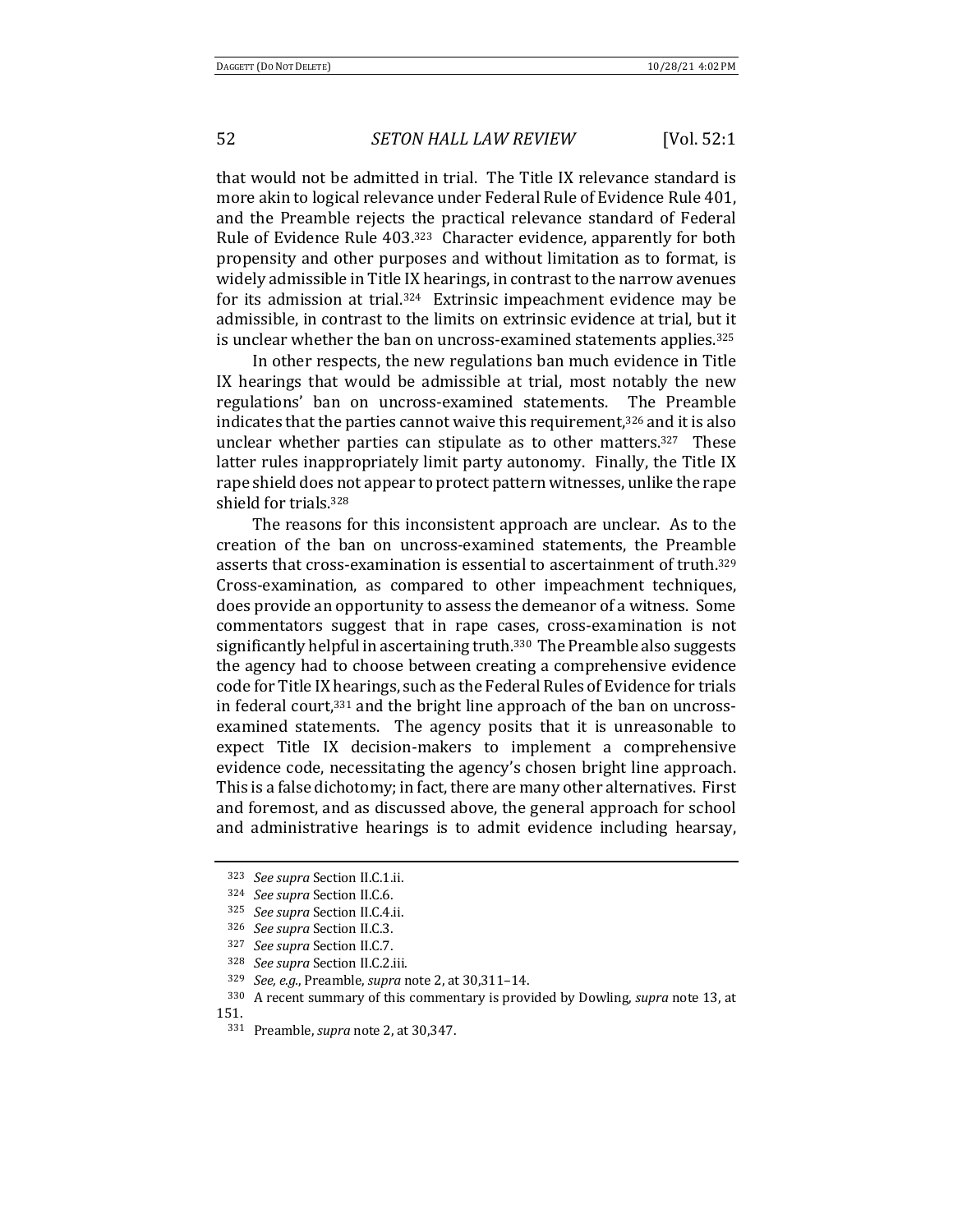that would not be admitted in trial. The Title IX relevance standard is more akin to logical relevance under Federal Rule of Evidence Rule 401, and the Preamble rejects the practical relevance standard of Federal Rule of Evidence Rule 403.[323] Character evidence, apparently for both propensity and other purposes and without limitation as to format, is widely admissible in Title IX hearings, in contrast to the narrow avenues for its admission at trial.[324] Extrinsic impeachment evidence may be admissible, in contrast to the limits on extrinsic evidence at trial, but it is unclear whether the ban on uncross-examined statements applies.[325]

In other respects, the new regulations ban much evidence in Title IX hearings that would be admissible at trial, most notably the new regulations' ban on uncross-examined statements. The Preamble indicates that the parties cannot waive this requirement,[326] and it is also unclear whether parties can stipulate as to other matters.[327] These latter rules inappropriately limit party autonomy. Finally, the Title IX rape shield does not appear to protect pattern witnesses, unlike the rape shield for trials.[328]

The reasons for this inconsistent approach are unclear. As to the creation of the ban on uncross-examined statements, the Preamble asserts that cross-examination is essential to ascertainment of truth.[329] Cross-examination, as compared to other impeachment techniques, does provide an opportunity to assess the demeanor of a witness. Some commentators suggest that in rape cases, cross-examination is not significantly helpful in ascertaining truth.[330] The Preamble also suggests the agency had to choose between creating a comprehensive evidence code for Title IX hearings, such as the Federal Rules of Evidence for trials in federal court,[331] and the bright line approach of the ban on uncross-examined statements. The agency posits that it is unreasonable to expect Title IX decision-makers to implement a comprehensive evidence code, necessitating the agency's chosen bright line approach. This is a false dichotomy; in fact, there are many other alternatives. First and foremost, and as discussed above, the general approach for school and administrative hearings is to admit evidence including hearsay,

---

[323] *See supra* Section II.C.1.ii.

[324] *See supra* Section II.C.6.

[325] *See supra* Section II.C.4.ii.

[326] *See supra* Section II.C.3.

[327] *See supra* Section II.C.7.

[328] *See supra* Section II.C.2.iii.

[329] *See, e.g.*, Preamble, *supra* note 2, at 30,311–14.

[330] A recent summary of this commentary is provided by Dowling, *supra* note 13, at 151.

[331] Preamble, *supra* note 2, at 30,347.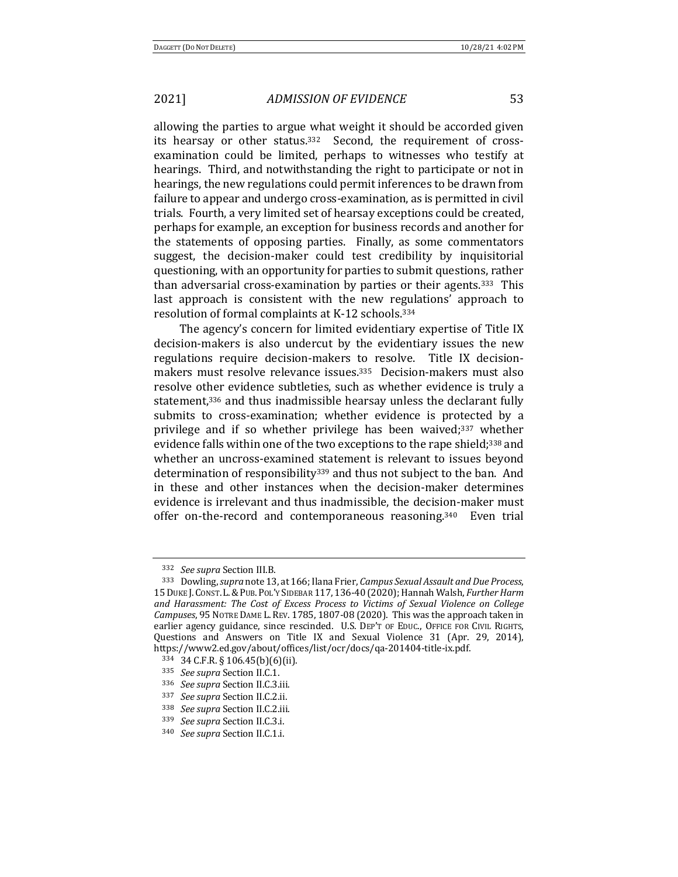allowing the parties to argue what weight it should be accorded given its hearsay or other status.[332] Second, the requirement of cross-examination could be limited, perhaps to witnesses who testify at hearings. Third, and notwithstanding the right to participate or not in hearings, the new regulations could permit inferences to be drawn from failure to appear and undergo cross-examination, as is permitted in civil trials. Fourth, a very limited set of hearsay exceptions could be created, perhaps for example, an exception for business records and another for the statements of opposing parties. Finally, as some commentators suggest, the decision-maker could test credibility by inquisitorial questioning, with an opportunity for parties to submit questions, rather than adversarial cross-examination by parties or their agents.[333] This last approach is consistent with the new regulations' approach to resolution of formal complaints at K-12 schools.[334]

The agency's concern for limited evidentiary expertise of Title IX decision-makers is also undercut by the evidentiary issues the new regulations require decision-makers to resolve. Title IX decision-makers must resolve relevance issues.[335] Decision-makers must also resolve other evidence subtleties, such as whether evidence is truly a statement,[336] and thus inadmissible hearsay unless the declarant fully submits to cross-examination; whether evidence is protected by a privilege and if so whether privilege has been waived;[337] whether evidence falls within one of the two exceptions to the rape shield;[338] and whether an uncross-examined statement is relevant to issues beyond determination of responsibility[339] and thus not subject to the ban. And in these and other instances when the decision-maker determines evidence is irrelevant and thus inadmissible, the decision-maker must offer on-the-record and contemporaneous reasoning.[340] Even trial

---

[332] *See supra* Section III.B.

[333] Dowling, *supra* note 13, at 166; Ilana Frier, *Campus Sexual Assault and Due Process*, 15 DUKE J. CONST. L. & PUB. POL'Y SIDEBAR 117, 136-40 (2020); Hannah Walsh, *Further Harm and Harassment: The Cost of Excess Process to Victims of Sexual Violence on College Campuses*, 95 NOTRE DAME L. REV. 1785, 1807-08 (2020). This was the approach taken in earlier agency guidance, since rescinded. U.S. DEP'T OF EDUC., OFFICE FOR CIVIL RIGHTS, Questions and Answers on Title IX and Sexual Violence 31 (Apr. 29, 2014), https://www2.ed.gov/about/offices/list/ocr/docs/qa-201404-title-ix.pdf.

[334] 34 C.F.R. § 106.45(b)(6)(ii).

[335] *See supra* Section II.C.1.

[336] *See supra* Section II.C.3.iii.

[337] *See supra* Section II.C.2.ii.

[338] *See supra* Section II.C.2.iii.

[339] *See supra* Section II.C.3.i.

[340] *See supra* Section II.C.1.i.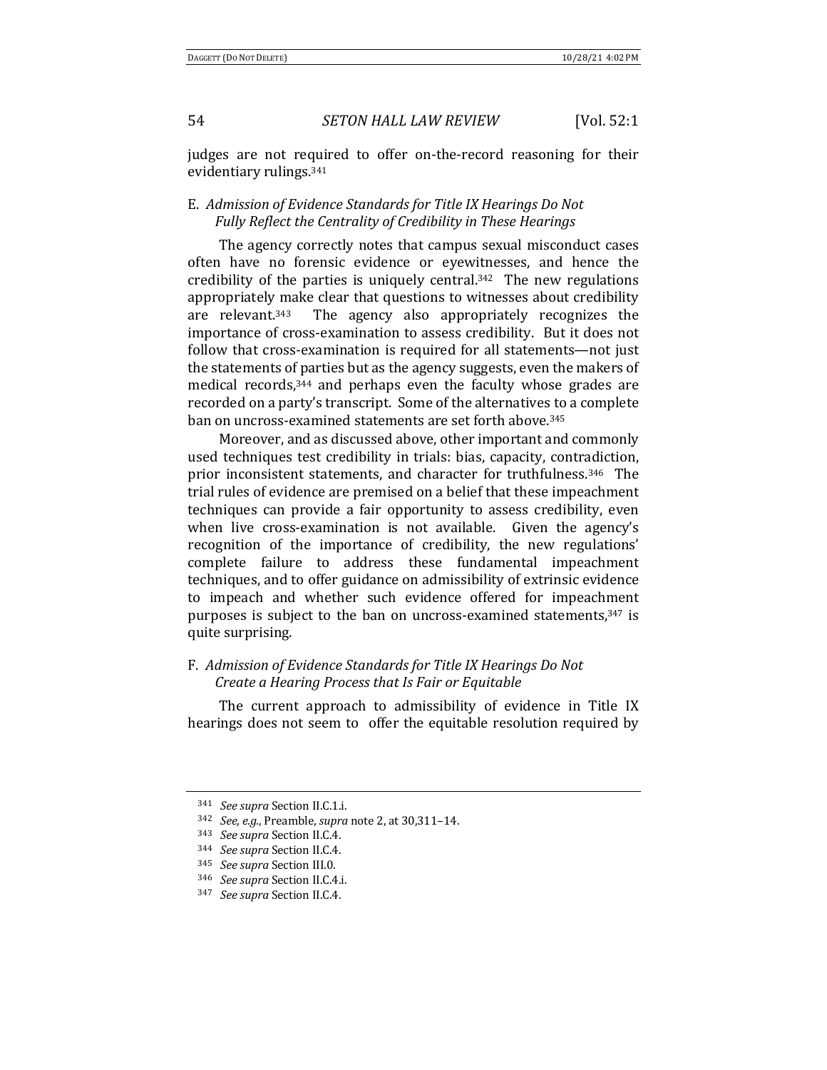judges are not required to offer on-the-record reasoning for their evidentiary rulings.[341]

### E. *Admission of Evidence Standards for Title IX Hearings Do Not Fully Reflect the Centrality of Credibility in These Hearings*

The agency correctly notes that campus sexual misconduct cases often have no forensic evidence or eyewitnesses, and hence the credibility of the parties is uniquely central.[342] The new regulations appropriately make clear that questions to witnesses about credibility are relevant.[343] The agency also appropriately recognizes the importance of cross-examination to assess credibility. But it does not follow that cross-examination is required for all statements—not just the statements of parties but as the agency suggests, even the makers of medical records,[344] and perhaps even the faculty whose grades are recorded on a party's transcript. Some of the alternatives to a complete ban on uncross-examined statements are set forth above.[345]

Moreover, and as discussed above, other important and commonly used techniques test credibility in trials: bias, capacity, contradiction, prior inconsistent statements, and character for truthfulness.[346] The trial rules of evidence are premised on a belief that these impeachment techniques can provide a fair opportunity to assess credibility, even when live cross-examination is not available. Given the agency's recognition of the importance of credibility, the new regulations' complete failure to address these fundamental impeachment techniques, and to offer guidance on admissibility of extrinsic evidence to impeach and whether such evidence offered for impeachment purposes is subject to the ban on uncross-examined statements,[347] is quite surprising.

### F. *Admission of Evidence Standards for Title IX Hearings Do Not Create a Hearing Process that Is Fair or Equitable*

The current approach to admissibility of evidence in Title IX hearings does not seem to offer the equitable resolution required by

---

[341] *See supra* Section II.C.1.i.

[342] *See, e.g.*, Preamble, *supra* note 2, at 30,311–14.

[343] *See supra* Section II.C.4.

[344] *See supra* Section II.C.4.

[345] *See supra* Section III.0.

[346] *See supra* Section II.C.4.i.

[347] *See supra* Section II.C.4.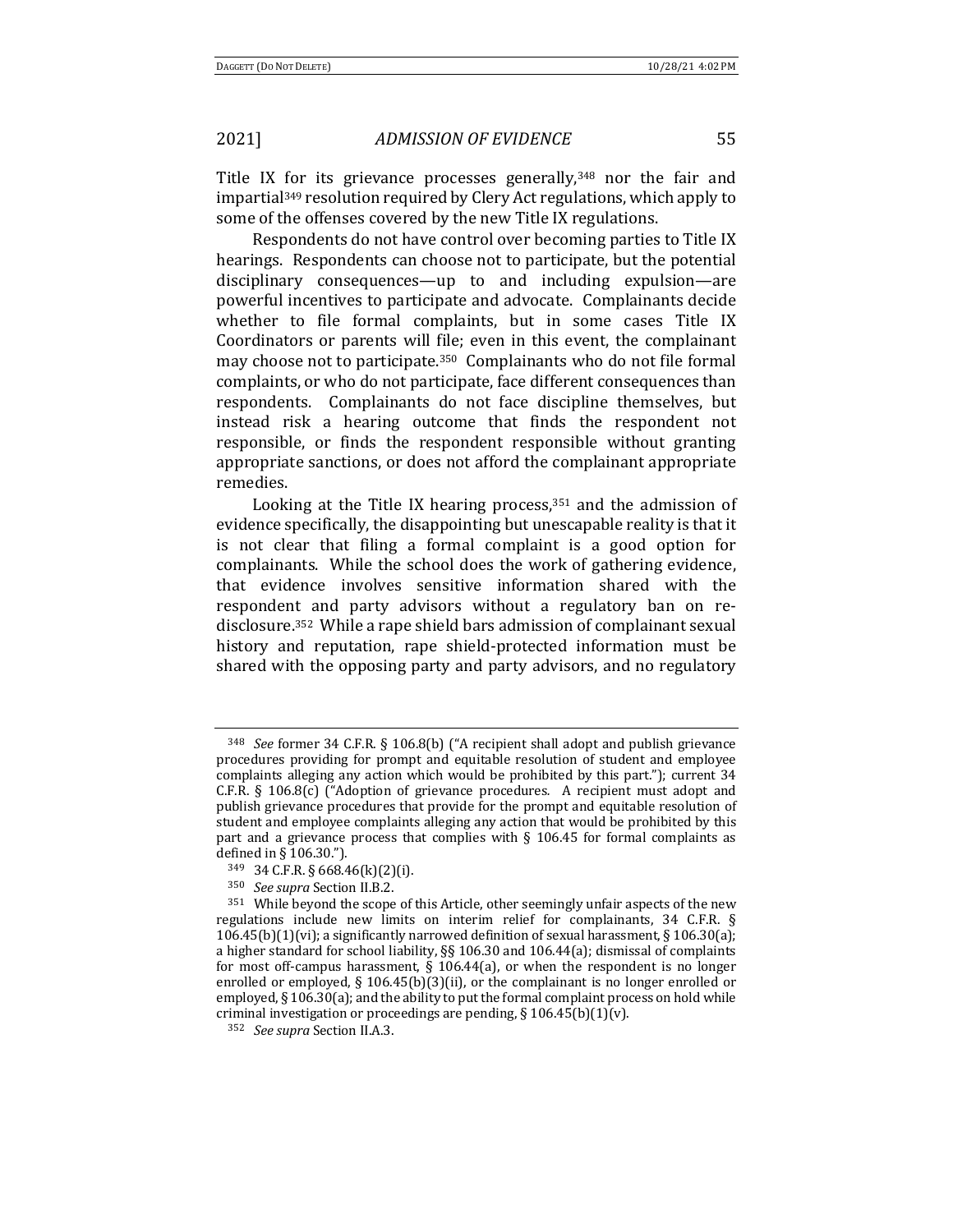Title IX for its grievance processes generally,[348] nor the fair and impartial[349] resolution required by Clery Act regulations, which apply to some of the offenses covered by the new Title IX regulations.

Respondents do not have control over becoming parties to Title IX hearings. Respondents can choose not to participate, but the potential disciplinary consequences—up to and including expulsion—are powerful incentives to participate and advocate. Complainants decide whether to file formal complaints, but in some cases Title IX Coordinators or parents will file; even in this event, the complainant may choose not to participate.[350] Complainants who do not file formal complaints, or who do not participate, face different consequences than respondents. Complainants do not face discipline themselves, but instead risk a hearing outcome that finds the respondent not responsible, or finds the respondent responsible without granting appropriate sanctions, or does not afford the complainant appropriate remedies.

Looking at the Title IX hearing process,[351] and the admission of evidence specifically, the disappointing but unescapable reality is that it is not clear that filing a formal complaint is a good option for complainants. While the school does the work of gathering evidence, that evidence involves sensitive information shared with the respondent and party advisors without a regulatory ban on re-disclosure.[352] While a rape shield bars admission of complainant sexual history and reputation, rape shield-protected information must be shared with the opposing party and party advisors, and no regulatory

---

[348] *See* former 34 C.F.R. § 106.8(b) ("A recipient shall adopt and publish grievance procedures providing for prompt and equitable resolution of student and employee complaints alleging any action which would be prohibited by this part."); current 34 C.F.R. § 106.8(c) ("Adoption of grievance procedures*.* A recipient must adopt and publish grievance procedures that provide for the prompt and equitable resolution of student and employee complaints alleging any action that would be prohibited by this part and a grievance process that complies with § 106.45 for formal complaints as defined in § 106.30.").

[349] 34 C.F.R. § 668.46(k)(2)(i).

[350] *See supra* Section II.B.2.

[351] While beyond the scope of this Article, other seemingly unfair aspects of the new regulations include new limits on interim relief for complainants, 34 C.F.R. § 106.45(b)(1)(vi); a significantly narrowed definition of sexual harassment, § 106.30(a); a higher standard for school liability, §§ 106.30 and 106.44(a); dismissal of complaints for most off-campus harassment, § 106.44(a), or when the respondent is no longer enrolled or employed, § 106.45(b)(3)(ii), or the complainant is no longer enrolled or employed, § 106.30(a); and the ability to put the formal complaint process on hold while criminal investigation or proceedings are pending, § 106.45(b)(1)(v).

[352] *See supra* Section II.A.3.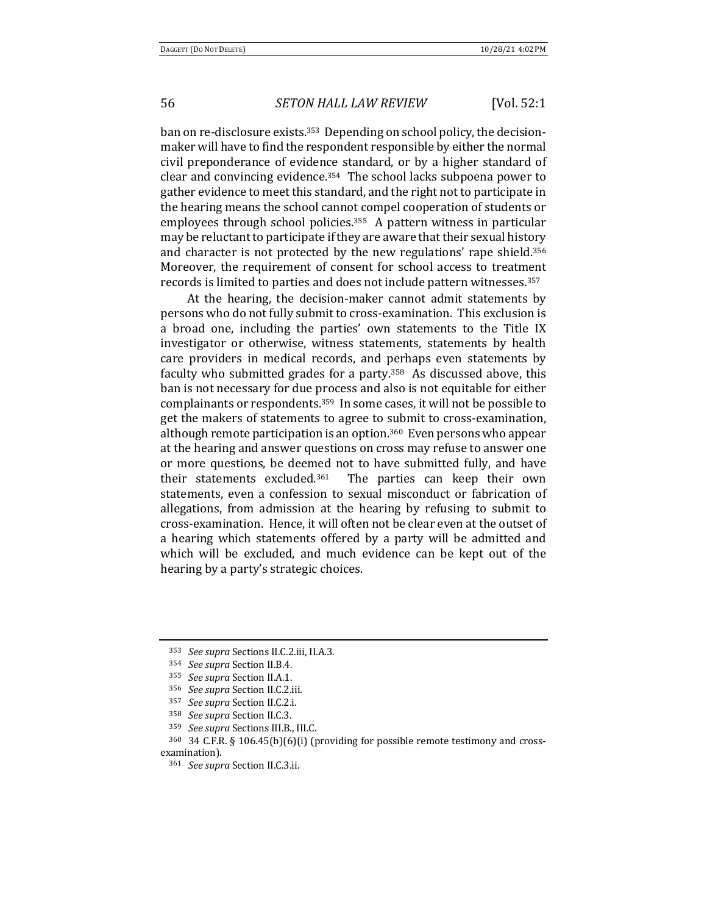ban on re-disclosure exists.[353] Depending on school policy, the decision-maker will have to find the respondent responsible by either the normal civil preponderance of evidence standard, or by a higher standard of clear and convincing evidence.[354] The school lacks subpoena power to gather evidence to meet this standard, and the right not to participate in the hearing means the school cannot compel cooperation of students or employees through school policies.[355] A pattern witness in particular may be reluctant to participate if they are aware that their sexual history and character is not protected by the new regulations' rape shield.[356] Moreover, the requirement of consent for school access to treatment records is limited to parties and does not include pattern witnesses.[357]

At the hearing, the decision-maker cannot admit statements by persons who do not fully submit to cross-examination. This exclusion is a broad one, including the parties' own statements to the Title IX investigator or otherwise, witness statements, statements by health care providers in medical records, and perhaps even statements by faculty who submitted grades for a party.[358] As discussed above, this ban is not necessary for due process and also is not equitable for either complainants or respondents.[359] In some cases, it will not be possible to get the makers of statements to agree to submit to cross-examination, although remote participation is an option.[360] Even persons who appear at the hearing and answer questions on cross may refuse to answer one or more questions, be deemed not to have submitted fully, and have their statements excluded.[361] The parties can keep their own statements, even a confession to sexual misconduct or fabrication of allegations, from admission at the hearing by refusing to submit to cross-examination. Hence, it will often not be clear even at the outset of a hearing which statements offered by a party will be admitted and which will be excluded, and much evidence can be kept out of the hearing by a party's strategic choices.

---

[353] *See supra* Sections II.C.2.iii, II.A.3.

[354] *See supra* Section II.B.4.

[355] *See supra* Section II.A.1.

[356] *See supra* Section II.C.2.iii.

[357] *See supra* Section II.C.2.i.

[358] *See supra* Section II.C.3.

[359] *See supra* Sections III.B., III.C.

[360] 34 C.F.R. § 106.45(b)(6)(i) (providing for possible remote testimony and cross-examination).

[361] *See supra* Section II.C.3.ii.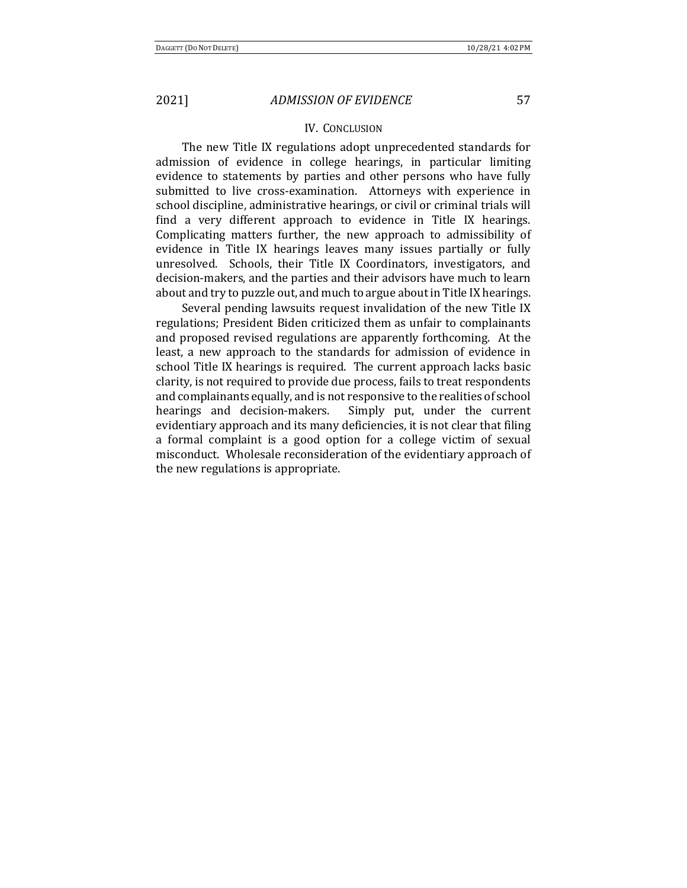## IV. Conclusion

The new Title IX regulations adopt unprecedented standards for admission of evidence in college hearings, in particular limiting evidence to statements by parties and other persons who have fully submitted to live cross-examination. Attorneys with experience in school discipline, administrative hearings, or civil or criminal trials will find a very different approach to evidence in Title IX hearings. Complicating matters further, the new approach to admissibility of evidence in Title IX hearings leaves many issues partially or fully unresolved. Schools, their Title IX Coordinators, investigators, and decision-makers, and the parties and their advisors have much to learn about and try to puzzle out, and much to argue about in Title IX hearings.

Several pending lawsuits request invalidation of the new Title IX regulations; President Biden criticized them as unfair to complainants and proposed revised regulations are apparently forthcoming. At the least, a new approach to the standards for admission of evidence in school Title IX hearings is required. The current approach lacks basic clarity, is not required to provide due process, fails to treat respondents and complainants equally, and is not responsive to the realities of school hearings and decision-makers. Simply put, under the current evidentiary approach and its many deficiencies, it is not clear that filing a formal complaint is a good option for a college victim of sexual misconduct. Wholesale reconsideration of the evidentiary approach of the new regulations is appropriate.